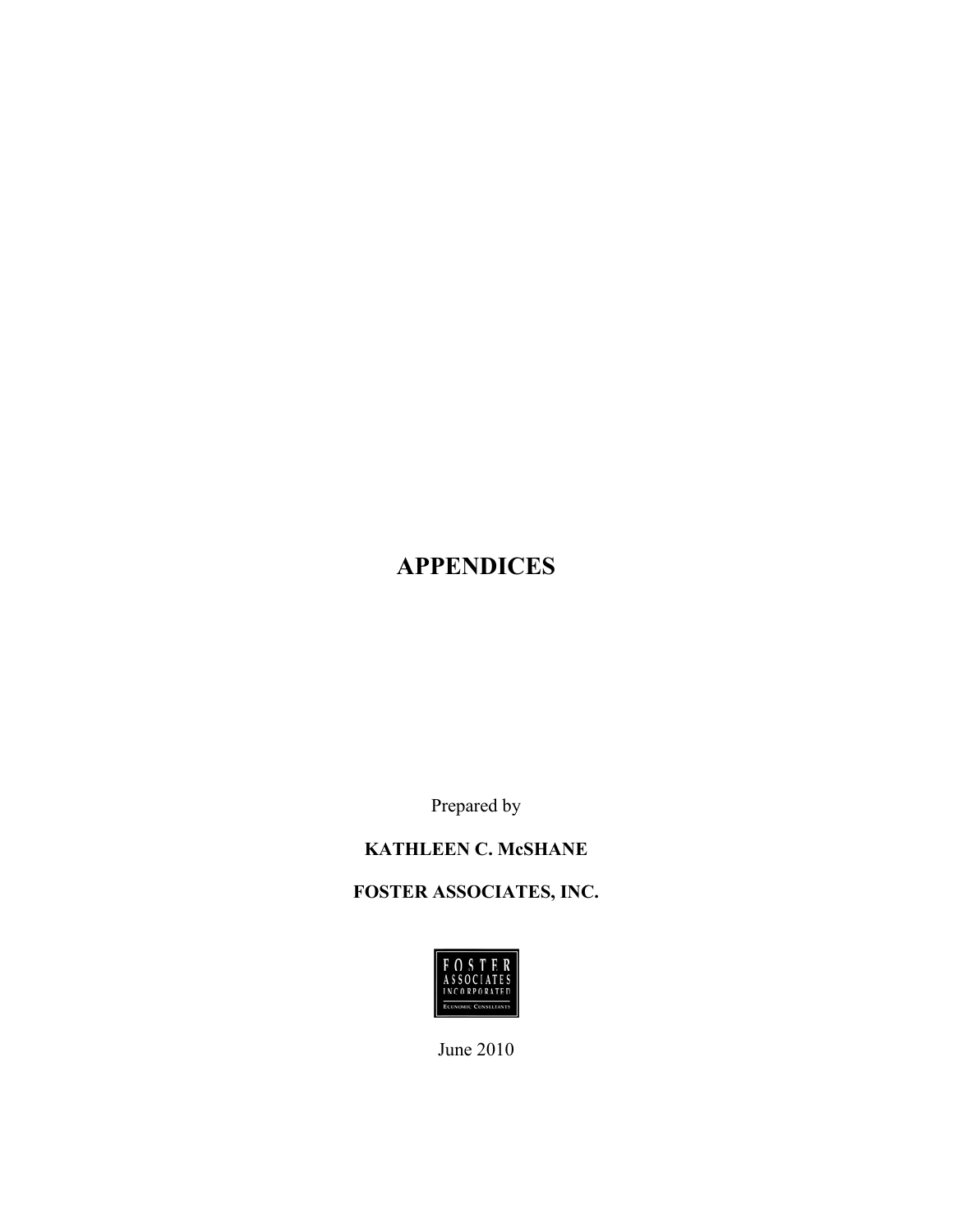# APPENDICES

Prepared by

**KATHLEEN C. McSHANE**

**FOSTER ASSOCIATES, INC.**

June 2010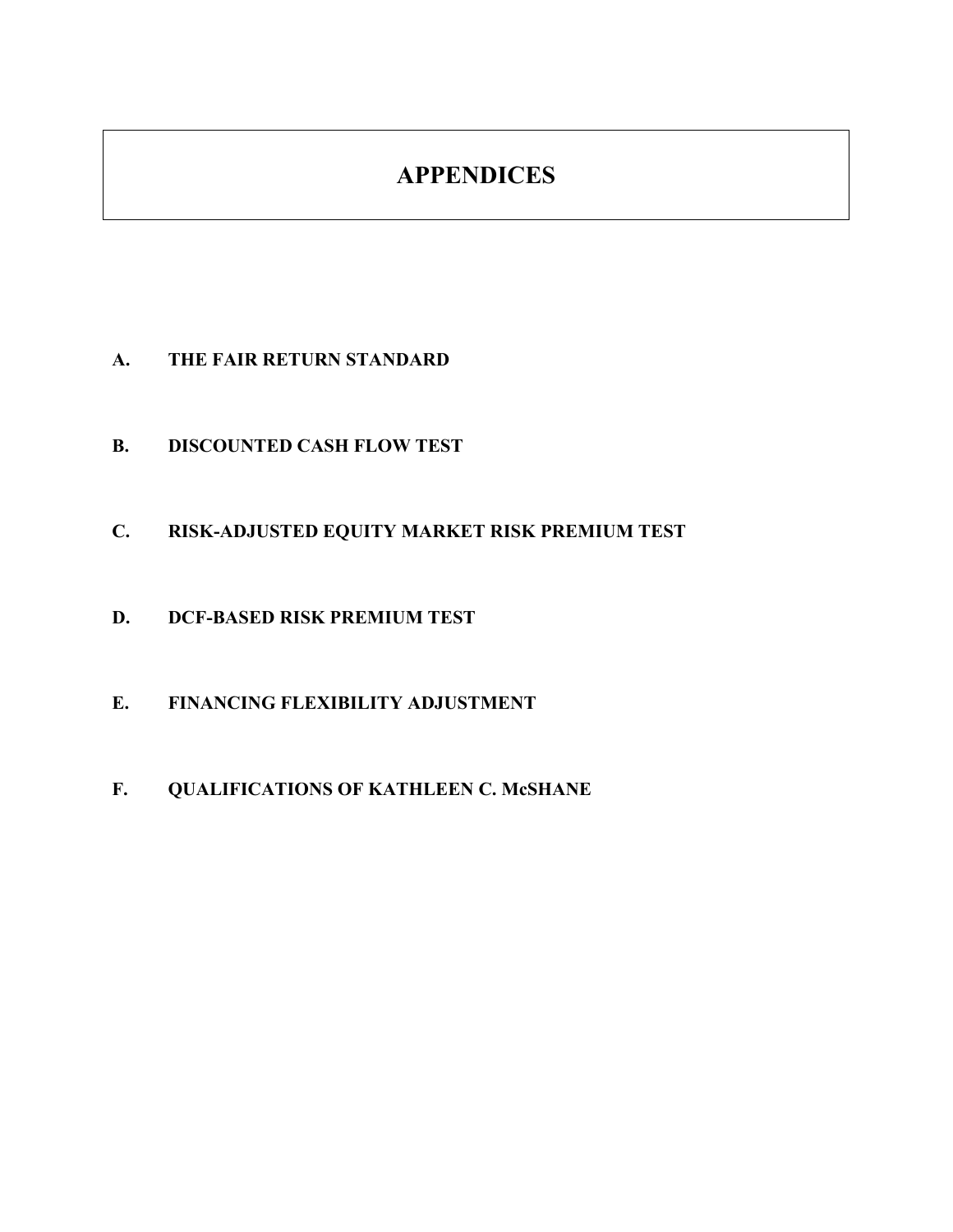# APPENDICES

**A. THE FAIR RETURN STANDARD**

**B. DISCOUNTED CASH FLOW TEST**

**C. RISK-ADJUSTED EQUITY MARKET RISK PREMIUM TEST**

**D. DCF-BASED RISK PREMIUM TEST**

**E. FINANCING FLEXIBILITY ADJUSTMENT**

**F. QUALIFICATIONS OF KATHLEEN C. McSHANE**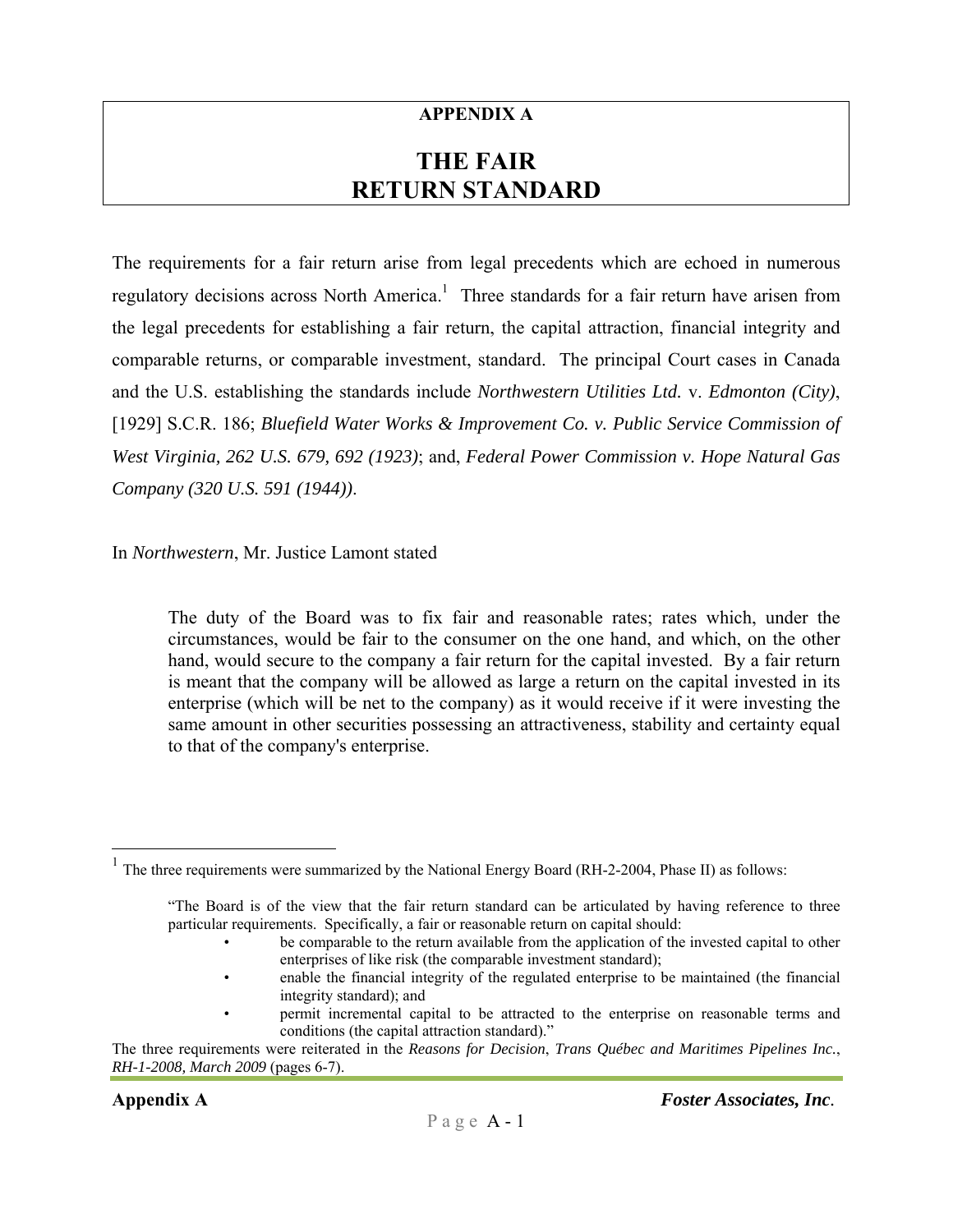# APPENDIX A

# THE FAIR RETURN STANDARD

The requirements for a fair return arise from legal precedents which are echoed in numerous regulatory decisions across North America.[1] Three standards for a fair return have arisen from the legal precedents for establishing a fair return, the capital attraction, financial integrity and comparable returns, or comparable investment, standard. The principal Court cases in Canada and the U.S. establishing the standards include *Northwestern Utilities Ltd.* v. *Edmonton (City)*, [1929] S.C.R. 186; *Bluefield Water Works & Improvement Co. v. Public Service Commission of West Virginia, 262 U.S. 679, 692 (1923)*; and, *Federal Power Commission v. Hope Natural Gas Company (320 U.S. 591 (1944))*.

In *Northwestern*, Mr. Justice Lamont stated

> The duty of the Board was to fix fair and reasonable rates; rates which, under the circumstances, would be fair to the consumer on the one hand, and which, on the other hand, would secure to the company a fair return for the capital invested. By a fair return is meant that the company will be allowed as large a return on the capital invested in its enterprise (which will be net to the company) as it would receive if it were investing the same amount in other securities possessing an attractiveness, stability and certainty equal to that of the company's enterprise.

---

[1] The three requirements were summarized by the National Energy Board (RH-2-2004, Phase II) as follows:

> "The Board is of the view that the fair return standard can be articulated by having reference to three particular requirements. Specifically, a fair or reasonable return on capital should:
>
> - be comparable to the return available from the application of the invested capital to other enterprises of like risk (the comparable investment standard);
> - enable the financial integrity of the regulated enterprise to be maintained (the financial integrity standard); and
> - permit incremental capital to be attracted to the enterprise on reasonable terms and conditions (the capital attraction standard)."

The three requirements were reiterated in the *Reasons for Decision*, *Trans Québec and Maritimes Pipelines Inc.*, *RH-1-2008, March 2009* (pages 6-7).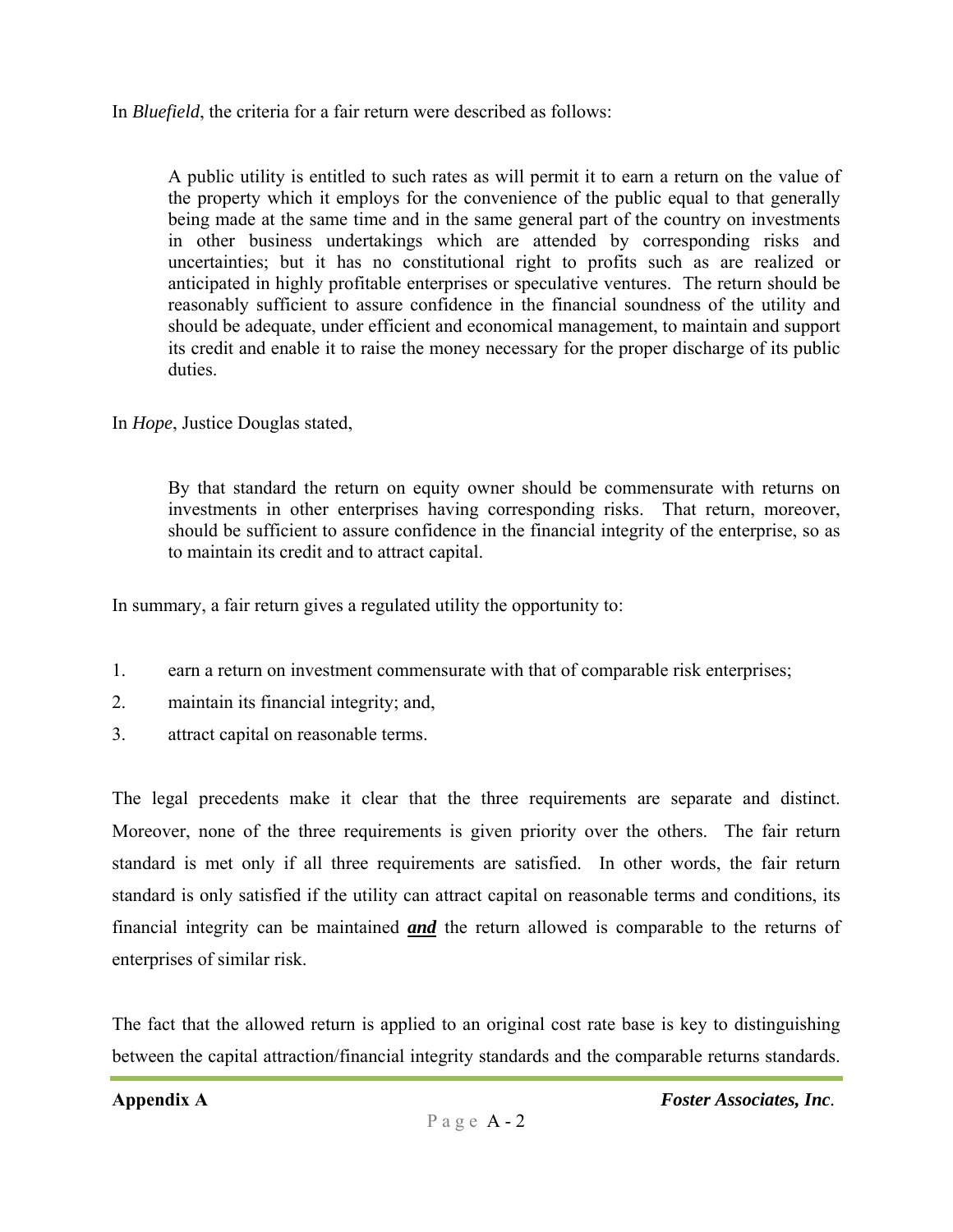In *Bluefield*, the criteria for a fair return were described as follows:

> A public utility is entitled to such rates as will permit it to earn a return on the value of the property which it employs for the convenience of the public equal to that generally being made at the same time and in the same general part of the country on investments in other business undertakings which are attended by corresponding risks and uncertainties; but it has no constitutional right to profits such as are realized or anticipated in highly profitable enterprises or speculative ventures. The return should be reasonably sufficient to assure confidence in the financial soundness of the utility and should be adequate, under efficient and economical management, to maintain and support its credit and enable it to raise the money necessary for the proper discharge of its public duties.

In *Hope*, Justice Douglas stated,

> By that standard the return on equity owner should be commensurate with returns on investments in other enterprises having corresponding risks. That return, moreover, should be sufficient to assure confidence in the financial integrity of the enterprise, so as to maintain its credit and to attract capital.

In summary, a fair return gives a regulated utility the opportunity to:

1. earn a return on investment commensurate with that of comparable risk enterprises;
2. maintain its financial integrity; and,
3. attract capital on reasonable terms.

The legal precedents make it clear that the three requirements are separate and distinct. Moreover, none of the three requirements is given priority over the others. The fair return standard is met only if all three requirements are satisfied. In other words, the fair return standard is only satisfied if the utility can attract capital on reasonable terms and conditions, its financial integrity can be maintained ***and*** the return allowed is comparable to the returns of enterprises of similar risk.

The fact that the allowed return is applied to an original cost rate base is key to distinguishing between the capital attraction/financial integrity standards and the comparable returns standards.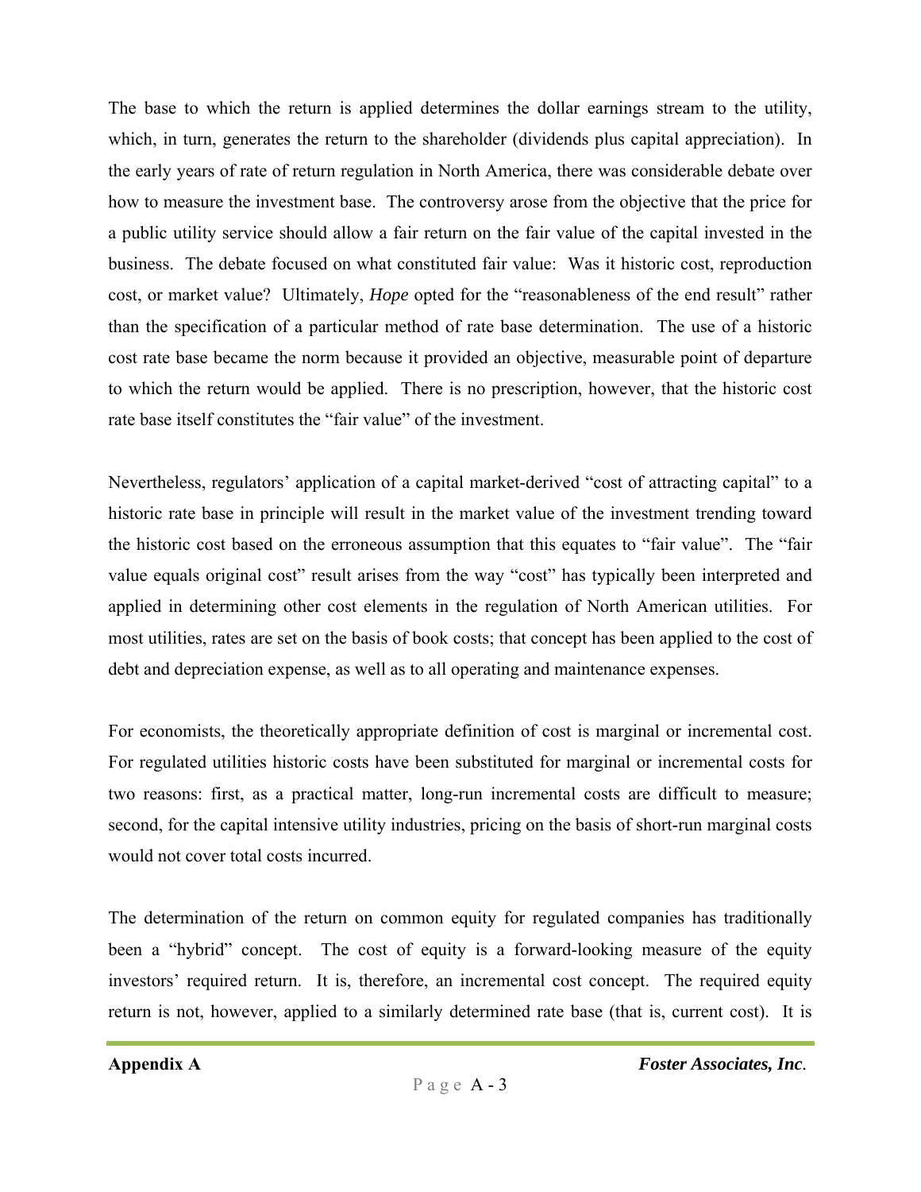The base to which the return is applied determines the dollar earnings stream to the utility, which, in turn, generates the return to the shareholder (dividends plus capital appreciation). In the early years of rate of return regulation in North America, there was considerable debate over how to measure the investment base. The controversy arose from the objective that the price for a public utility service should allow a fair return on the fair value of the capital invested in the business. The debate focused on what constituted fair value: Was it historic cost, reproduction cost, or market value? Ultimately, *Hope* opted for the "reasonableness of the end result" rather than the specification of a particular method of rate base determination. The use of a historic cost rate base became the norm because it provided an objective, measurable point of departure to which the return would be applied. There is no prescription, however, that the historic cost rate base itself constitutes the "fair value" of the investment.

Nevertheless, regulators' application of a capital market-derived "cost of attracting capital" to a historic rate base in principle will result in the market value of the investment trending toward the historic cost based on the erroneous assumption that this equates to "fair value". The "fair value equals original cost" result arises from the way "cost" has typically been interpreted and applied in determining other cost elements in the regulation of North American utilities. For most utilities, rates are set on the basis of book costs; that concept has been applied to the cost of debt and depreciation expense, as well as to all operating and maintenance expenses.

For economists, the theoretically appropriate definition of cost is marginal or incremental cost. For regulated utilities historic costs have been substituted for marginal or incremental costs for two reasons: first, as a practical matter, long-run incremental costs are difficult to measure; second, for the capital intensive utility industries, pricing on the basis of short-run marginal costs would not cover total costs incurred.

The determination of the return on common equity for regulated companies has traditionally been a "hybrid" concept. The cost of equity is a forward-looking measure of the equity investors' required return. It is, therefore, an incremental cost concept. The required equity return is not, however, applied to a similarly determined rate base (that is, current cost). It is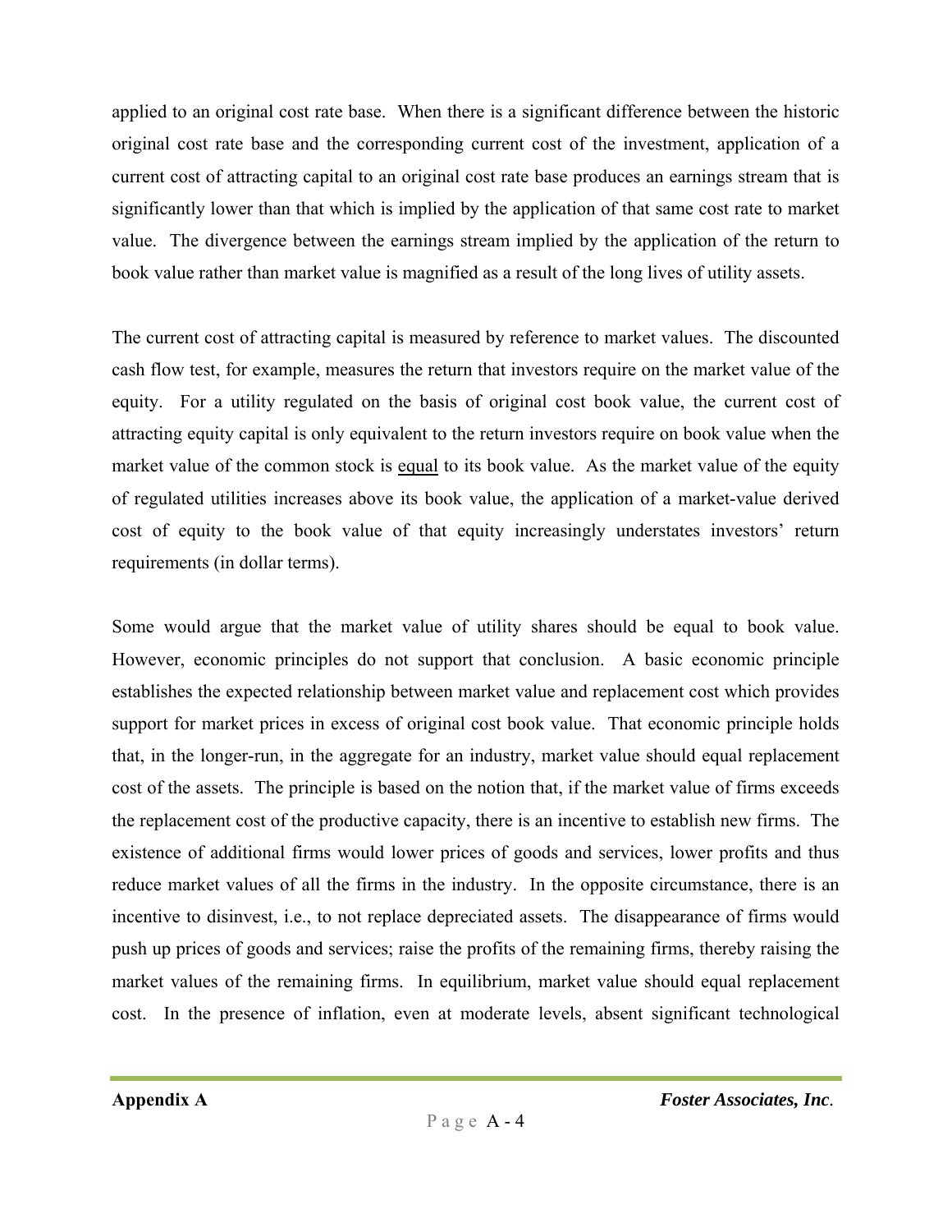applied to an original cost rate base. When there is a significant difference between the historic original cost rate base and the corresponding current cost of the investment, application of a current cost of attracting capital to an original cost rate base produces an earnings stream that is significantly lower than that which is implied by the application of that same cost rate to market value. The divergence between the earnings stream implied by the application of the return to book value rather than market value is magnified as a result of the long lives of utility assets.

The current cost of attracting capital is measured by reference to market values. The discounted cash flow test, for example, measures the return that investors require on the market value of the equity. For a utility regulated on the basis of original cost book value, the current cost of attracting equity capital is only equivalent to the return investors require on book value when the market value of the common stock is <u>equal</u> to its book value. As the market value of the equity of regulated utilities increases above its book value, the application of a market-value derived cost of equity to the book value of that equity increasingly understates investors' return requirements (in dollar terms).

Some would argue that the market value of utility shares should be equal to book value. However, economic principles do not support that conclusion. A basic economic principle establishes the expected relationship between market value and replacement cost which provides support for market prices in excess of original cost book value. That economic principle holds that, in the longer-run, in the aggregate for an industry, market value should equal replacement cost of the assets. The principle is based on the notion that, if the market value of firms exceeds the replacement cost of the productive capacity, there is an incentive to establish new firms. The existence of additional firms would lower prices of goods and services, lower profits and thus reduce market values of all the firms in the industry. In the opposite circumstance, there is an incentive to disinvest, i.e., to not replace depreciated assets. The disappearance of firms would push up prices of goods and services; raise the profits of the remaining firms, thereby raising the market values of the remaining firms. In equilibrium, market value should equal replacement cost. In the presence of inflation, even at moderate levels, absent significant technological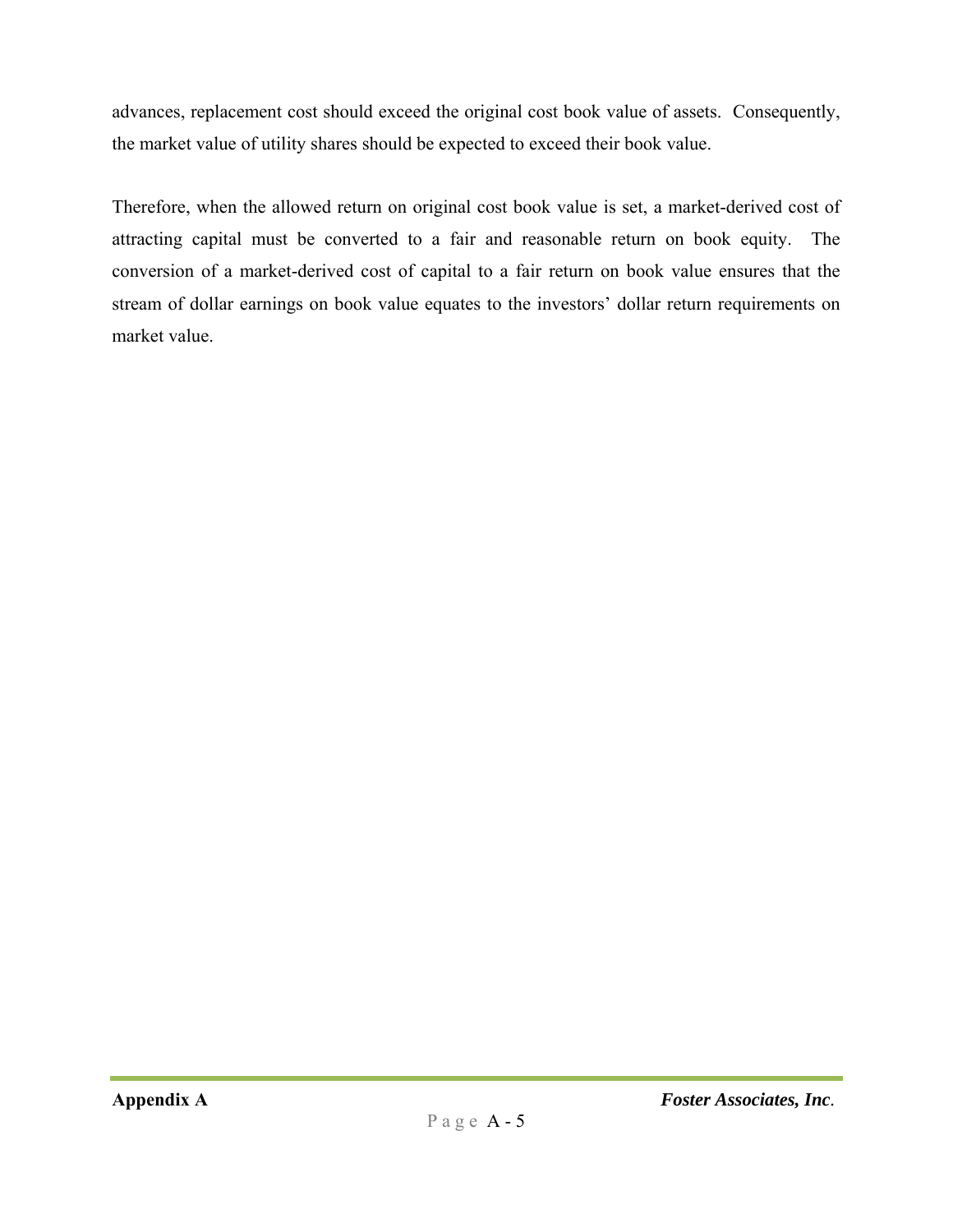advances, replacement cost should exceed the original cost book value of assets. Consequently, the market value of utility shares should be expected to exceed their book value.

Therefore, when the allowed return on original cost book value is set, a market-derived cost of attracting capital must be converted to a fair and reasonable return on book equity. The conversion of a market-derived cost of capital to a fair return on book value ensures that the stream of dollar earnings on book value equates to the investors' dollar return requirements on market value.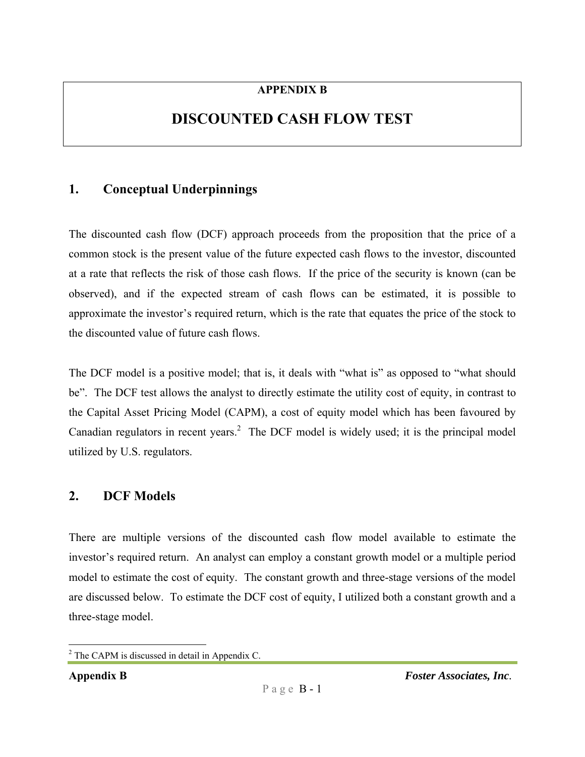**APPENDIX B**

# DISCOUNTED CASH FLOW TEST

## 1. Conceptual Underpinnings

The discounted cash flow (DCF) approach proceeds from the proposition that the price of a common stock is the present value of the future expected cash flows to the investor, discounted at a rate that reflects the risk of those cash flows. If the price of the security is known (can be observed), and if the expected stream of cash flows can be estimated, it is possible to approximate the investor's required return, which is the rate that equates the price of the stock to the discounted value of future cash flows.

The DCF model is a positive model; that is, it deals with "what is" as opposed to "what should be". The DCF test allows the analyst to directly estimate the utility cost of equity, in contrast to the Capital Asset Pricing Model (CAPM), a cost of equity model which has been favoured by Canadian regulators in recent years.[2] The DCF model is widely used; it is the principal model utilized by U.S. regulators.

## 2. DCF Models

There are multiple versions of the discounted cash flow model available to estimate the investor's required return. An analyst can employ a constant growth model or a multiple period model to estimate the cost of equity. The constant growth and three-stage versions of the model are discussed below. To estimate the DCF cost of equity, I utilized both a constant growth and a three-stage model.

[2] The CAPM is discussed in detail in Appendix C.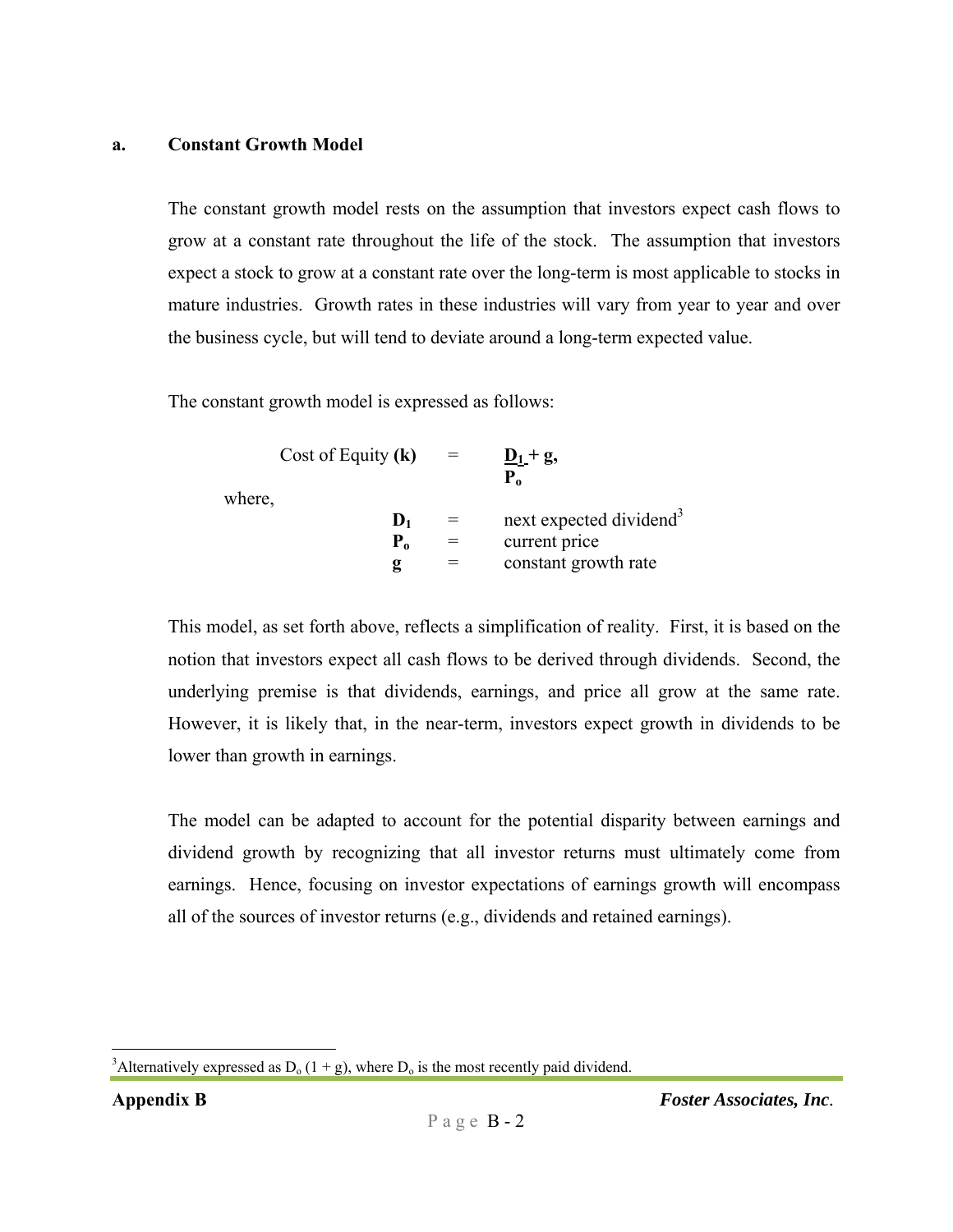### a. Constant Growth Model

The constant growth model rests on the assumption that investors expect cash flows to grow at a constant rate throughout the life of the stock. The assumption that investors expect a stock to grow at a constant rate over the long-term is most applicable to stocks in mature industries. Growth rates in these industries will vary from year to year and over the business cycle, but will tend to deviate around a long-term expected value.

The constant growth model is expressed as follows:

$$\text{Cost of Equity } (\mathbf{k}) = \frac{\mathbf{D_1}}{\mathbf{P_o}} + \mathbf{g},$$

where,

$\mathbf{D_1}$ = next expected dividend[3]
$\mathbf{P_o}$ = current price
$\mathbf{g}$ = constant growth rate

This model, as set forth above, reflects a simplification of reality. First, it is based on the notion that investors expect all cash flows to be derived through dividends. Second, the underlying premise is that dividends, earnings, and price all grow at the same rate. However, it is likely that, in the near-term, investors expect growth in dividends to be lower than growth in earnings.

The model can be adapted to account for the potential disparity between earnings and dividend growth by recognizing that all investor returns must ultimately come from earnings. Hence, focusing on investor expectations of earnings growth will encompass all of the sources of investor returns (e.g., dividends and retained earnings).

---

[3] Alternatively expressed as $D_o (1 + g)$, where $D_o$ is the most recently paid dividend.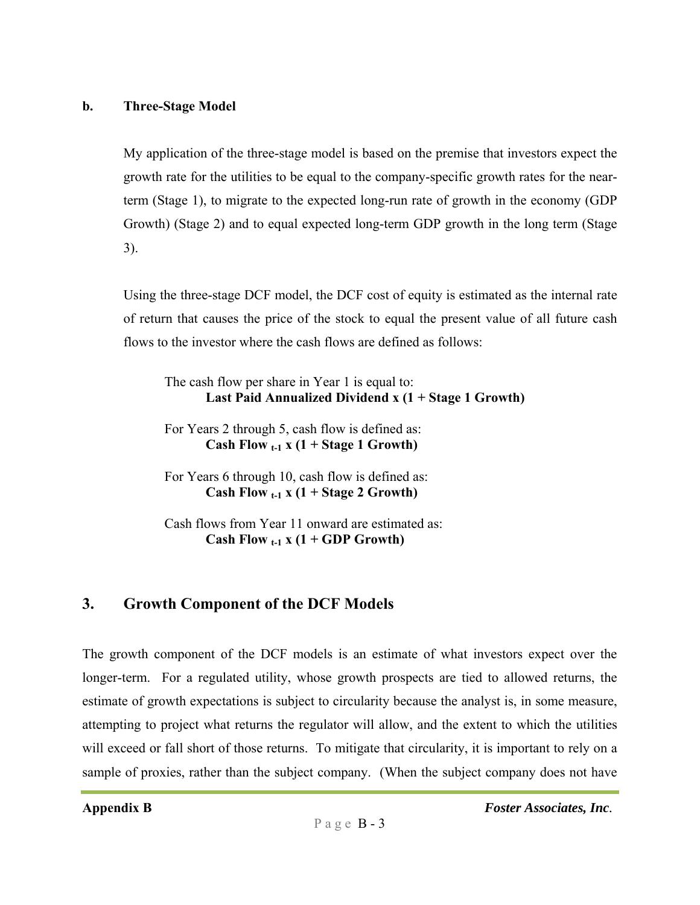**b. Three-Stage Model**

My application of the three-stage model is based on the premise that investors expect the growth rate for the utilities to be equal to the company-specific growth rates for the near-term (Stage 1), to migrate to the expected long-run rate of growth in the economy (GDP Growth) (Stage 2) and to equal expected long-term GDP growth in the long term (Stage 3).

Using the three-stage DCF model, the DCF cost of equity is estimated as the internal rate of return that causes the price of the stock to equal the present value of all future cash flows to the investor where the cash flows are defined as follows:

The cash flow per share in Year 1 is equal to:
**Last Paid Annualized Dividend x (1 + Stage 1 Growth)**

For Years 2 through 5, cash flow is defined as:
**Cash Flow $_{t-1}$ x (1 + Stage 1 Growth)**

For Years 6 through 10, cash flow is defined as:
**Cash Flow $_{t-1}$ x (1 + Stage 2 Growth)**

Cash flows from Year 11 onward are estimated as:
**Cash Flow $_{t-1}$ x (1 + GDP Growth)**

## 3. Growth Component of the DCF Models

The growth component of the DCF models is an estimate of what investors expect over the longer-term. For a regulated utility, whose growth prospects are tied to allowed returns, the estimate of growth expectations is subject to circularity because the analyst is, in some measure, attempting to project what returns the regulator will allow, and the extent to which the utilities will exceed or fall short of those returns. To mitigate that circularity, it is important to rely on a sample of proxies, rather than the subject company. (When the subject company does not have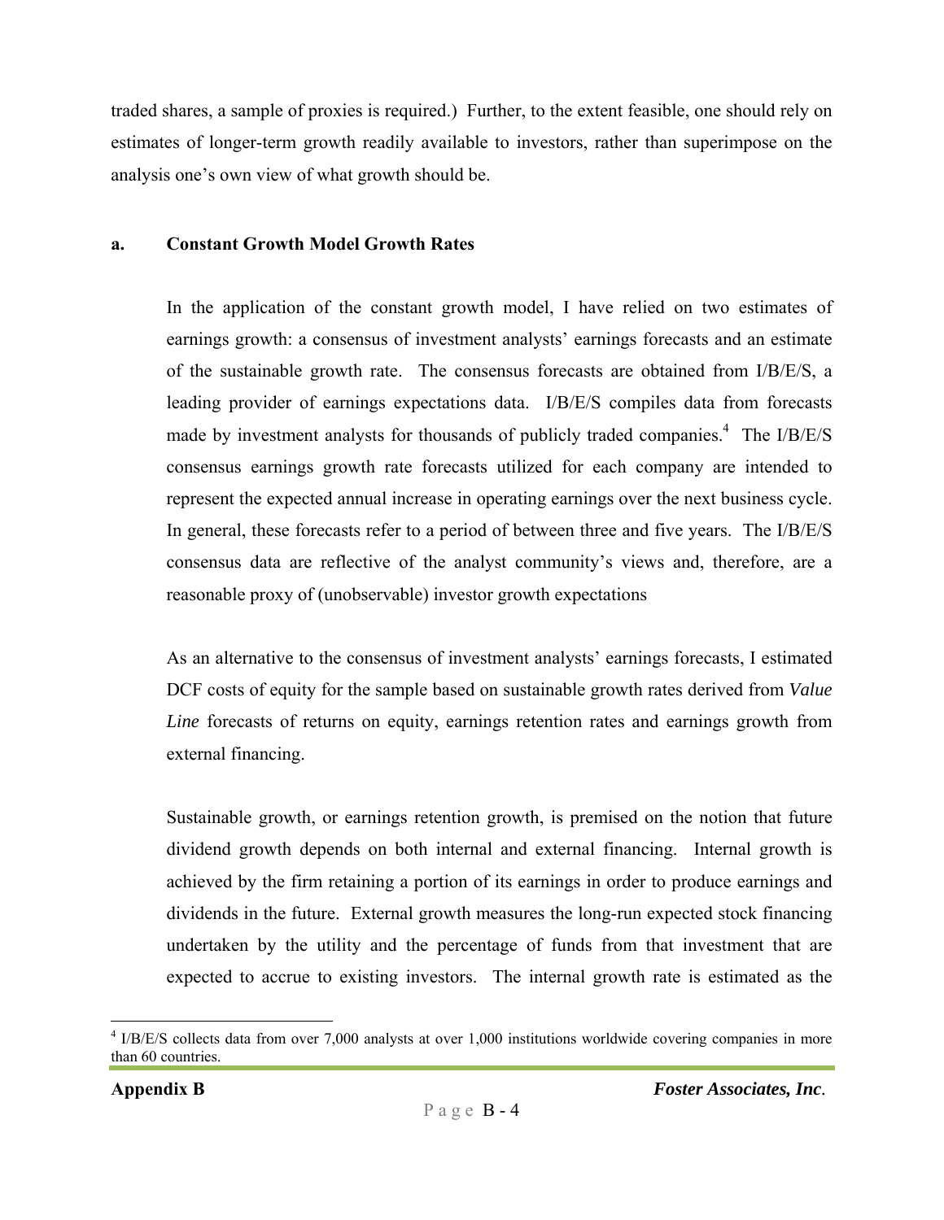traded shares, a sample of proxies is required.) Further, to the extent feasible, one should rely on estimates of longer-term growth readily available to investors, rather than superimpose on the analysis one's own view of what growth should be.

### a. Constant Growth Model Growth Rates

In the application of the constant growth model, I have relied on two estimates of earnings growth: a consensus of investment analysts' earnings forecasts and an estimate of the sustainable growth rate. The consensus forecasts are obtained from I/B/E/S, a leading provider of earnings expectations data. I/B/E/S compiles data from forecasts made by investment analysts for thousands of publicly traded companies.[4] The I/B/E/S consensus earnings growth rate forecasts utilized for each company are intended to represent the expected annual increase in operating earnings over the next business cycle. In general, these forecasts refer to a period of between three and five years. The I/B/E/S consensus data are reflective of the analyst community's views and, therefore, are a reasonable proxy of (unobservable) investor growth expectations

As an alternative to the consensus of investment analysts' earnings forecasts, I estimated DCF costs of equity for the sample based on sustainable growth rates derived from *Value Line* forecasts of returns on equity, earnings retention rates and earnings growth from external financing.

Sustainable growth, or earnings retention growth, is premised on the notion that future dividend growth depends on both internal and external financing. Internal growth is achieved by the firm retaining a portion of its earnings in order to produce earnings and dividends in the future. External growth measures the long-run expected stock financing undertaken by the utility and the percentage of funds from that investment that are expected to accrue to existing investors. The internal growth rate is estimated as the

---

[4] I/B/E/S collects data from over 7,000 analysts at over 1,000 institutions worldwide covering companies in more than 60 countries.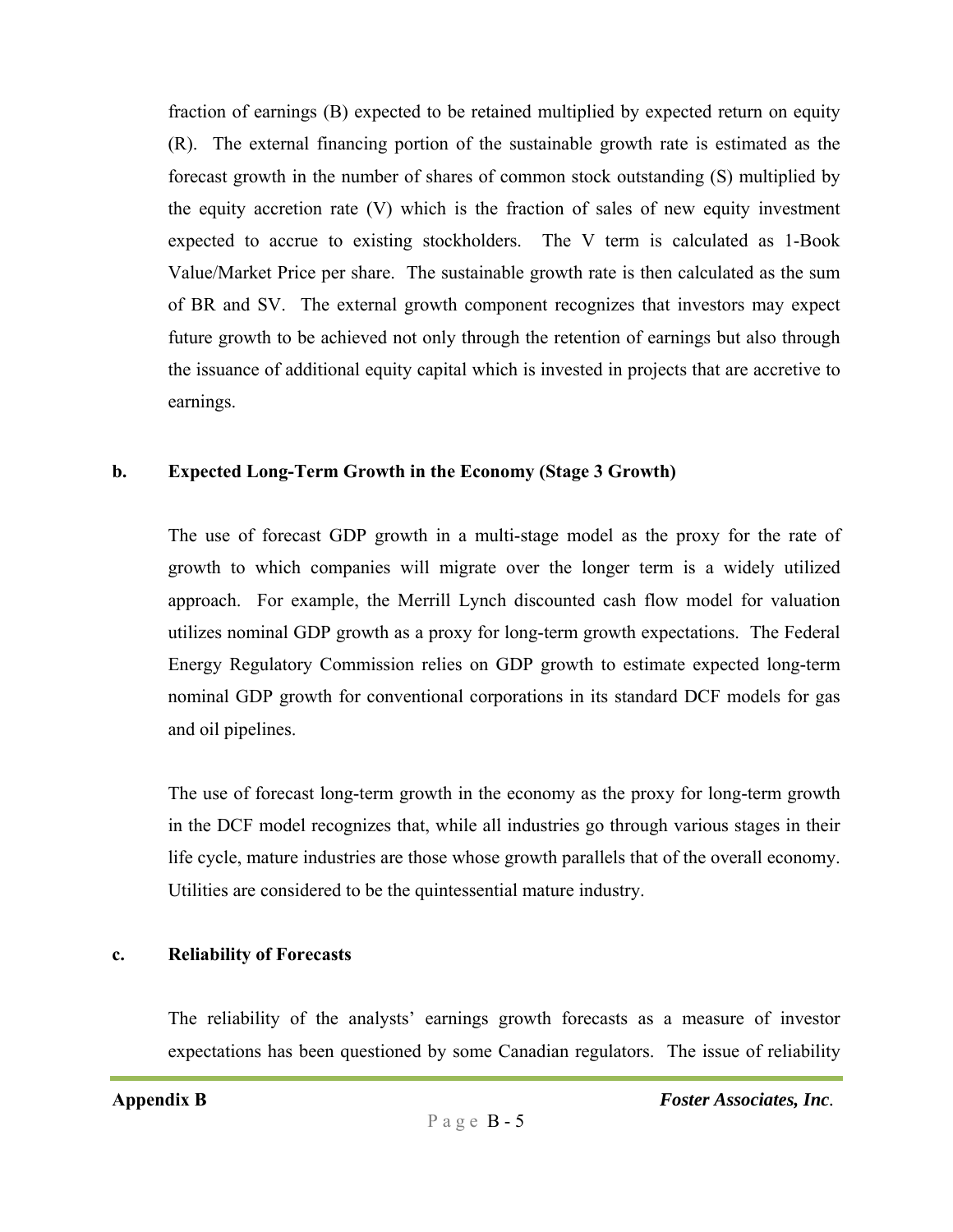fraction of earnings (B) expected to be retained multiplied by expected return on equity (R). The external financing portion of the sustainable growth rate is estimated as the forecast growth in the number of shares of common stock outstanding (S) multiplied by the equity accretion rate (V) which is the fraction of sales of new equity investment expected to accrue to existing stockholders. The V term is calculated as 1-Book Value/Market Price per share. The sustainable growth rate is then calculated as the sum of BR and SV. The external growth component recognizes that investors may expect future growth to be achieved not only through the retention of earnings but also through the issuance of additional equity capital which is invested in projects that are accretive to earnings.

**b. Expected Long-Term Growth in the Economy (Stage 3 Growth)**

The use of forecast GDP growth in a multi-stage model as the proxy for the rate of growth to which companies will migrate over the longer term is a widely utilized approach. For example, the Merrill Lynch discounted cash flow model for valuation utilizes nominal GDP growth as a proxy for long-term growth expectations. The Federal Energy Regulatory Commission relies on GDP growth to estimate expected long-term nominal GDP growth for conventional corporations in its standard DCF models for gas and oil pipelines.

The use of forecast long-term growth in the economy as the proxy for long-term growth in the DCF model recognizes that, while all industries go through various stages in their life cycle, mature industries are those whose growth parallels that of the overall economy. Utilities are considered to be the quintessential mature industry.

**c. Reliability of Forecasts**

The reliability of the analysts' earnings growth forecasts as a measure of investor expectations has been questioned by some Canadian regulators. The issue of reliability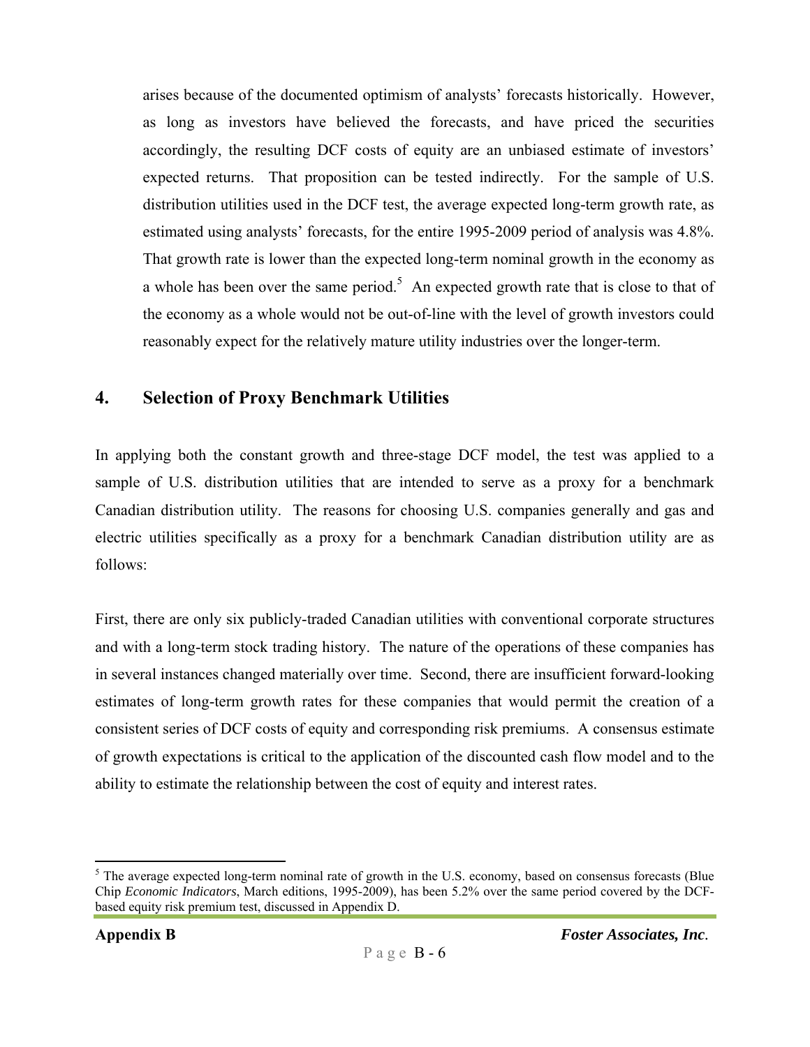arises because of the documented optimism of analysts' forecasts historically. However, as long as investors have believed the forecasts, and have priced the securities accordingly, the resulting DCF costs of equity are an unbiased estimate of investors' expected returns. That proposition can be tested indirectly. For the sample of U.S. distribution utilities used in the DCF test, the average expected long-term growth rate, as estimated using analysts' forecasts, for the entire 1995-2009 period of analysis was 4.8%. That growth rate is lower than the expected long-term nominal growth in the economy as a whole has been over the same period.[5] An expected growth rate that is close to that of the economy as a whole would not be out-of-line with the level of growth investors could reasonably expect for the relatively mature utility industries over the longer-term.

## 4. Selection of Proxy Benchmark Utilities

In applying both the constant growth and three-stage DCF model, the test was applied to a sample of U.S. distribution utilities that are intended to serve as a proxy for a benchmark Canadian distribution utility. The reasons for choosing U.S. companies generally and gas and electric utilities specifically as a proxy for a benchmark Canadian distribution utility are as follows:

First, there are only six publicly-traded Canadian utilities with conventional corporate structures and with a long-term stock trading history. The nature of the operations of these companies has in several instances changed materially over time. Second, there are insufficient forward-looking estimates of long-term growth rates for these companies that would permit the creation of a consistent series of DCF costs of equity and corresponding risk premiums. A consensus estimate of growth expectations is critical to the application of the discounted cash flow model and to the ability to estimate the relationship between the cost of equity and interest rates.

[5] The average expected long-term nominal rate of growth in the U.S. economy, based on consensus forecasts (Blue Chip *Economic Indicators*, March editions, 1995-2009), has been 5.2% over the same period covered by the DCF-based equity risk premium test, discussed in Appendix D.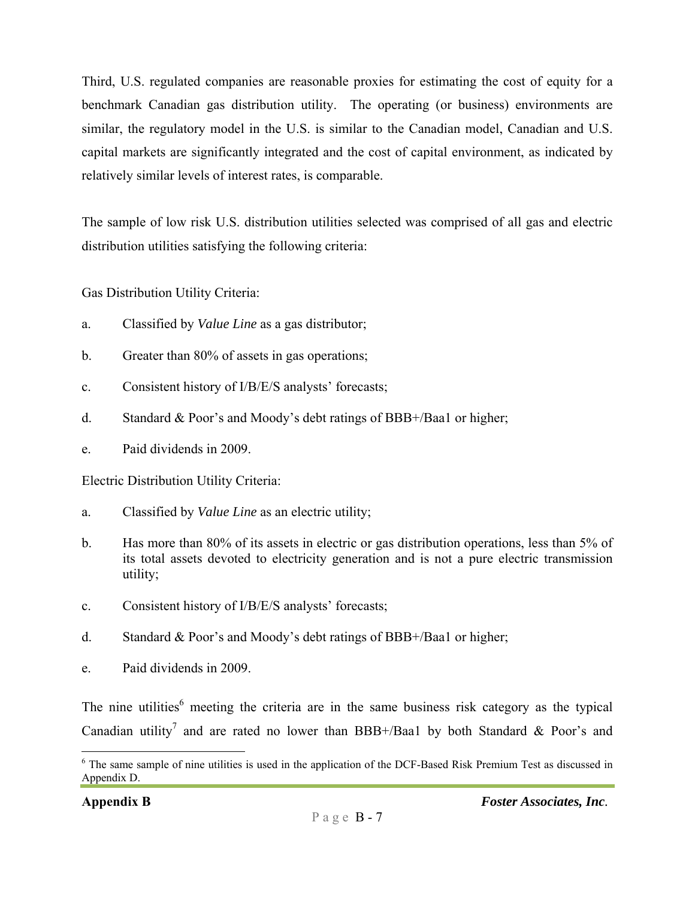Third, U.S. regulated companies are reasonable proxies for estimating the cost of equity for a benchmark Canadian gas distribution utility. The operating (or business) environments are similar, the regulatory model in the U.S. is similar to the Canadian model, Canadian and U.S. capital markets are significantly integrated and the cost of capital environment, as indicated by relatively similar levels of interest rates, is comparable.

The sample of low risk U.S. distribution utilities selected was comprised of all gas and electric distribution utilities satisfying the following criteria:

Gas Distribution Utility Criteria:

a. Classified by *Value Line* as a gas distributor;

b. Greater than 80% of assets in gas operations;

c. Consistent history of I/B/E/S analysts' forecasts;

d. Standard & Poor's and Moody's debt ratings of BBB+/Baa1 or higher;

e. Paid dividends in 2009.

Electric Distribution Utility Criteria:

a. Classified by *Value Line* as an electric utility;

b. Has more than 80% of its assets in electric or gas distribution operations, less than 5% of its total assets devoted to electricity generation and is not a pure electric transmission utility;

c. Consistent history of I/B/E/S analysts' forecasts;

d. Standard & Poor's and Moody's debt ratings of BBB+/Baa1 or higher;

e. Paid dividends in 2009.

The nine utilities[6] meeting the criteria are in the same business risk category as the typical Canadian utility[7] and are rated no lower than BBB+/Baa1 by both Standard & Poor's and

---

[6] The same sample of nine utilities is used in the application of the DCF-Based Risk Premium Test as discussed in Appendix D.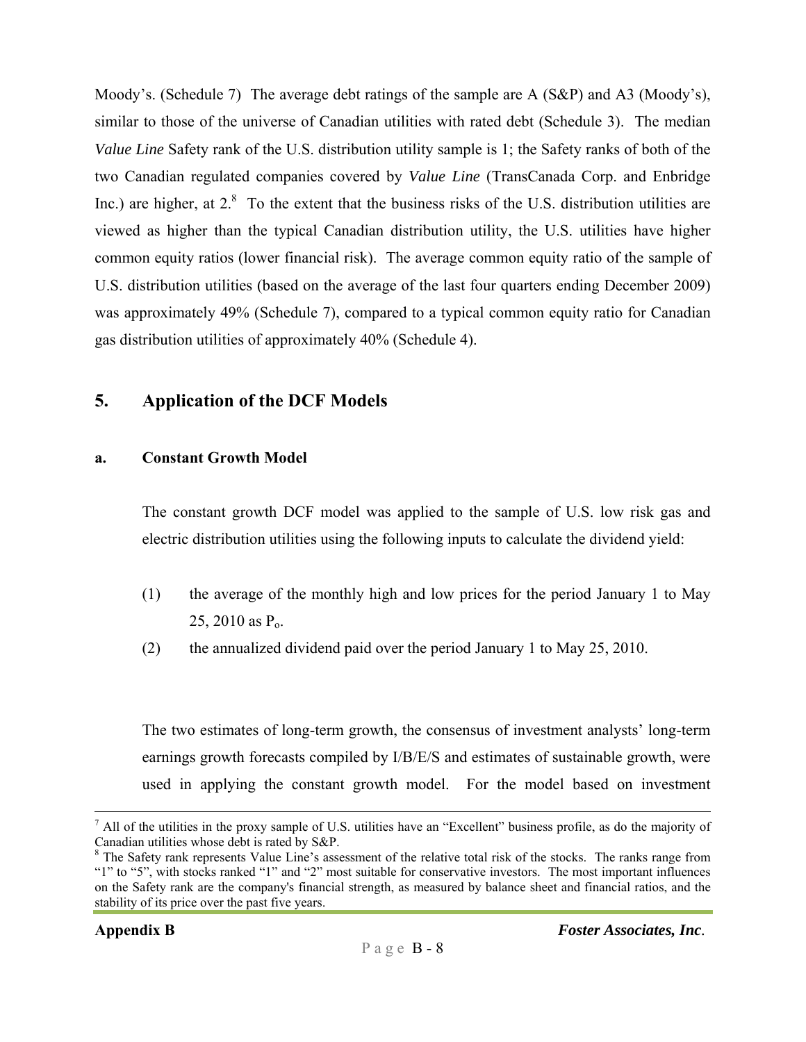Moody's. (Schedule 7) The average debt ratings of the sample are A (S&P) and A3 (Moody's), similar to those of the universe of Canadian utilities with rated debt (Schedule 3). The median *Value Line* Safety rank of the U.S. distribution utility sample is 1; the Safety ranks of both of the two Canadian regulated companies covered by *Value Line* (TransCanada Corp. and Enbridge Inc.) are higher, at 2.[8] To the extent that the business risks of the U.S. distribution utilities are viewed as higher than the typical Canadian distribution utility, the U.S. utilities have higher common equity ratios (lower financial risk). The average common equity ratio of the sample of U.S. distribution utilities (based on the average of the last four quarters ending December 2009) was approximately 49% (Schedule 7), compared to a typical common equity ratio for Canadian gas distribution utilities of approximately 40% (Schedule 4).

## 5. Application of the DCF Models

### a. Constant Growth Model

The constant growth DCF model was applied to the sample of U.S. low risk gas and electric distribution utilities using the following inputs to calculate the dividend yield:

(1) the average of the monthly high and low prices for the period January 1 to May 25, 2010 as $P_o$.

(2) the annualized dividend paid over the period January 1 to May 25, 2010.

The two estimates of long-term growth, the consensus of investment analysts' long-term earnings growth forecasts compiled by I/B/E/S and estimates of sustainable growth, were used in applying the constant growth model. For the model based on investment

---

[7] All of the utilities in the proxy sample of U.S. utilities have an "Excellent" business profile, as do the majority of Canadian utilities whose debt is rated by S&P.

[8] The Safety rank represents Value Line's assessment of the relative total risk of the stocks. The ranks range from "1" to "5", with stocks ranked "1" and "2" most suitable for conservative investors. The most important influences on the Safety rank are the company's financial strength, as measured by balance sheet and financial ratios, and the stability of its price over the past five years.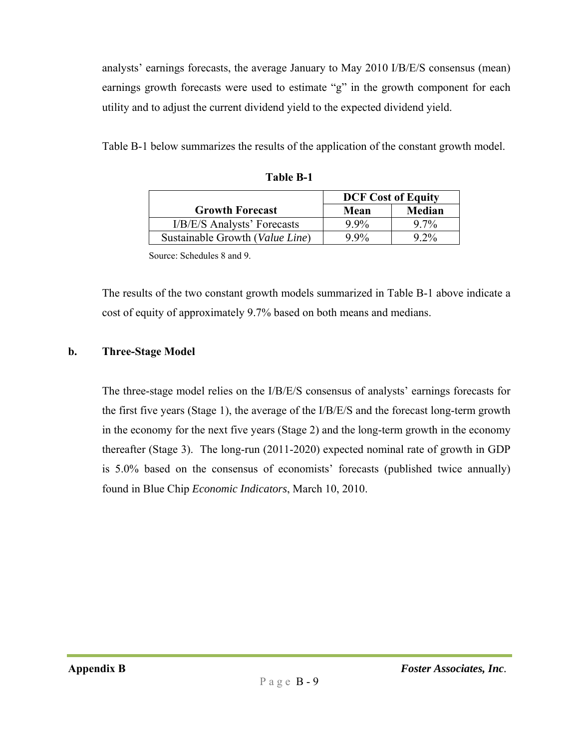analysts' earnings forecasts, the average January to May 2010 I/B/E/S consensus (mean) earnings growth forecasts were used to estimate "g" in the growth component for each utility and to adjust the current dividend yield to the expected dividend yield.

Table B-1 below summarizes the results of the application of the constant growth model.

**Table B-1**

| | DCF Cost of Equity | |
|---|---|---|
| **Growth Forecast** | **Mean** | **Median** |
| I/B/E/S Analysts' Forecasts | 9.9% | 9.7% |
| Sustainable Growth (*Value Line*) | 9.9% | 9.2% |

Source: Schedules 8 and 9.

The results of the two constant growth models summarized in Table B-1 above indicate a cost of equity of approximately 9.7% based on both means and medians.

**b. Three-Stage Model**

The three-stage model relies on the I/B/E/S consensus of analysts' earnings forecasts for the first five years (Stage 1), the average of the I/B/E/S and the forecast long-term growth in the economy for the next five years (Stage 2) and the long-term growth in the economy thereafter (Stage 3). The long-run (2011-2020) expected nominal rate of growth in GDP is 5.0% based on the consensus of economists' forecasts (published twice annually) found in Blue Chip *Economic Indicators*, March 10, 2010.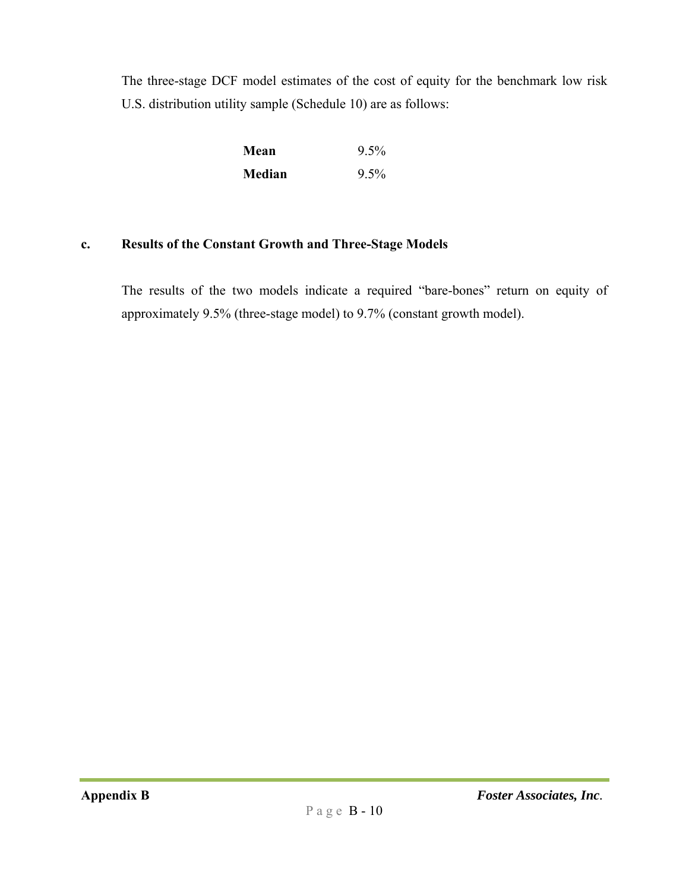The three-stage DCF model estimates of the cost of equity for the benchmark low risk U.S. distribution utility sample (Schedule 10) are as follows:

| | |
|---|---|
| **Mean** | 9.5% |
| **Median** | 9.5% |

### c. Results of the Constant Growth and Three-Stage Models

The results of the two models indicate a required "bare-bones" return on equity of approximately 9.5% (three-stage model) to 9.7% (constant growth model).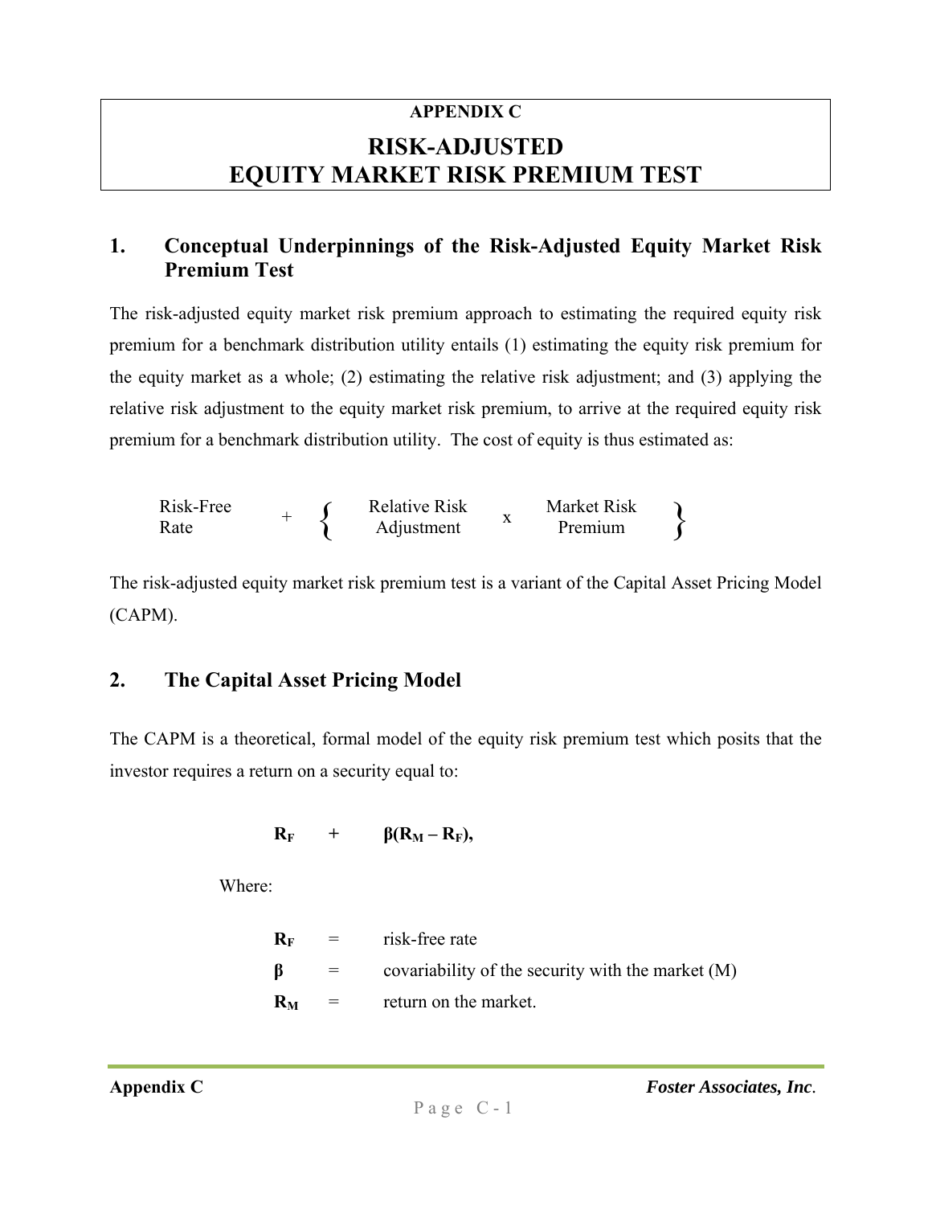# APPENDIX C

# RISK-ADJUSTED EQUITY MARKET RISK PREMIUM TEST

## 1. Conceptual Underpinnings of the Risk-Adjusted Equity Market Risk Premium Test

The risk-adjusted equity market risk premium approach to estimating the required equity risk premium for a benchmark distribution utility entails (1) estimating the equity risk premium for the equity market as a whole; (2) estimating the relative risk adjustment; and (3) applying the relative risk adjustment to the equity market risk premium, to arrive at the required equity risk premium for a benchmark distribution utility. The cost of equity is thus estimated as:

$$\text{Risk-Free Rate} + \left\{ \text{Relative Risk Adjustment} \times \text{Market Risk Premium} \right\}$$

The risk-adjusted equity market risk premium test is a variant of the Capital Asset Pricing Model (CAPM).

## 2. The Capital Asset Pricing Model

The CAPM is a theoretical, formal model of the equity risk premium test which posits that the investor requires a return on a security equal to:

$$\mathbf{R_F \quad + \quad \beta(R_M - R_F),}$$

Where:

$R_F$ = risk-free rate

$\beta$ = covariability of the security with the market (M)

$R_M$ = return on the market.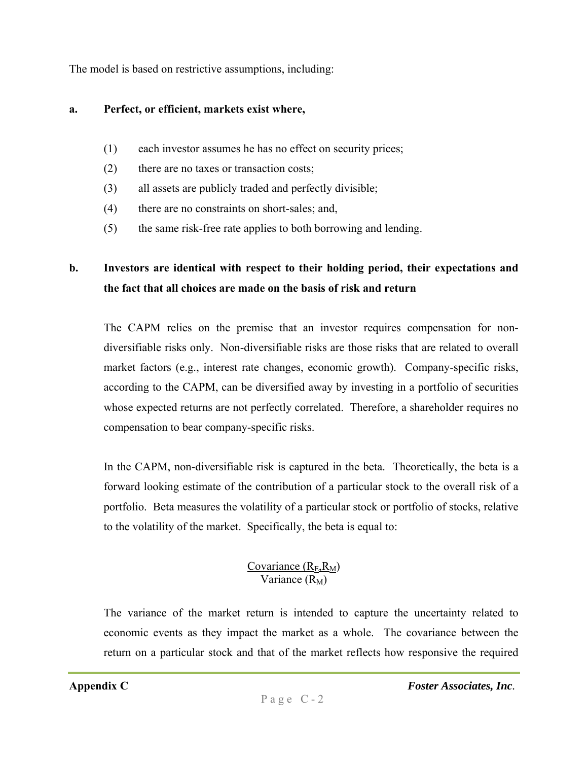The model is based on restrictive assumptions, including:

**a. Perfect, or efficient, markets exist where,**

(1) each investor assumes he has no effect on security prices;

(2) there are no taxes or transaction costs;

(3) all assets are publicly traded and perfectly divisible;

(4) there are no constraints on short-sales; and,

(5) the same risk-free rate applies to both borrowing and lending.

**b. Investors are identical with respect to their holding period, their expectations and the fact that all choices are made on the basis of risk and return**

The CAPM relies on the premise that an investor requires compensation for non-diversifiable risks only. Non-diversifiable risks are those risks that are related to overall market factors (e.g., interest rate changes, economic growth). Company-specific risks, according to the CAPM, can be diversified away by investing in a portfolio of securities whose expected returns are not perfectly correlated. Therefore, a shareholder requires no compensation to bear company-specific risks.

In the CAPM, non-diversifiable risk is captured in the beta. Theoretically, the beta is a forward looking estimate of the contribution of a particular stock to the overall risk of a portfolio. Beta measures the volatility of a particular stock or portfolio of stocks, relative to the volatility of the market. Specifically, the beta is equal to:

$$\frac{\text{Covariance}\ (R_E, R_M)}{\text{Variance}\ (R_M)}$$

The variance of the market return is intended to capture the uncertainty related to economic events as they impact the market as a whole. The covariance between the return on a particular stock and that of the market reflects how responsive the required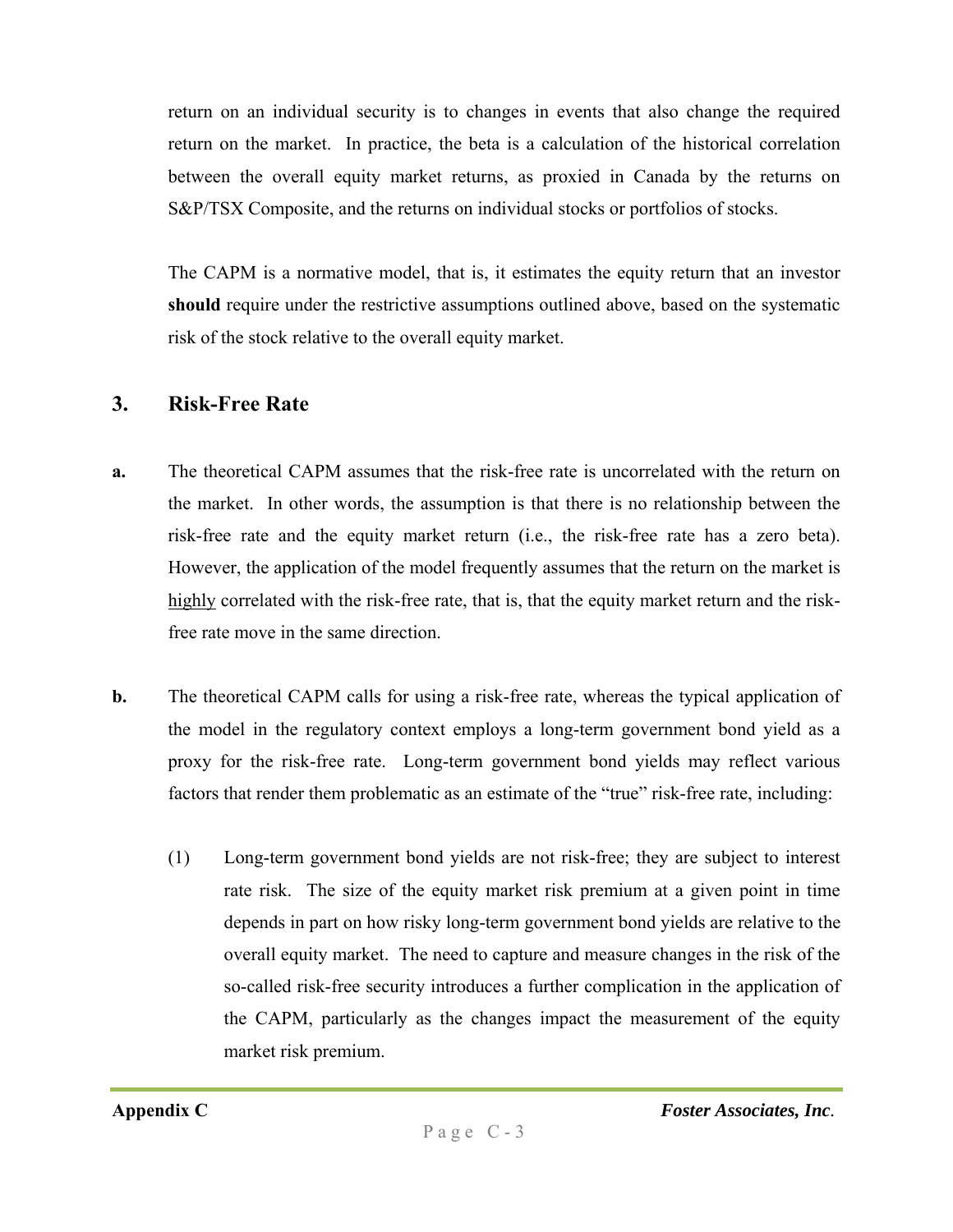return on an individual security is to changes in events that also change the required return on the market. In practice, the beta is a calculation of the historical correlation between the overall equity market returns, as proxied in Canada by the returns on S&P/TSX Composite, and the returns on individual stocks or portfolios of stocks.

The CAPM is a normative model, that is, it estimates the equity return that an investor **should** require under the restrictive assumptions outlined above, based on the systematic risk of the stock relative to the overall equity market.

## 3. Risk-Free Rate

**a.** The theoretical CAPM assumes that the risk-free rate is uncorrelated with the return on the market. In other words, the assumption is that there is no relationship between the risk-free rate and the equity market return (i.e., the risk-free rate has a zero beta). However, the application of the model frequently assumes that the return on the market is <u>highly</u> correlated with the risk-free rate, that is, that the equity market return and the risk-free rate move in the same direction.

**b.** The theoretical CAPM calls for using a risk-free rate, whereas the typical application of the model in the regulatory context employs a long-term government bond yield as a proxy for the risk-free rate. Long-term government bond yields may reflect various factors that render them problematic as an estimate of the "true" risk-free rate, including:

(1) Long-term government bond yields are not risk-free; they are subject to interest rate risk. The size of the equity market risk premium at a given point in time depends in part on how risky long-term government bond yields are relative to the overall equity market. The need to capture and measure changes in the risk of the so-called risk-free security introduces a further complication in the application of the CAPM, particularly as the changes impact the measurement of the equity market risk premium.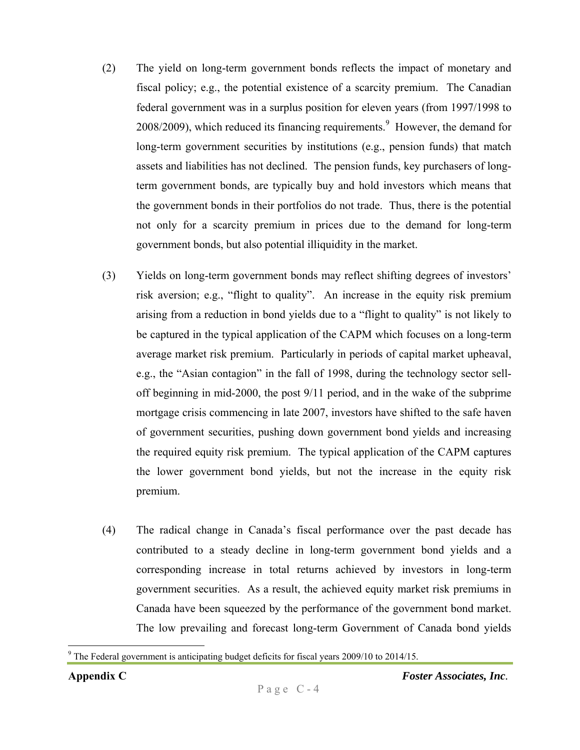(2) The yield on long-term government bonds reflects the impact of monetary and fiscal policy; e.g., the potential existence of a scarcity premium. The Canadian federal government was in a surplus position for eleven years (from 1997/1998 to 2008/2009), which reduced its financing requirements.[9] However, the demand for long-term government securities by institutions (e.g., pension funds) that match assets and liabilities has not declined. The pension funds, key purchasers of long-term government bonds, are typically buy and hold investors which means that the government bonds in their portfolios do not trade. Thus, there is the potential not only for a scarcity premium in prices due to the demand for long-term government bonds, but also potential illiquidity in the market.

(3) Yields on long-term government bonds may reflect shifting degrees of investors' risk aversion; e.g., "flight to quality". An increase in the equity risk premium arising from a reduction in bond yields due to a "flight to quality" is not likely to be captured in the typical application of the CAPM which focuses on a long-term average market risk premium. Particularly in periods of capital market upheaval, e.g., the "Asian contagion" in the fall of 1998, during the technology sector sell-off beginning in mid-2000, the post 9/11 period, and in the wake of the subprime mortgage crisis commencing in late 2007, investors have shifted to the safe haven of government securities, pushing down government bond yields and increasing the required equity risk premium. The typical application of the CAPM captures the lower government bond yields, but not the increase in the equity risk premium.

(4) The radical change in Canada's fiscal performance over the past decade has contributed to a steady decline in long-term government bond yields and a corresponding increase in total returns achieved by investors in long-term government securities. As a result, the achieved equity market risk premiums in Canada have been squeezed by the performance of the government bond market. The low prevailing and forecast long-term Government of Canada bond yields

[9] The Federal government is anticipating budget deficits for fiscal years 2009/10 to 2014/15.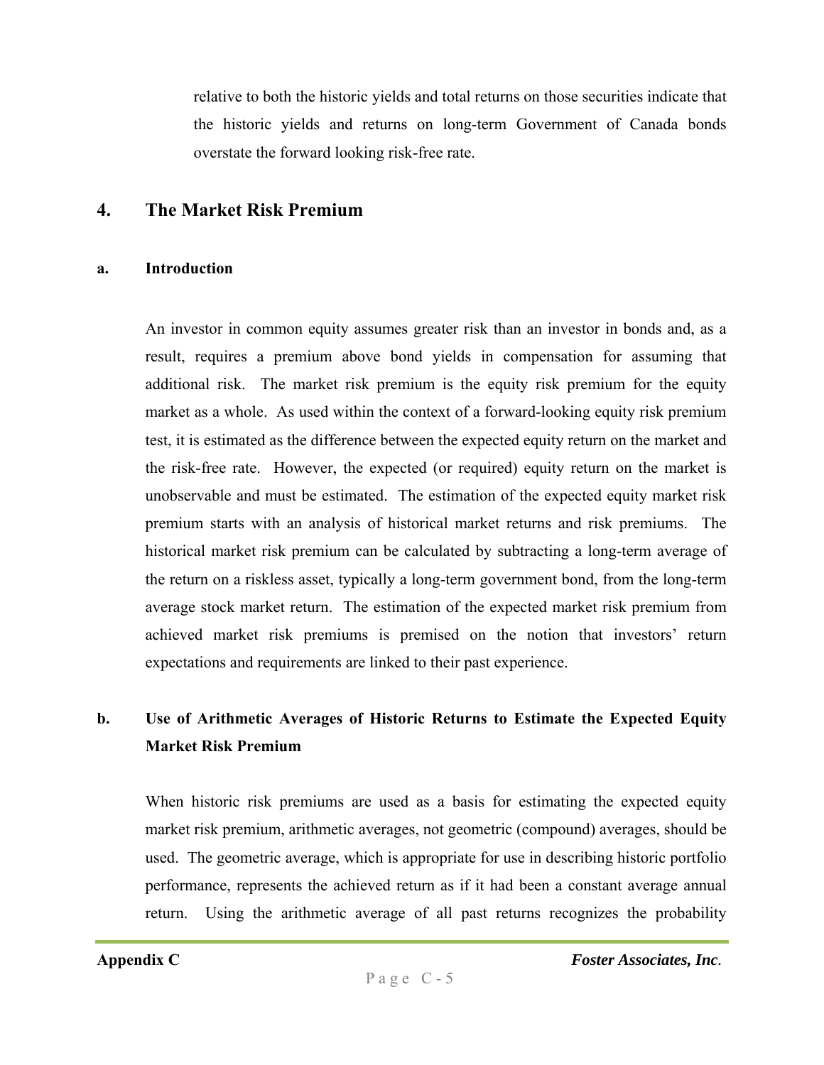relative to both the historic yields and total returns on those securities indicate that the historic yields and returns on long-term Government of Canada bonds overstate the forward looking risk-free rate.

## 4. The Market Risk Premium

### a. Introduction

An investor in common equity assumes greater risk than an investor in bonds and, as a result, requires a premium above bond yields in compensation for assuming that additional risk. The market risk premium is the equity risk premium for the equity market as a whole. As used within the context of a forward-looking equity risk premium test, it is estimated as the difference between the expected equity return on the market and the risk-free rate. However, the expected (or required) equity return on the market is unobservable and must be estimated. The estimation of the expected equity market risk premium starts with an analysis of historical market returns and risk premiums. The historical market risk premium can be calculated by subtracting a long-term average of the return on a riskless asset, typically a long-term government bond, from the long-term average stock market return. The estimation of the expected market risk premium from achieved market risk premiums is premised on the notion that investors' return expectations and requirements are linked to their past experience.

### b. Use of Arithmetic Averages of Historic Returns to Estimate the Expected Equity Market Risk Premium

When historic risk premiums are used as a basis for estimating the expected equity market risk premium, arithmetic averages, not geometric (compound) averages, should be used. The geometric average, which is appropriate for use in describing historic portfolio performance, represents the achieved return as if it had been a constant average annual return. Using the arithmetic average of all past returns recognizes the probability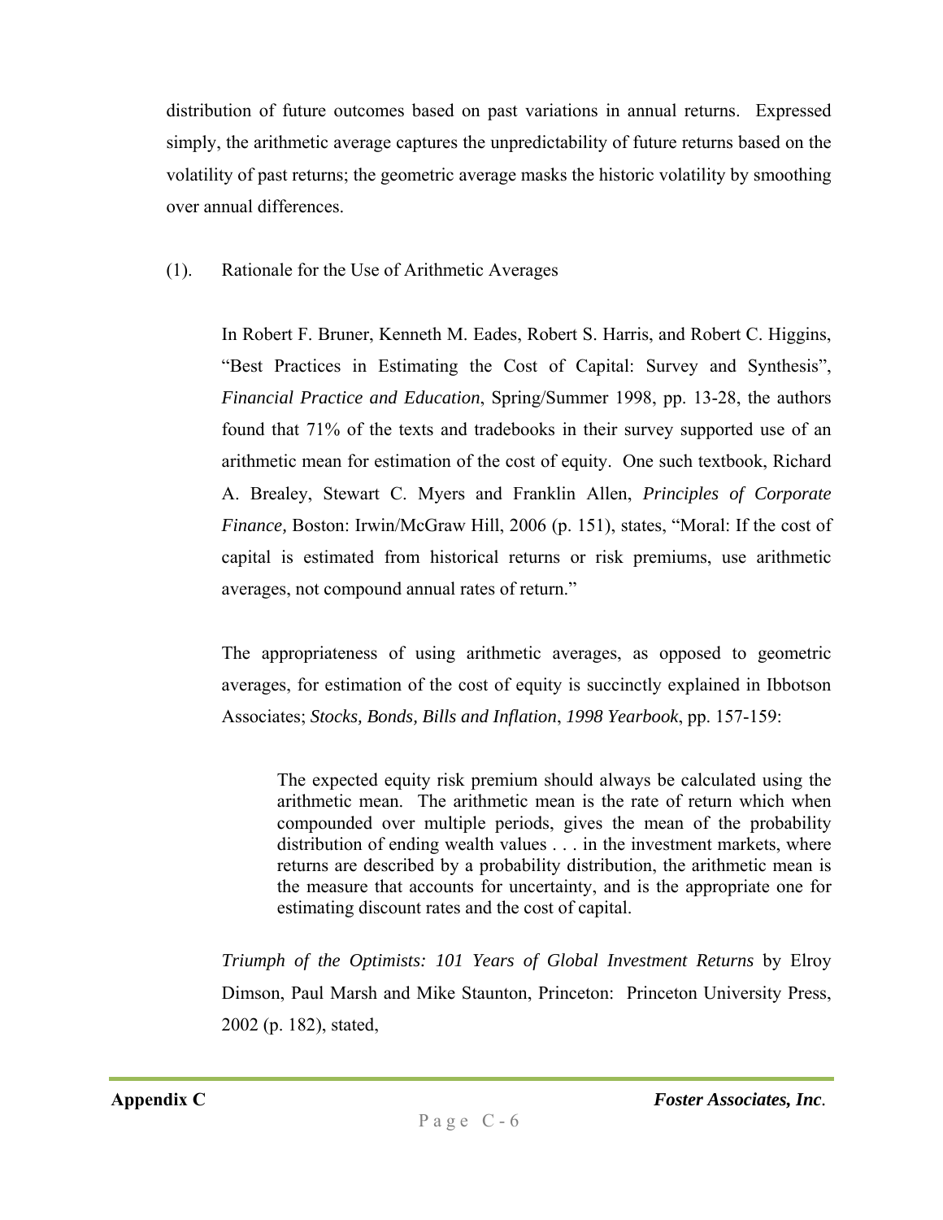distribution of future outcomes based on past variations in annual returns. Expressed simply, the arithmetic average captures the unpredictability of future returns based on the volatility of past returns; the geometric average masks the historic volatility by smoothing over annual differences.

(1). Rationale for the Use of Arithmetic Averages

In Robert F. Bruner, Kenneth M. Eades, Robert S. Harris, and Robert C. Higgins, "Best Practices in Estimating the Cost of Capital: Survey and Synthesis", *Financial Practice and Education*, Spring/Summer 1998, pp. 13-28, the authors found that 71% of the texts and tradebooks in their survey supported use of an arithmetic mean for estimation of the cost of equity. One such textbook, Richard A. Brealey, Stewart C. Myers and Franklin Allen, *Principles of Corporate Finance,* Boston: Irwin/McGraw Hill, 2006 (p. 151), states, "Moral: If the cost of capital is estimated from historical returns or risk premiums, use arithmetic averages, not compound annual rates of return."

The appropriateness of using arithmetic averages, as opposed to geometric averages, for estimation of the cost of equity is succinctly explained in Ibbotson Associates; *Stocks, Bonds, Bills and Inflation*, *1998 Yearbook*, pp. 157-159:

> The expected equity risk premium should always be calculated using the arithmetic mean. The arithmetic mean is the rate of return which when compounded over multiple periods, gives the mean of the probability distribution of ending wealth values . . . in the investment markets, where returns are described by a probability distribution, the arithmetic mean is the measure that accounts for uncertainty, and is the appropriate one for estimating discount rates and the cost of capital.

*Triumph of the Optimists: 101 Years of Global Investment Returns* by Elroy Dimson, Paul Marsh and Mike Staunton, Princeton: Princeton University Press, 2002 (p. 182), stated,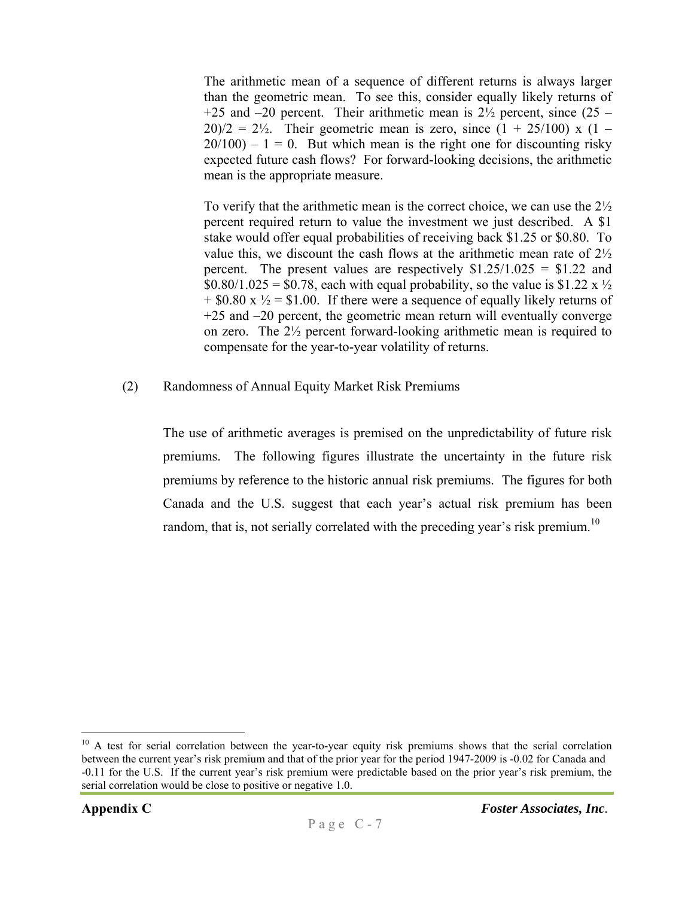The arithmetic mean of a sequence of different returns is always larger than the geometric mean. To see this, consider equally likely returns of +25 and –20 percent. Their arithmetic mean is 2½ percent, since (25 – 20)/2 = 2½. Their geometric mean is zero, since (1 + 25/100) x (1 – 20/100) – 1 = 0. But which mean is the right one for discounting risky expected future cash flows? For forward-looking decisions, the arithmetic mean is the appropriate measure.

To verify that the arithmetic mean is the correct choice, we can use the 2½ percent required return to value the investment we just described. A $1 stake would offer equal probabilities of receiving back $1.25 or $0.80. To value this, we discount the cash flows at the arithmetic mean rate of 2½ percent. The present values are respectively $1.25/1.025 = $1.22 and $0.80/1.025 = $0.78, each with equal probability, so the value is $1.22 x ½ + $0.80 x ½ = $1.00. If there were a sequence of equally likely returns of +25 and –20 percent, the geometric mean return will eventually converge on zero. The 2½ percent forward-looking arithmetic mean is required to compensate for the year-to-year volatility of returns.

(2) Randomness of Annual Equity Market Risk Premiums

The use of arithmetic averages is premised on the unpredictability of future risk premiums. The following figures illustrate the uncertainty in the future risk premiums by reference to the historic annual risk premiums. The figures for both Canada and the U.S. suggest that each year's actual risk premium has been random, that is, not serially correlated with the preceding year's risk premium.[10]

[10] A test for serial correlation between the year-to-year equity risk premiums shows that the serial correlation between the current year's risk premium and that of the prior year for the period 1947-2009 is -0.02 for Canada and -0.11 for the U.S. If the current year's risk premium were predictable based on the prior year's risk premium, the serial correlation would be close to positive or negative 1.0.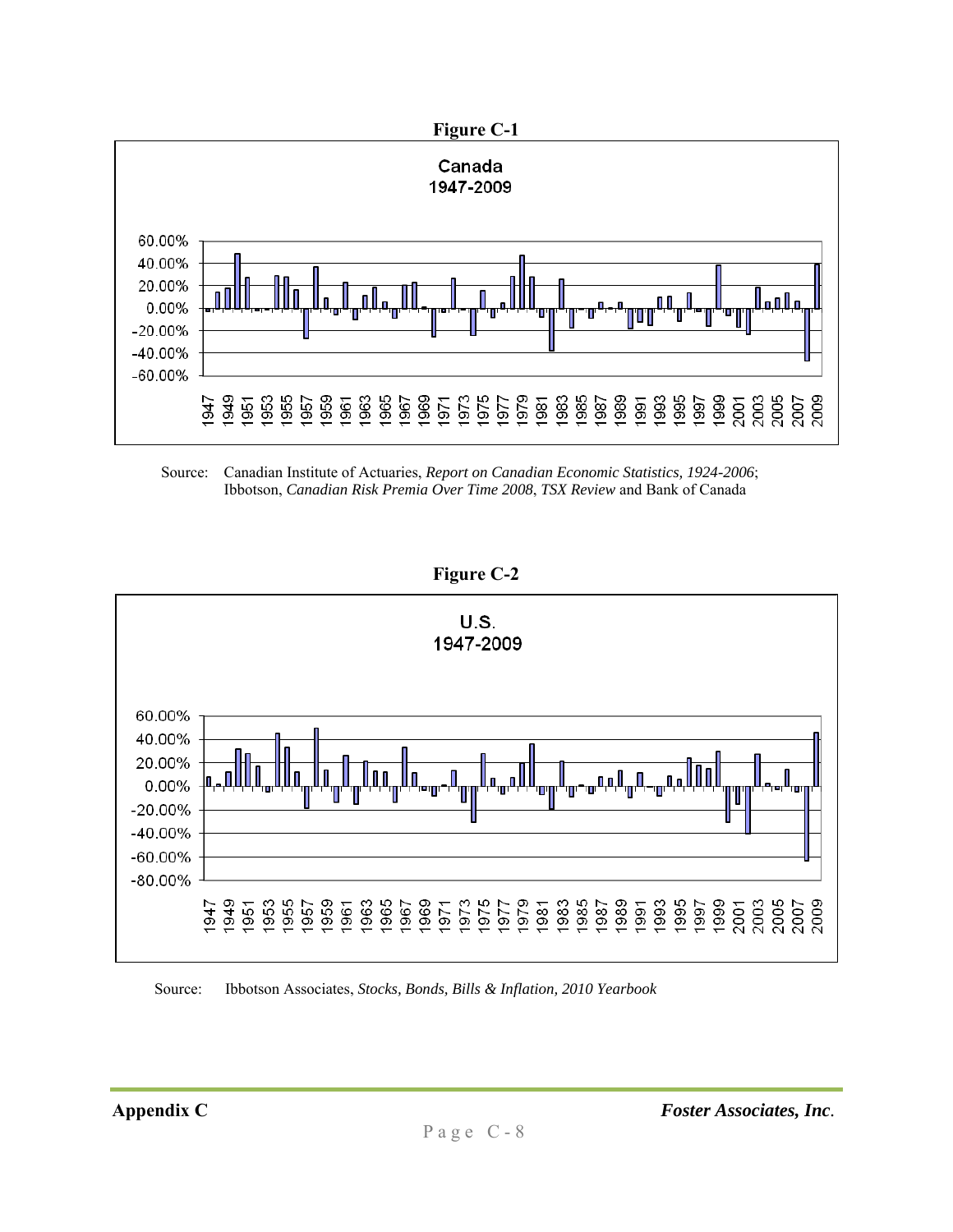**Figure C-1**

Canada
1947-2009

Source: Canadian Institute of Actuaries, *Report on Canadian Economic Statistics, 1924-2006*; Ibbotson, *Canadian Risk Premia Over Time 2008*, *TSX Review* and Bank of Canada

**Figure C-2**

U.S.
1947-2009

Source: Ibbotson Associates, *Stocks, Bonds, Bills & Inflation, 2010 Yearbook*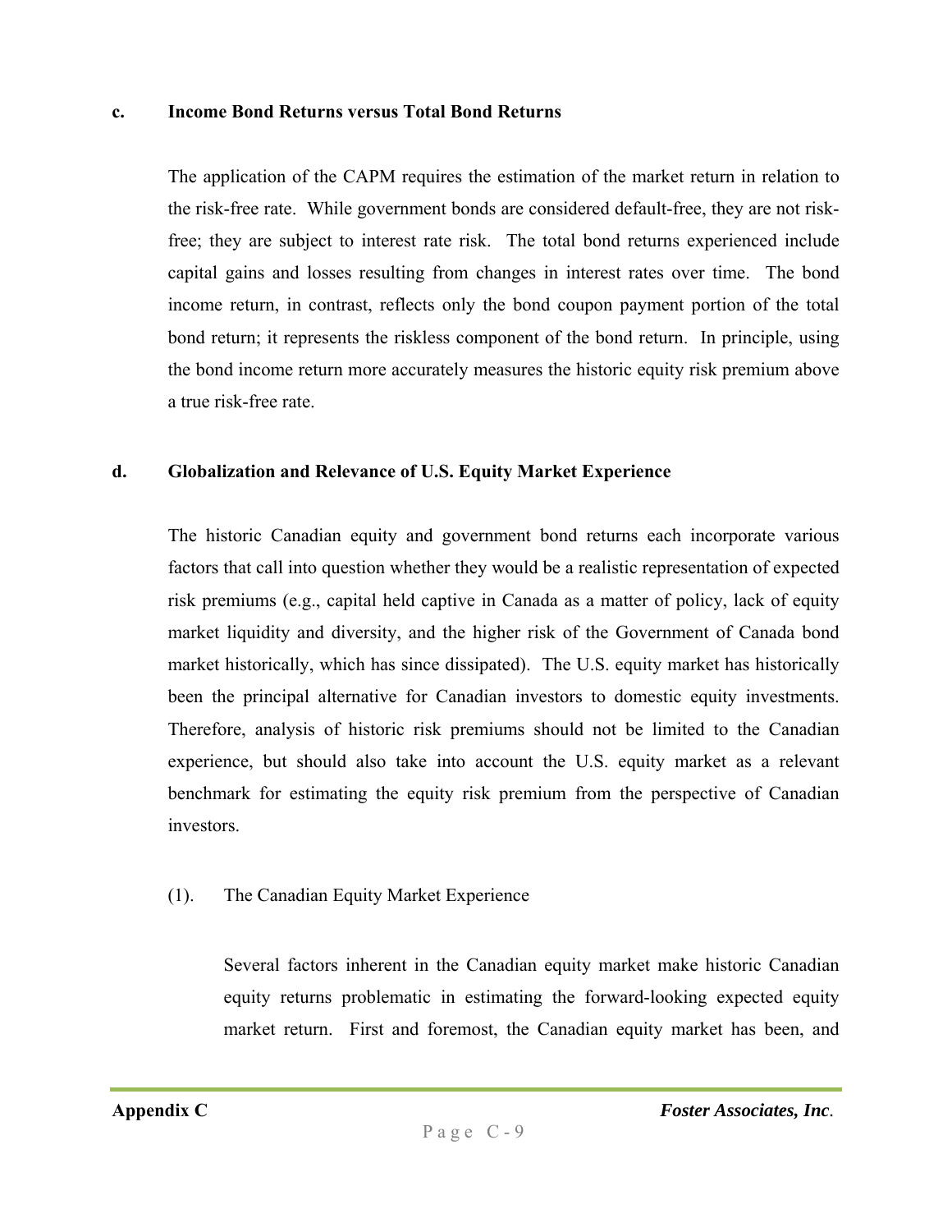**c. Income Bond Returns versus Total Bond Returns**

The application of the CAPM requires the estimation of the market return in relation to the risk-free rate. While government bonds are considered default-free, they are not risk-free; they are subject to interest rate risk. The total bond returns experienced include capital gains and losses resulting from changes in interest rates over time. The bond income return, in contrast, reflects only the bond coupon payment portion of the total bond return; it represents the riskless component of the bond return. In principle, using the bond income return more accurately measures the historic equity risk premium above a true risk-free rate.

**d. Globalization and Relevance of U.S. Equity Market Experience**

The historic Canadian equity and government bond returns each incorporate various factors that call into question whether they would be a realistic representation of expected risk premiums (e.g., capital held captive in Canada as a matter of policy, lack of equity market liquidity and diversity, and the higher risk of the Government of Canada bond market historically, which has since dissipated). The U.S. equity market has historically been the principal alternative for Canadian investors to domestic equity investments. Therefore, analysis of historic risk premiums should not be limited to the Canadian experience, but should also take into account the U.S. equity market as a relevant benchmark for estimating the equity risk premium from the perspective of Canadian investors.

(1). The Canadian Equity Market Experience

Several factors inherent in the Canadian equity market make historic Canadian equity returns problematic in estimating the forward-looking expected equity market return. First and foremost, the Canadian equity market has been, and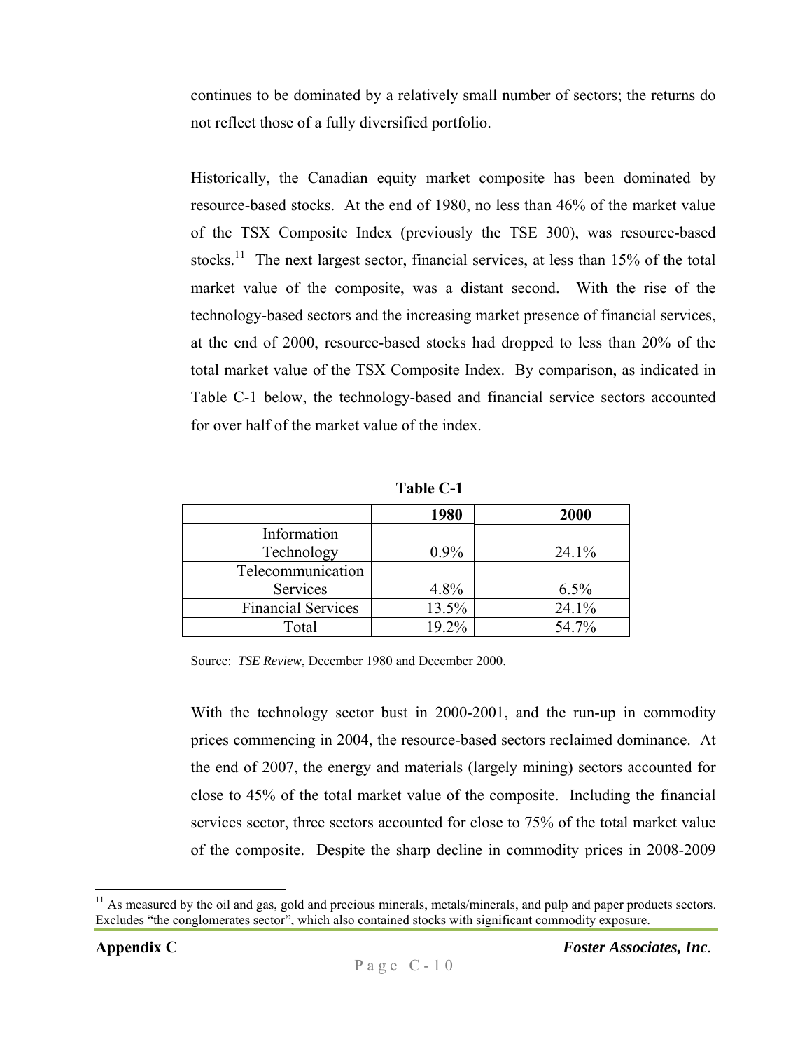continues to be dominated by a relatively small number of sectors; the returns do not reflect those of a fully diversified portfolio.

Historically, the Canadian equity market composite has been dominated by resource-based stocks. At the end of 1980, no less than 46% of the market value of the TSX Composite Index (previously the TSE 300), was resource-based stocks.[11] The next largest sector, financial services, at less than 15% of the total market value of the composite, was a distant second. With the rise of the technology-based sectors and the increasing market presence of financial services, at the end of 2000, resource-based stocks had dropped to less than 20% of the total market value of the TSX Composite Index. By comparison, as indicated in Table C-1 below, the technology-based and financial service sectors accounted for over half of the market value of the index.

**Table C-1**

| | 1980 | 2000 |
|---|---|---|
| Information Technology | 0.9% | 24.1% |
| Telecommunication Services | 4.8% | 6.5% |
| Financial Services | 13.5% | 24.1% |
| Total | 19.2% | 54.7% |

Source: *TSE Review*, December 1980 and December 2000.

With the technology sector bust in 2000-2001, and the run-up in commodity prices commencing in 2004, the resource-based sectors reclaimed dominance. At the end of 2007, the energy and materials (largely mining) sectors accounted for close to 45% of the total market value of the composite. Including the financial services sector, three sectors accounted for close to 75% of the total market value of the composite. Despite the sharp decline in commodity prices in 2008-2009

[11] As measured by the oil and gas, gold and precious minerals, metals/minerals, and pulp and paper products sectors. Excludes "the conglomerates sector", which also contained stocks with significant commodity exposure.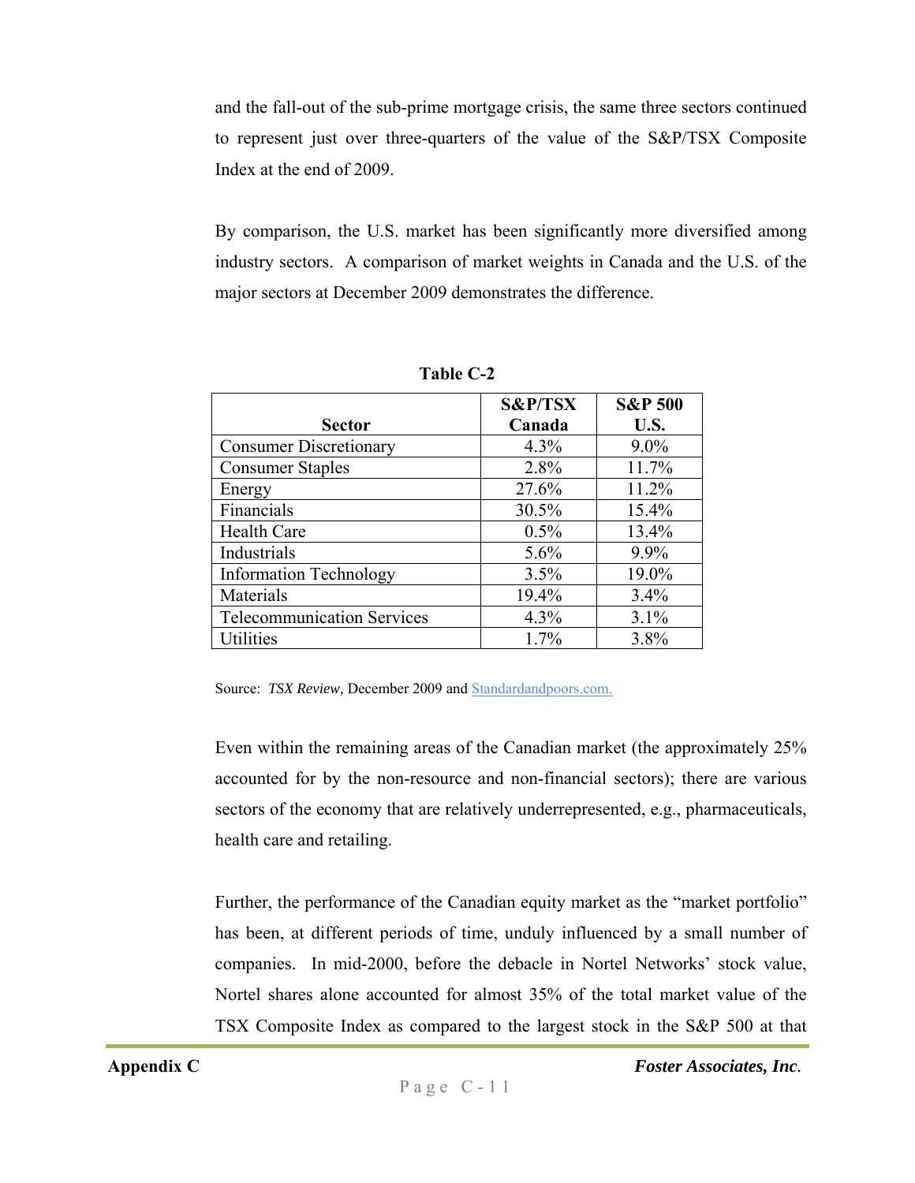and the fall-out of the sub-prime mortgage crisis, the same three sectors continued to represent just over three-quarters of the value of the S&P/TSX Composite Index at the end of 2009.

By comparison, the U.S. market has been significantly more diversified among industry sectors. A comparison of market weights in Canada and the U.S. of the major sectors at December 2009 demonstrates the difference.

**Table C-2**

| Sector | S&P/TSX Canada | S&P 500 U.S. |
|---|---|---|
| Consumer Discretionary | 4.3% | 9.0% |
| Consumer Staples | 2.8% | 11.7% |
| Energy | 27.6% | 11.2% |
| Financials | 30.5% | 15.4% |
| Health Care | 0.5% | 13.4% |
| Industrials | 5.6% | 9.9% |
| Information Technology | 3.5% | 19.0% |
| Materials | 19.4% | 3.4% |
| Telecommunication Services | 4.3% | 3.1% |
| Utilities | 1.7% | 3.8% |

Source: *TSX Review,* December 2009 and Standardandpoors.com.

Even within the remaining areas of the Canadian market (the approximately 25% accounted for by the non-resource and non-financial sectors); there are various sectors of the economy that are relatively underrepresented, e.g., pharmaceuticals, health care and retailing.

Further, the performance of the Canadian equity market as the "market portfolio" has been, at different periods of time, unduly influenced by a small number of companies. In mid-2000, before the debacle in Nortel Networks' stock value, Nortel shares alone accounted for almost 35% of the total market value of the TSX Composite Index as compared to the largest stock in the S&P 500 at that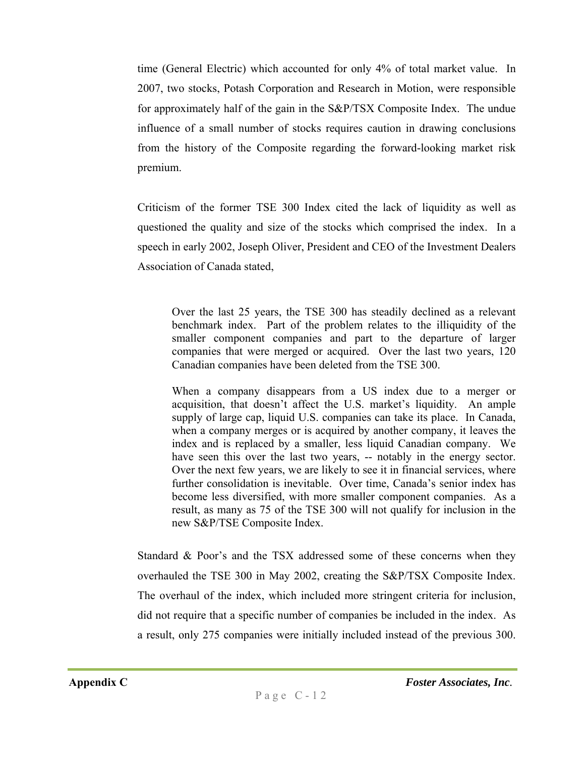time (General Electric) which accounted for only 4% of total market value. In 2007, two stocks, Potash Corporation and Research in Motion, were responsible for approximately half of the gain in the S&P/TSX Composite Index. The undue influence of a small number of stocks requires caution in drawing conclusions from the history of the Composite regarding the forward-looking market risk premium.

Criticism of the former TSE 300 Index cited the lack of liquidity as well as questioned the quality and size of the stocks which comprised the index. In a speech in early 2002, Joseph Oliver, President and CEO of the Investment Dealers Association of Canada stated,

> Over the last 25 years, the TSE 300 has steadily declined as a relevant benchmark index. Part of the problem relates to the illiquidity of the smaller component companies and part to the departure of larger companies that were merged or acquired. Over the last two years, 120 Canadian companies have been deleted from the TSE 300.
>
> When a company disappears from a US index due to a merger or acquisition, that doesn't affect the U.S. market's liquidity. An ample supply of large cap, liquid U.S. companies can take its place. In Canada, when a company merges or is acquired by another company, it leaves the index and is replaced by a smaller, less liquid Canadian company. We have seen this over the last two years, -- notably in the energy sector. Over the next few years, we are likely to see it in financial services, where further consolidation is inevitable. Over time, Canada's senior index has become less diversified, with more smaller component companies. As a result, as many as 75 of the TSE 300 will not qualify for inclusion in the new S&P/TSE Composite Index.

Standard & Poor's and the TSX addressed some of these concerns when they overhauled the TSE 300 in May 2002, creating the S&P/TSX Composite Index. The overhaul of the index, which included more stringent criteria for inclusion, did not require that a specific number of companies be included in the index. As a result, only 275 companies were initially included instead of the previous 300.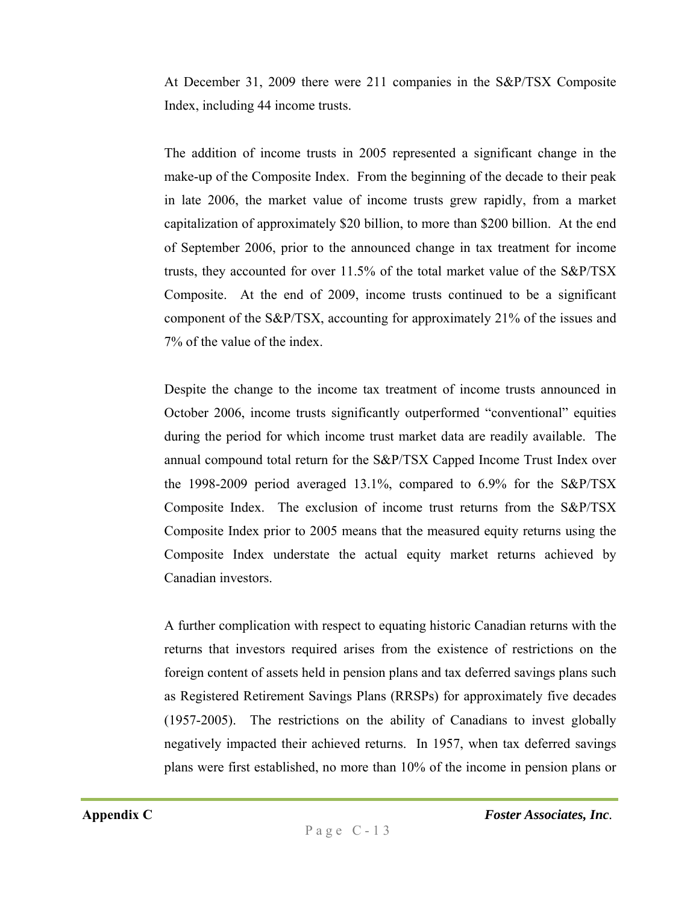At December 31, 2009 there were 211 companies in the S&P/TSX Composite Index, including 44 income trusts.

The addition of income trusts in 2005 represented a significant change in the make-up of the Composite Index. From the beginning of the decade to their peak in late 2006, the market value of income trusts grew rapidly, from a market capitalization of approximately $20 billion, to more than $200 billion. At the end of September 2006, prior to the announced change in tax treatment for income trusts, they accounted for over 11.5% of the total market value of the S&P/TSX Composite. At the end of 2009, income trusts continued to be a significant component of the S&P/TSX, accounting for approximately 21% of the issues and 7% of the value of the index.

Despite the change to the income tax treatment of income trusts announced in October 2006, income trusts significantly outperformed "conventional" equities during the period for which income trust market data are readily available. The annual compound total return for the S&P/TSX Capped Income Trust Index over the 1998-2009 period averaged 13.1%, compared to 6.9% for the S&P/TSX Composite Index. The exclusion of income trust returns from the S&P/TSX Composite Index prior to 2005 means that the measured equity returns using the Composite Index understate the actual equity market returns achieved by Canadian investors.

A further complication with respect to equating historic Canadian returns with the returns that investors required arises from the existence of restrictions on the foreign content of assets held in pension plans and tax deferred savings plans such as Registered Retirement Savings Plans (RRSPs) for approximately five decades (1957-2005). The restrictions on the ability of Canadians to invest globally negatively impacted their achieved returns. In 1957, when tax deferred savings plans were first established, no more than 10% of the income in pension plans or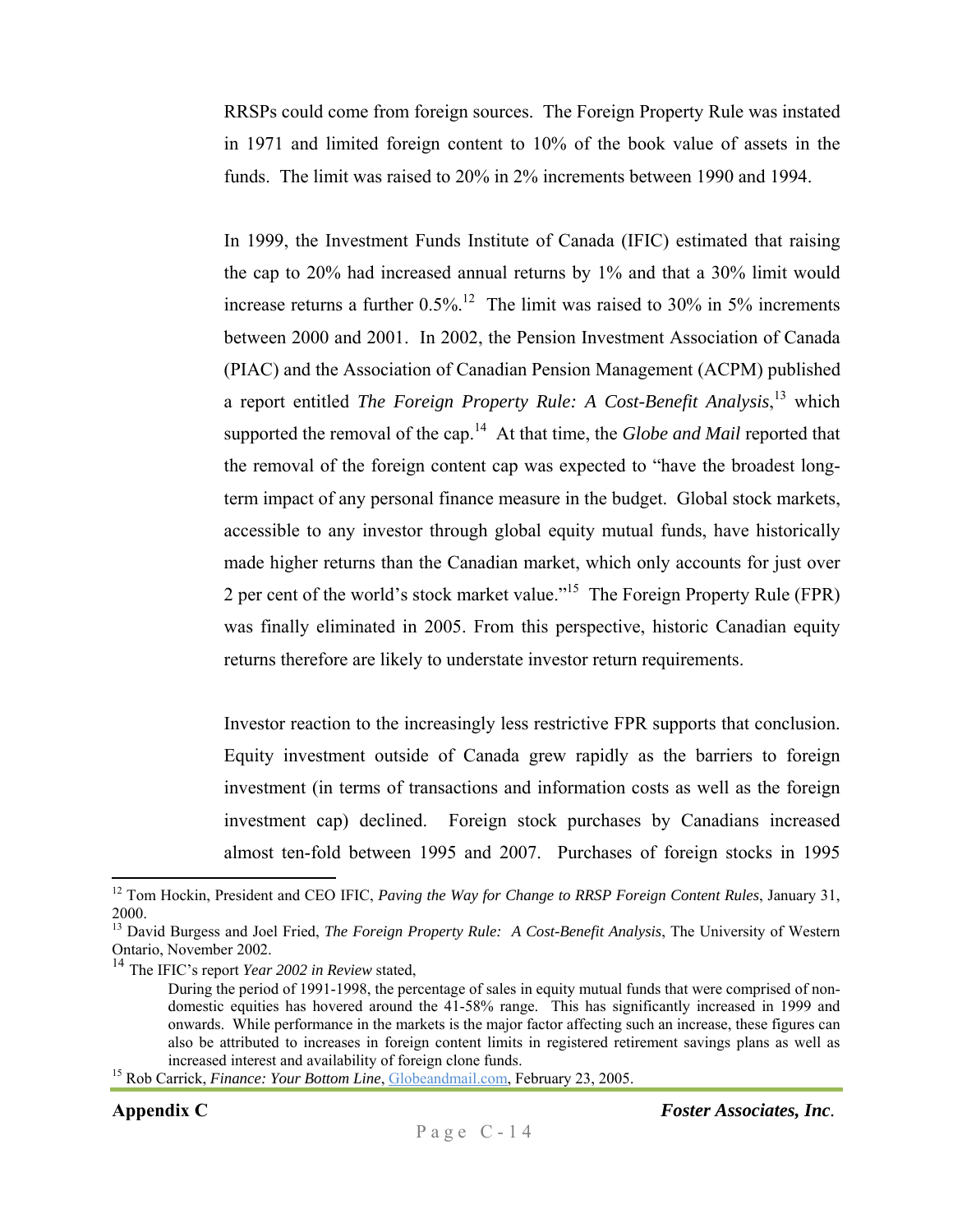RRSPs could come from foreign sources. The Foreign Property Rule was instated in 1971 and limited foreign content to 10% of the book value of assets in the funds. The limit was raised to 20% in 2% increments between 1990 and 1994.

In 1999, the Investment Funds Institute of Canada (IFIC) estimated that raising the cap to 20% had increased annual returns by 1% and that a 30% limit would increase returns a further 0.5%.[12] The limit was raised to 30% in 5% increments between 2000 and 2001. In 2002, the Pension Investment Association of Canada (PIAC) and the Association of Canadian Pension Management (ACPM) published a report entitled *The Foreign Property Rule: A Cost-Benefit Analysis*,[13] which supported the removal of the cap.[14] At that time, the *Globe and Mail* reported that the removal of the foreign content cap was expected to "have the broadest long-term impact of any personal finance measure in the budget. Global stock markets, accessible to any investor through global equity mutual funds, have historically made higher returns than the Canadian market, which only accounts for just over 2 per cent of the world's stock market value."[15] The Foreign Property Rule (FPR) was finally eliminated in 2005. From this perspective, historic Canadian equity returns therefore are likely to understate investor return requirements.

Investor reaction to the increasingly less restrictive FPR supports that conclusion. Equity investment outside of Canada grew rapidly as the barriers to foreign investment (in terms of transactions and information costs as well as the foreign investment cap) declined. Foreign stock purchases by Canadians increased almost ten-fold between 1995 and 2007. Purchases of foreign stocks in 1995

---

[12] Tom Hockin, President and CEO IFIC, *Paving the Way for Change to RRSP Foreign Content Rules*, January 31, 2000.

[13] David Burgess and Joel Fried, *The Foreign Property Rule: A Cost-Benefit Analysis*, The University of Western Ontario, November 2002.

[14] The IFIC's report *Year 2002 in Review* stated,

> During the period of 1991-1998, the percentage of sales in equity mutual funds that were comprised of non-domestic equities has hovered around the 41-58% range. This has significantly increased in 1999 and onwards. While performance in the markets is the major factor affecting such an increase, these figures can also be attributed to increases in foreign content limits in registered retirement savings plans as well as increased interest and availability of foreign clone funds.

[15] Rob Carrick, *Finance: Your Bottom Line*, Globeandmail.com, February 23, 2005.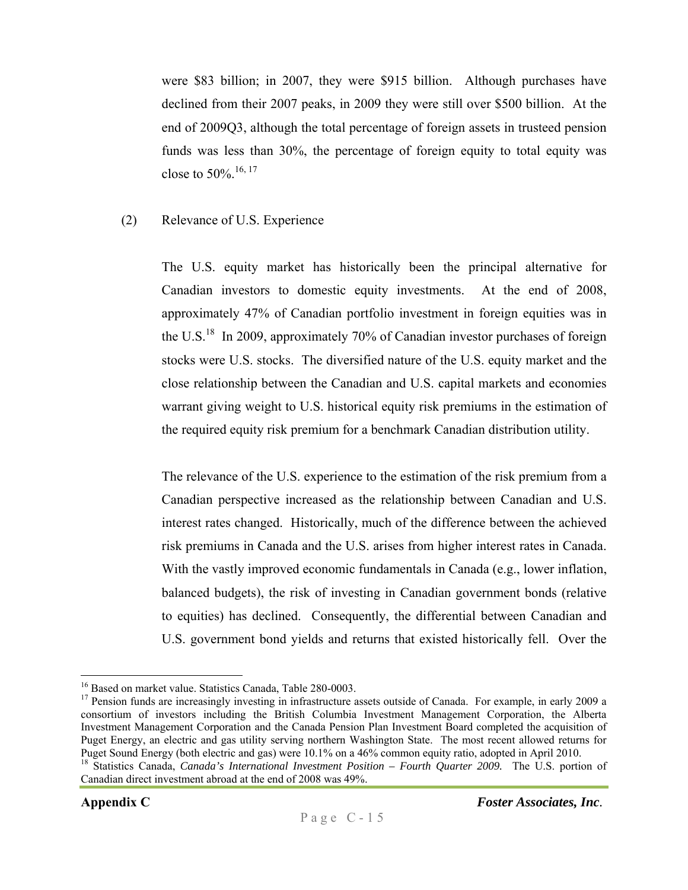were $83 billion; in 2007, they were $915 billion. Although purchases have declined from their 2007 peaks, in 2009 they were still over $500 billion. At the end of 2009Q3, although the total percentage of foreign assets in trusteed pension funds was less than 30%, the percentage of foreign equity to total equity was close to 50%.[16, 17]

(2) Relevance of U.S. Experience

The U.S. equity market has historically been the principal alternative for Canadian investors to domestic equity investments. At the end of 2008, approximately 47% of Canadian portfolio investment in foreign equities was in the U.S.[18] In 2009, approximately 70% of Canadian investor purchases of foreign stocks were U.S. stocks. The diversified nature of the U.S. equity market and the close relationship between the Canadian and U.S. capital markets and economies warrant giving weight to U.S. historical equity risk premiums in the estimation of the required equity risk premium for a benchmark Canadian distribution utility.

The relevance of the U.S. experience to the estimation of the risk premium from a Canadian perspective increased as the relationship between Canadian and U.S. interest rates changed. Historically, much of the difference between the achieved risk premiums in Canada and the U.S. arises from higher interest rates in Canada. With the vastly improved economic fundamentals in Canada (e.g., lower inflation, balanced budgets), the risk of investing in Canadian government bonds (relative to equities) has declined. Consequently, the differential between Canadian and U.S. government bond yields and returns that existed historically fell. Over the

---

[16] Based on market value. Statistics Canada, Table 280-0003.

[17] Pension funds are increasingly investing in infrastructure assets outside of Canada. For example, in early 2009 a consortium of investors including the British Columbia Investment Management Corporation, the Alberta Investment Management Corporation and the Canada Pension Plan Investment Board completed the acquisition of Puget Energy, an electric and gas utility serving northern Washington State. The most recent allowed returns for Puget Sound Energy (both electric and gas) were 10.1% on a 46% common equity ratio, adopted in April 2010.

[18] Statistics Canada, *Canada's International Investment Position – Fourth Quarter 2009.* The U.S. portion of Canadian direct investment abroad at the end of 2008 was 49%.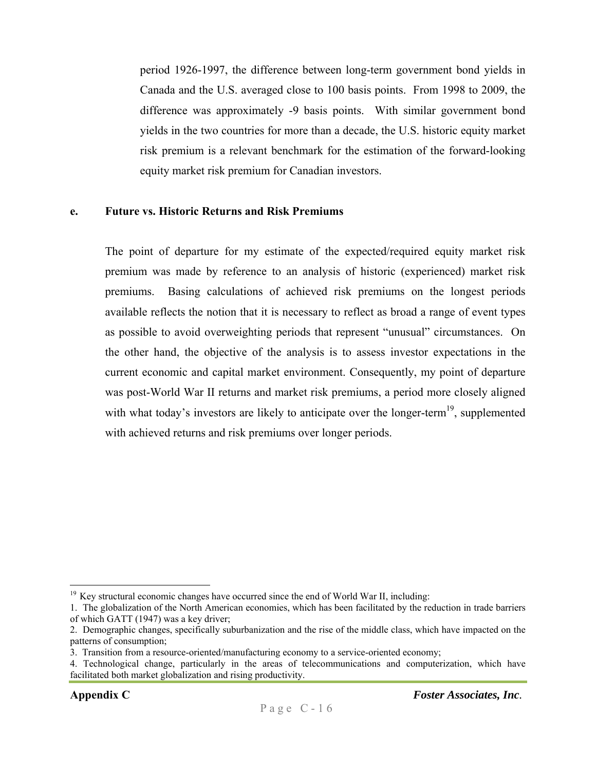period 1926-1997, the difference between long-term government bond yields in Canada and the U.S. averaged close to 100 basis points. From 1998 to 2009, the difference was approximately -9 basis points. With similar government bond yields in the two countries for more than a decade, the U.S. historic equity market risk premium is a relevant benchmark for the estimation of the forward-looking equity market risk premium for Canadian investors.

**e. Future vs. Historic Returns and Risk Premiums**

The point of departure for my estimate of the expected/required equity market risk premium was made by reference to an analysis of historic (experienced) market risk premiums. Basing calculations of achieved risk premiums on the longest periods available reflects the notion that it is necessary to reflect as broad a range of event types as possible to avoid overweighting periods that represent "unusual" circumstances. On the other hand, the objective of the analysis is to assess investor expectations in the current economic and capital market environment. Consequently, my point of departure was post-World War II returns and market risk premiums, a period more closely aligned with what today's investors are likely to anticipate over the longer-term[19], supplemented with achieved returns and risk premiums over longer periods.

---

[19] Key structural economic changes have occurred since the end of World War II, including:

1. The globalization of the North American economies, which has been facilitated by the reduction in trade barriers of which GATT (1947) was a key driver;
2. Demographic changes, specifically suburbanization and the rise of the middle class, which have impacted on the patterns of consumption;
3. Transition from a resource-oriented/manufacturing economy to a service-oriented economy;
4. Technological change, particularly in the areas of telecommunications and computerization, which have facilitated both market globalization and rising productivity.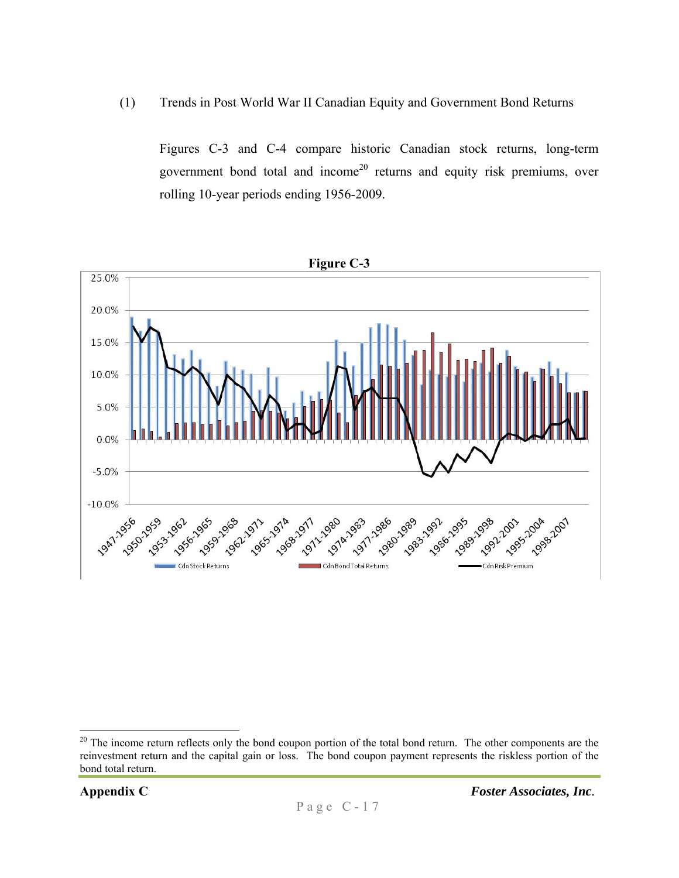(1) Trends in Post World War II Canadian Equity and Government Bond Returns

Figures C-3 and C-4 compare historic Canadian stock returns, long-term government bond total and income[20] returns and equity risk premiums, over rolling 10-year periods ending 1956-2009.

**Figure C-3**

[20] The income return reflects only the bond coupon portion of the total bond return. The other components are the reinvestment return and the capital gain or loss. The bond coupon payment represents the riskless portion of the bond total return.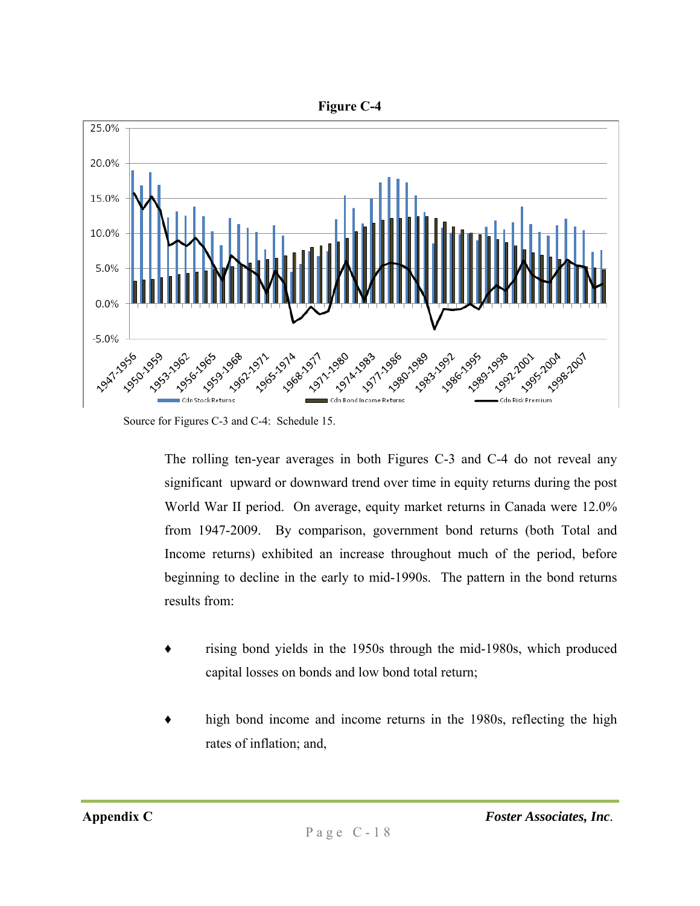**Figure C-4**

Source for Figures C-3 and C-4: Schedule 15.

The rolling ten-year averages in both Figures C-3 and C-4 do not reveal any significant upward or downward trend over time in equity returns during the post World War II period. On average, equity market returns in Canada were 12.0% from 1947-2009. By comparison, government bond returns (both Total and Income returns) exhibited an increase throughout much of the period, before beginning to decline in the early to mid-1990s. The pattern in the bond returns results from:

- rising bond yields in the 1950s through the mid-1980s, which produced capital losses on bonds and low bond total return;
- high bond income and income returns in the 1980s, reflecting the high rates of inflation; and,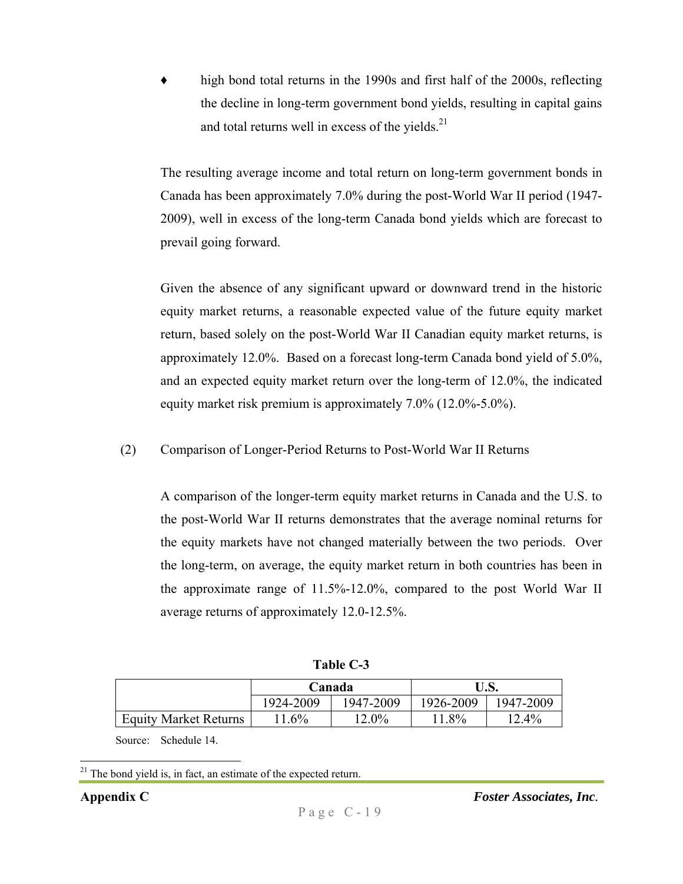♦ high bond total returns in the 1990s and first half of the 2000s, reflecting the decline in long-term government bond yields, resulting in capital gains and total returns well in excess of the yields.[21]

The resulting average income and total return on long-term government bonds in Canada has been approximately 7.0% during the post-World War II period (1947-2009), well in excess of the long-term Canada bond yields which are forecast to prevail going forward.

Given the absence of any significant upward or downward trend in the historic equity market returns, a reasonable expected value of the future equity market return, based solely on the post-World War II Canadian equity market returns, is approximately 12.0%. Based on a forecast long-term Canada bond yield of 5.0%, and an expected equity market return over the long-term of 12.0%, the indicated equity market risk premium is approximately 7.0% (12.0%-5.0%).

(2) Comparison of Longer-Period Returns to Post-World War II Returns

A comparison of the longer-term equity market returns in Canada and the U.S. to the post-World War II returns demonstrates that the average nominal returns for the equity markets have not changed materially between the two periods. Over the long-term, on average, the equity market return in both countries has been in the approximate range of 11.5%-12.0%, compared to the post World War II average returns of approximately 12.0-12.5%.

**Table C-3**

| | Canada | | U.S. | |
|---|---|---|---|---|
| | 1924-2009 | 1947-2009 | 1926-2009 | 1947-2009 |
| Equity Market Returns | 11.6% | 12.0% | 11.8% | 12.4% |

Source: Schedule 14.

[21] The bond yield is, in fact, an estimate of the expected return.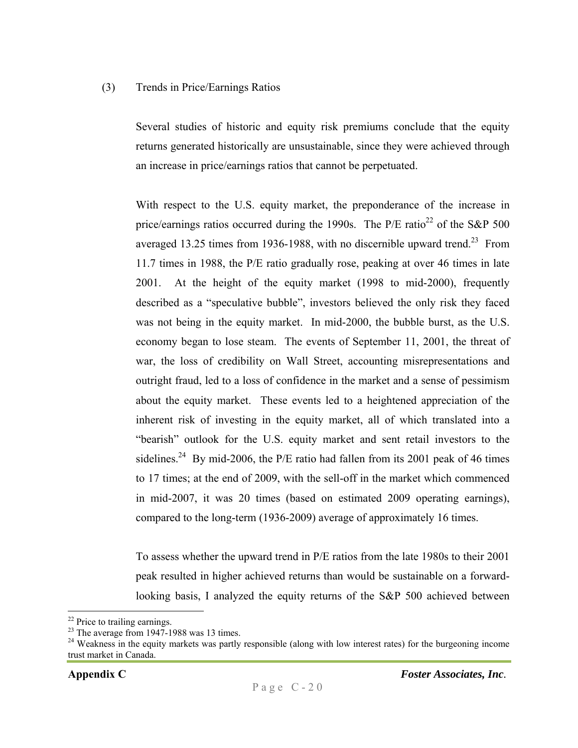(3) Trends in Price/Earnings Ratios

Several studies of historic and equity risk premiums conclude that the equity returns generated historically are unsustainable, since they were achieved through an increase in price/earnings ratios that cannot be perpetuated.

With respect to the U.S. equity market, the preponderance of the increase in price/earnings ratios occurred during the 1990s. The P/E ratio[22] of the S&P 500 averaged 13.25 times from 1936-1988, with no discernible upward trend.[23] From 11.7 times in 1988, the P/E ratio gradually rose, peaking at over 46 times in late 2001. At the height of the equity market (1998 to mid-2000), frequently described as a "speculative bubble", investors believed the only risk they faced was not being in the equity market. In mid-2000, the bubble burst, as the U.S. economy began to lose steam. The events of September 11, 2001, the threat of war, the loss of credibility on Wall Street, accounting misrepresentations and outright fraud, led to a loss of confidence in the market and a sense of pessimism about the equity market. These events led to a heightened appreciation of the inherent risk of investing in the equity market, all of which translated into a "bearish" outlook for the U.S. equity market and sent retail investors to the sidelines.[24] By mid-2006, the P/E ratio had fallen from its 2001 peak of 46 times to 17 times; at the end of 2009, with the sell-off in the market which commenced in mid-2007, it was 20 times (based on estimated 2009 operating earnings), compared to the long-term (1936-2009) average of approximately 16 times.

To assess whether the upward trend in P/E ratios from the late 1980s to their 2001 peak resulted in higher achieved returns than would be sustainable on a forward-looking basis, I analyzed the equity returns of the S&P 500 achieved between

---

[22] Price to trailing earnings.

[23] The average from 1947-1988 was 13 times.

[24] Weakness in the equity markets was partly responsible (along with low interest rates) for the burgeoning income trust market in Canada.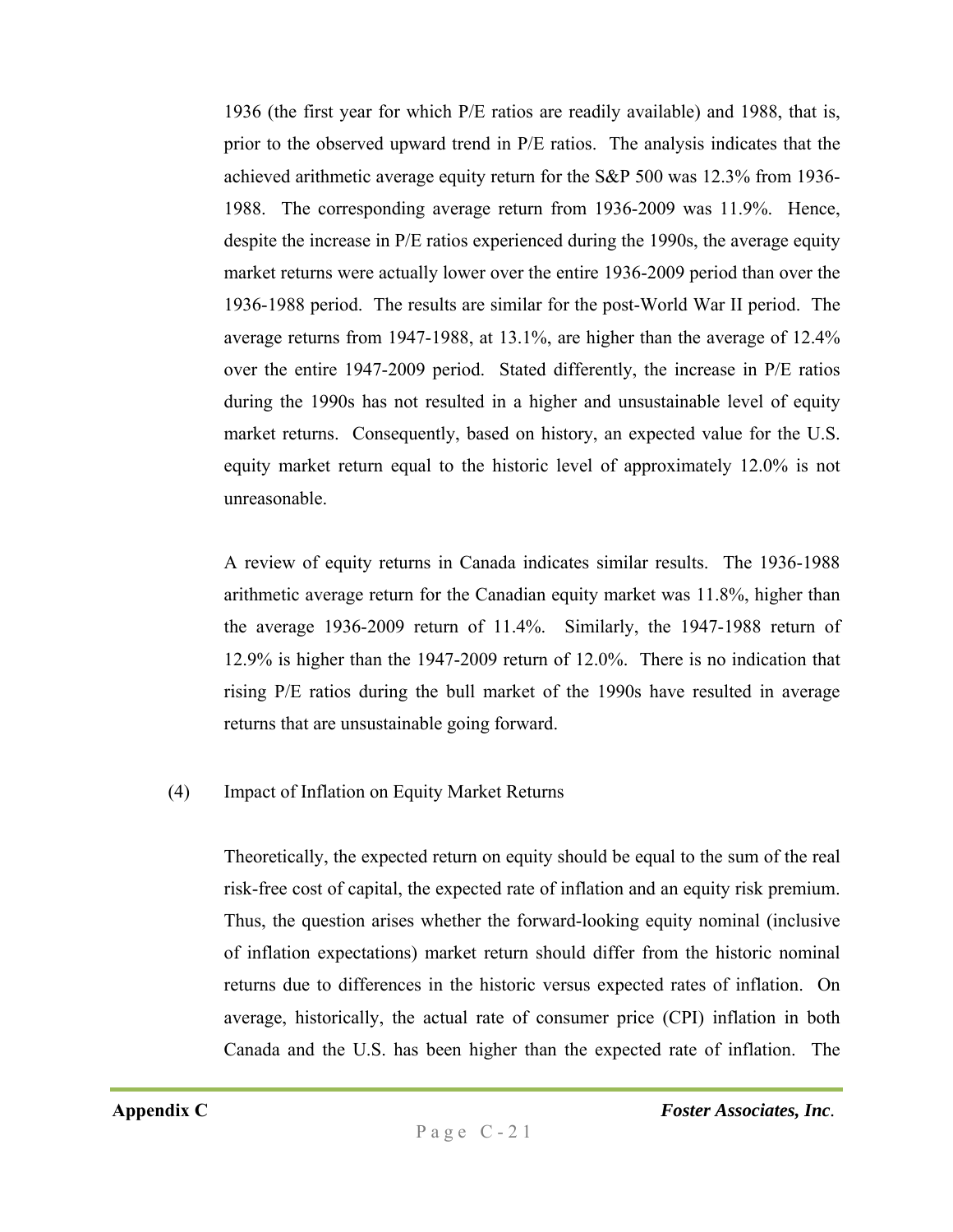1936 (the first year for which P/E ratios are readily available) and 1988, that is, prior to the observed upward trend in P/E ratios. The analysis indicates that the achieved arithmetic average equity return for the S&P 500 was 12.3% from 1936-1988. The corresponding average return from 1936-2009 was 11.9%. Hence, despite the increase in P/E ratios experienced during the 1990s, the average equity market returns were actually lower over the entire 1936-2009 period than over the 1936-1988 period. The results are similar for the post-World War II period. The average returns from 1947-1988, at 13.1%, are higher than the average of 12.4% over the entire 1947-2009 period. Stated differently, the increase in P/E ratios during the 1990s has not resulted in a higher and unsustainable level of equity market returns. Consequently, based on history, an expected value for the U.S. equity market return equal to the historic level of approximately 12.0% is not unreasonable.

A review of equity returns in Canada indicates similar results. The 1936-1988 arithmetic average return for the Canadian equity market was 11.8%, higher than the average 1936-2009 return of 11.4%. Similarly, the 1947-1988 return of 12.9% is higher than the 1947-2009 return of 12.0%. There is no indication that rising P/E ratios during the bull market of the 1990s have resulted in average returns that are unsustainable going forward.

(4) Impact of Inflation on Equity Market Returns

Theoretically, the expected return on equity should be equal to the sum of the real risk-free cost of capital, the expected rate of inflation and an equity risk premium. Thus, the question arises whether the forward-looking equity nominal (inclusive of inflation expectations) market return should differ from the historic nominal returns due to differences in the historic versus expected rates of inflation. On average, historically, the actual rate of consumer price (CPI) inflation in both Canada and the U.S. has been higher than the expected rate of inflation. The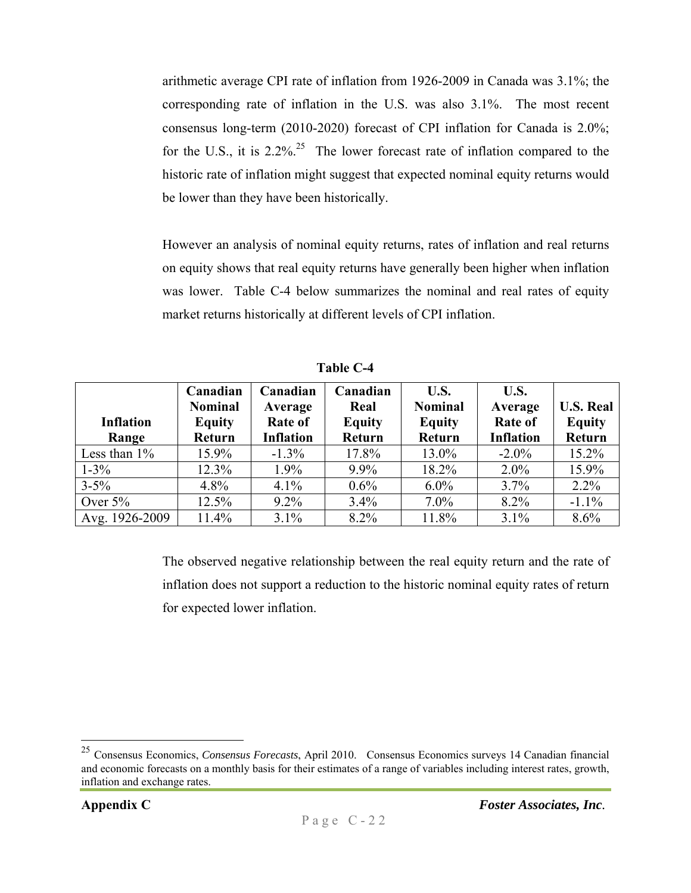arithmetic average CPI rate of inflation from 1926-2009 in Canada was 3.1%; the corresponding rate of inflation in the U.S. was also 3.1%. The most recent consensus long-term (2010-2020) forecast of CPI inflation for Canada is 2.0%; for the U.S., it is 2.2%.[25] The lower forecast rate of inflation compared to the historic rate of inflation might suggest that expected nominal equity returns would be lower than they have been historically.

However an analysis of nominal equity returns, rates of inflation and real returns on equity shows that real equity returns have generally been higher when inflation was lower. Table C-4 below summarizes the nominal and real rates of equity market returns historically at different levels of CPI inflation.

**Table C-4**

| Inflation Range | Canadian Nominal Equity Return | Canadian Average Rate of Inflation | Canadian Real Equity Return | U.S. Nominal Equity Return | U.S. Average Rate of Inflation | U.S. Real Equity Return |
|---|---|---|---|---|---|---|
| Less than 1% | 15.9% | -1.3% | 17.8% | 13.0% | -2.0% | 15.2% |
| 1-3% | 12.3% | 1.9% | 9.9% | 18.2% | 2.0% | 15.9% |
| 3-5% | 4.8% | 4.1% | 0.6% | 6.0% | 3.7% | 2.2% |
| Over 5% | 12.5% | 9.2% | 3.4% | 7.0% | 8.2% | -1.1% |
| Avg. 1926-2009 | 11.4% | 3.1% | 8.2% | 11.8% | 3.1% | 8.6% |

The observed negative relationship between the real equity return and the rate of inflation does not support a reduction to the historic nominal equity rates of return for expected lower inflation.

[25] Consensus Economics, *Consensus Forecasts*, April 2010. Consensus Economics surveys 14 Canadian financial and economic forecasts on a monthly basis for their estimates of a range of variables including interest rates, growth, inflation and exchange rates.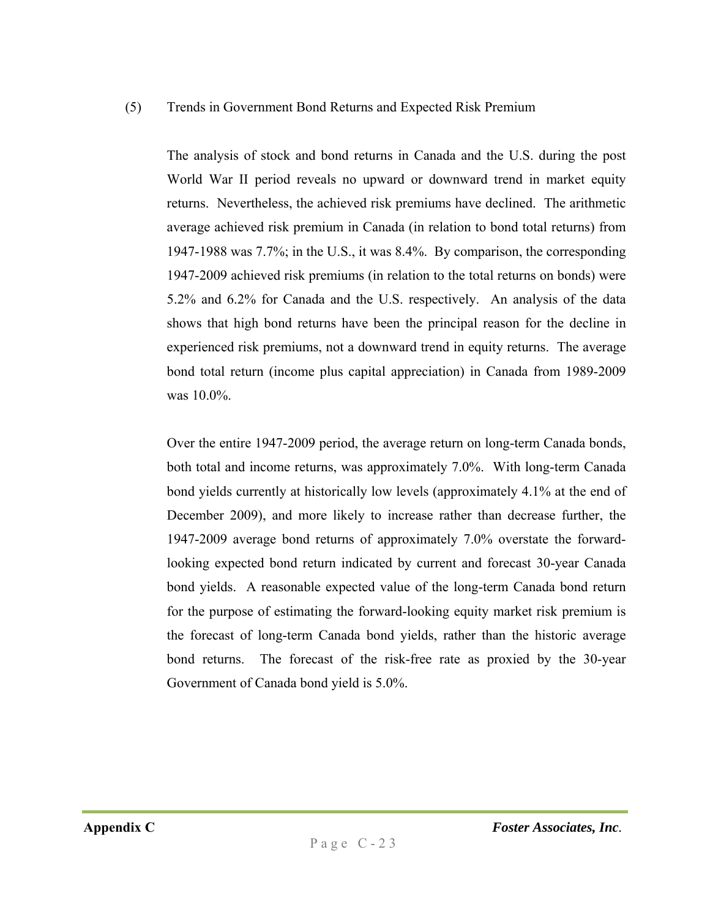(5) Trends in Government Bond Returns and Expected Risk Premium

The analysis of stock and bond returns in Canada and the U.S. during the post World War II period reveals no upward or downward trend in market equity returns. Nevertheless, the achieved risk premiums have declined. The arithmetic average achieved risk premium in Canada (in relation to bond total returns) from 1947-1988 was 7.7%; in the U.S., it was 8.4%. By comparison, the corresponding 1947-2009 achieved risk premiums (in relation to the total returns on bonds) were 5.2% and 6.2% for Canada and the U.S. respectively. An analysis of the data shows that high bond returns have been the principal reason for the decline in experienced risk premiums, not a downward trend in equity returns. The average bond total return (income plus capital appreciation) in Canada from 1989-2009 was 10.0%.

Over the entire 1947-2009 period, the average return on long-term Canada bonds, both total and income returns, was approximately 7.0%. With long-term Canada bond yields currently at historically low levels (approximately 4.1% at the end of December 2009), and more likely to increase rather than decrease further, the 1947-2009 average bond returns of approximately 7.0% overstate the forward-looking expected bond return indicated by current and forecast 30-year Canada bond yields. A reasonable expected value of the long-term Canada bond return for the purpose of estimating the forward-looking equity market risk premium is the forecast of long-term Canada bond yields, rather than the historic average bond returns. The forecast of the risk-free rate as proxied by the 30-year Government of Canada bond yield is 5.0%.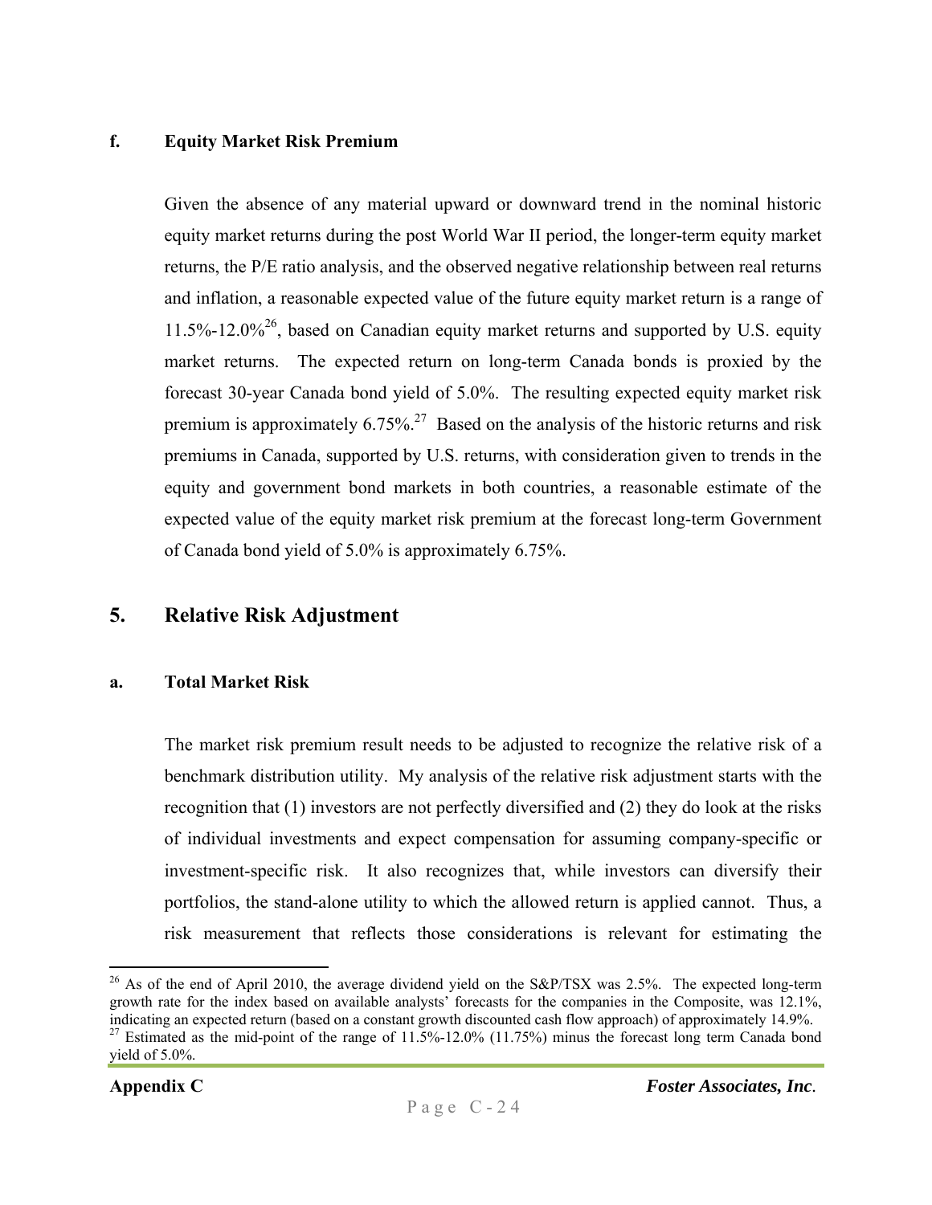### f. Equity Market Risk Premium

Given the absence of any material upward or downward trend in the nominal historic equity market returns during the post World War II period, the longer-term equity market returns, the P/E ratio analysis, and the observed negative relationship between real returns and inflation, a reasonable expected value of the future equity market return is a range of 11.5%-12.0%[26], based on Canadian equity market returns and supported by U.S. equity market returns. The expected return on long-term Canada bonds is proxied by the forecast 30-year Canada bond yield of 5.0%. The resulting expected equity market risk premium is approximately 6.75%.[27] Based on the analysis of the historic returns and risk premiums in Canada, supported by U.S. returns, with consideration given to trends in the equity and government bond markets in both countries, a reasonable estimate of the expected value of the equity market risk premium at the forecast long-term Government of Canada bond yield of 5.0% is approximately 6.75%.

## 5. Relative Risk Adjustment

### a. Total Market Risk

The market risk premium result needs to be adjusted to recognize the relative risk of a benchmark distribution utility. My analysis of the relative risk adjustment starts with the recognition that (1) investors are not perfectly diversified and (2) they do look at the risks of individual investments and expect compensation for assuming company-specific or investment-specific risk. It also recognizes that, while investors can diversify their portfolios, the stand-alone utility to which the allowed return is applied cannot. Thus, a risk measurement that reflects those considerations is relevant for estimating the

---

[26] As of the end of April 2010, the average dividend yield on the S&P/TSX was 2.5%. The expected long-term growth rate for the index based on available analysts' forecasts for the companies in the Composite, was 12.1%, indicating an expected return (based on a constant growth discounted cash flow approach) of approximately 14.9%.

[27] Estimated as the mid-point of the range of 11.5%-12.0% (11.75%) minus the forecast long term Canada bond yield of 5.0%.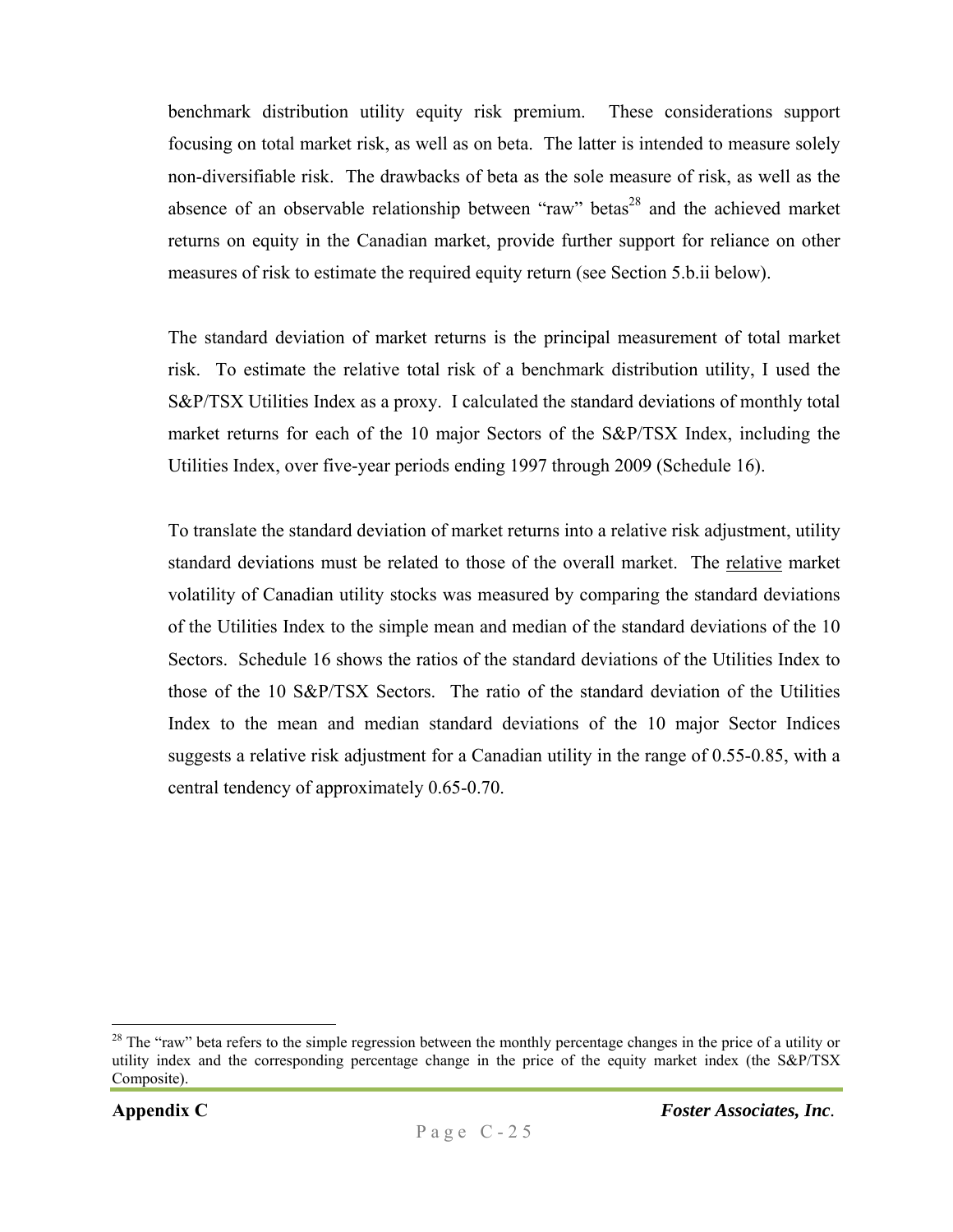benchmark distribution utility equity risk premium. These considerations support focusing on total market risk, as well as on beta. The latter is intended to measure solely non-diversifiable risk. The drawbacks of beta as the sole measure of risk, as well as the absence of an observable relationship between "raw" betas[28] and the achieved market returns on equity in the Canadian market, provide further support for reliance on other measures of risk to estimate the required equity return (see Section 5.b.ii below).

The standard deviation of market returns is the principal measurement of total market risk. To estimate the relative total risk of a benchmark distribution utility, I used the S&P/TSX Utilities Index as a proxy. I calculated the standard deviations of monthly total market returns for each of the 10 major Sectors of the S&P/TSX Index, including the Utilities Index, over five-year periods ending 1997 through 2009 (Schedule 16).

To translate the standard deviation of market returns into a relative risk adjustment, utility standard deviations must be related to those of the overall market. The relative market volatility of Canadian utility stocks was measured by comparing the standard deviations of the Utilities Index to the simple mean and median of the standard deviations of the 10 Sectors. Schedule 16 shows the ratios of the standard deviations of the Utilities Index to those of the 10 S&P/TSX Sectors. The ratio of the standard deviation of the Utilities Index to the mean and median standard deviations of the 10 major Sector Indices suggests a relative risk adjustment for a Canadian utility in the range of 0.55-0.85, with a central tendency of approximately 0.65-0.70.

[28] The "raw" beta refers to the simple regression between the monthly percentage changes in the price of a utility or utility index and the corresponding percentage change in the price of the equity market index (the S&P/TSX Composite).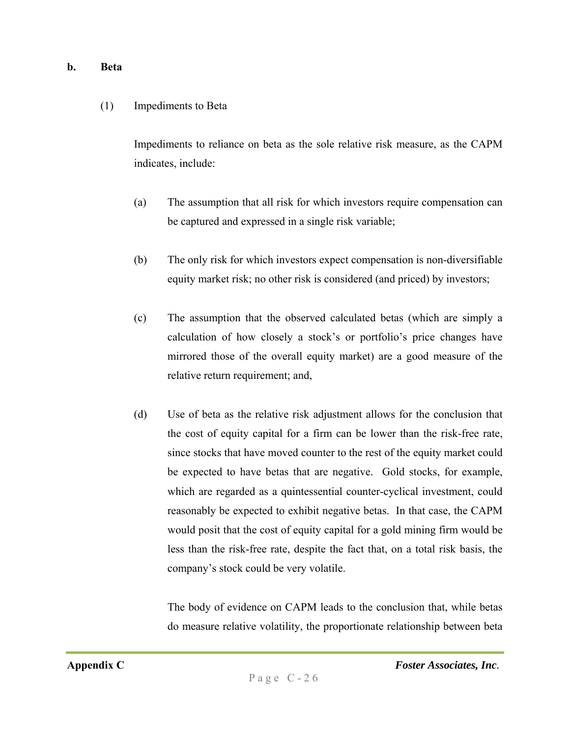**b. Beta**

(1) Impediments to Beta

Impediments to reliance on beta as the sole relative risk measure, as the CAPM indicates, include:

(a) The assumption that all risk for which investors require compensation can be captured and expressed in a single risk variable;

(b) The only risk for which investors expect compensation is non-diversifiable equity market risk; no other risk is considered (and priced) by investors;

(c) The assumption that the observed calculated betas (which are simply a calculation of how closely a stock's or portfolio's price changes have mirrored those of the overall equity market) are a good measure of the relative return requirement; and,

(d) Use of beta as the relative risk adjustment allows for the conclusion that the cost of equity capital for a firm can be lower than the risk-free rate, since stocks that have moved counter to the rest of the equity market could be expected to have betas that are negative. Gold stocks, for example, which are regarded as a quintessential counter-cyclical investment, could reasonably be expected to exhibit negative betas. In that case, the CAPM would posit that the cost of equity capital for a gold mining firm would be less than the risk-free rate, despite the fact that, on a total risk basis, the company's stock could be very volatile.

The body of evidence on CAPM leads to the conclusion that, while betas do measure relative volatility, the proportionate relationship between beta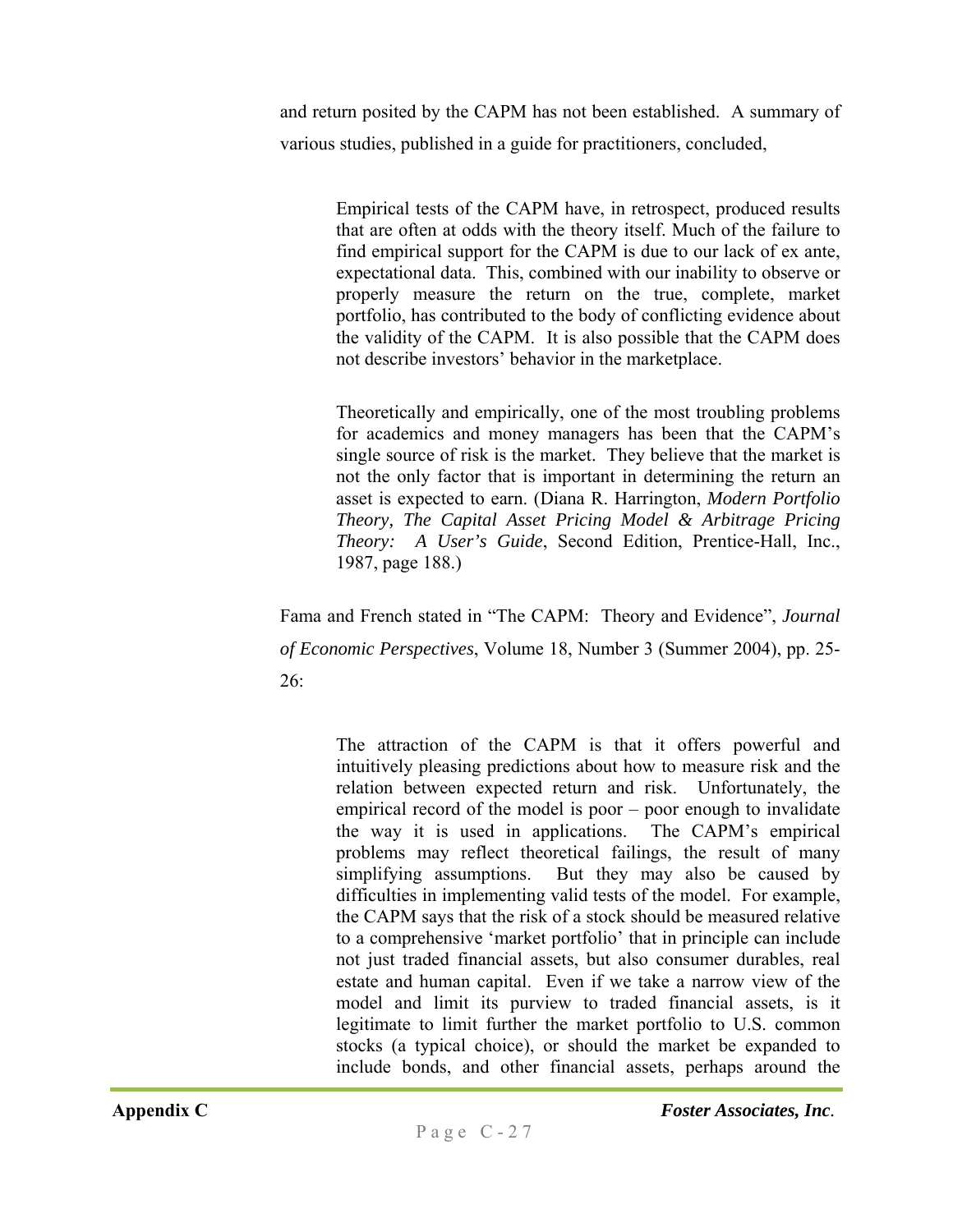and return posited by the CAPM has not been established. A summary of various studies, published in a guide for practitioners, concluded,

> Empirical tests of the CAPM have, in retrospect, produced results that are often at odds with the theory itself. Much of the failure to find empirical support for the CAPM is due to our lack of ex ante, expectational data. This, combined with our inability to observe or properly measure the return on the true, complete, market portfolio, has contributed to the body of conflicting evidence about the validity of the CAPM. It is also possible that the CAPM does not describe investors' behavior in the marketplace.
>
> Theoretically and empirically, one of the most troubling problems for academics and money managers has been that the CAPM's single source of risk is the market. They believe that the market is not the only factor that is important in determining the return an asset is expected to earn. (Diana R. Harrington, *Modern Portfolio Theory, The Capital Asset Pricing Model & Arbitrage Pricing Theory: A User's Guide*, Second Edition, Prentice-Hall, Inc., 1987, page 188.)

Fama and French stated in "The CAPM: Theory and Evidence", *Journal of Economic Perspectives*, Volume 18, Number 3 (Summer 2004), pp. 25-26:

> The attraction of the CAPM is that it offers powerful and intuitively pleasing predictions about how to measure risk and the relation between expected return and risk. Unfortunately, the empirical record of the model is poor – poor enough to invalidate the way it is used in applications. The CAPM's empirical problems may reflect theoretical failings, the result of many simplifying assumptions. But they may also be caused by difficulties in implementing valid tests of the model. For example, the CAPM says that the risk of a stock should be measured relative to a comprehensive 'market portfolio' that in principle can include not just traded financial assets, but also consumer durables, real estate and human capital. Even if we take a narrow view of the model and limit its purview to traded financial assets, is it legitimate to limit further the market portfolio to U.S. common stocks (a typical choice), or should the market be expanded to include bonds, and other financial assets, perhaps around the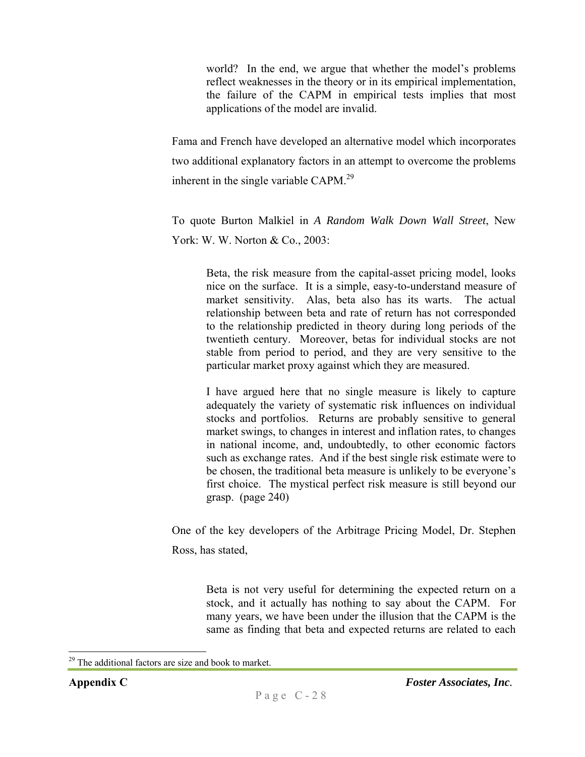> world? In the end, we argue that whether the model's problems reflect weaknesses in the theory or in its empirical implementation, the failure of the CAPM in empirical tests implies that most applications of the model are invalid.

Fama and French have developed an alternative model which incorporates two additional explanatory factors in an attempt to overcome the problems inherent in the single variable CAPM.[29]

To quote Burton Malkiel in *A Random Walk Down Wall Street*, New York: W. W. Norton & Co., 2003:

> Beta, the risk measure from the capital-asset pricing model, looks nice on the surface. It is a simple, easy-to-understand measure of market sensitivity. Alas, beta also has its warts. The actual relationship between beta and rate of return has not corresponded to the relationship predicted in theory during long periods of the twentieth century. Moreover, betas for individual stocks are not stable from period to period, and they are very sensitive to the particular market proxy against which they are measured.
>
> I have argued here that no single measure is likely to capture adequately the variety of systematic risk influences on individual stocks and portfolios. Returns are probably sensitive to general market swings, to changes in interest and inflation rates, to changes in national income, and, undoubtedly, to other economic factors such as exchange rates. And if the best single risk estimate were to be chosen, the traditional beta measure is unlikely to be everyone's first choice. The mystical perfect risk measure is still beyond our grasp. (page 240)

One of the key developers of the Arbitrage Pricing Model, Dr. Stephen Ross, has stated,

> Beta is not very useful for determining the expected return on a stock, and it actually has nothing to say about the CAPM. For many years, we have been under the illusion that the CAPM is the same as finding that beta and expected returns are related to each

[29] The additional factors are size and book to market.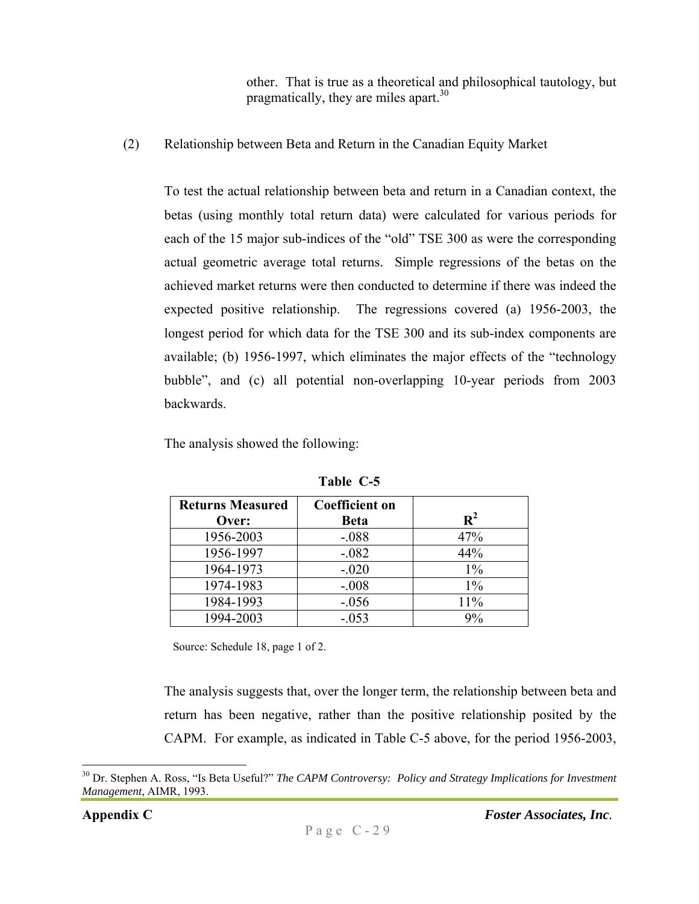other. That is true as a theoretical and philosophical tautology, but pragmatically, they are miles apart.[30]

(2) Relationship between Beta and Return in the Canadian Equity Market

To test the actual relationship between beta and return in a Canadian context, the betas (using monthly total return data) were calculated for various periods for each of the 15 major sub-indices of the "old" TSE 300 as were the corresponding actual geometric average total returns. Simple regressions of the betas on the achieved market returns were then conducted to determine if there was indeed the expected positive relationship. The regressions covered (a) 1956-2003, the longest period for which data for the TSE 300 and its sub-index components are available; (b) 1956-1997, which eliminates the major effects of the "technology bubble", and (c) all potential non-overlapping 10-year periods from 2003 backwards.

The analysis showed the following:

**Table C-5**

| Returns Measured Over: | Coefficient on Beta | $R^2$ |
|---|---|---|
| 1956-2003 | -.088 | 47% |
| 1956-1997 | -.082 | 44% |
| 1964-1973 | -.020 | 1% |
| 1974-1983 | -.008 | 1% |
| 1984-1993 | -.056 | 11% |
| 1994-2003 | -.053 | 9% |

Source: Schedule 18, page 1 of 2.

The analysis suggests that, over the longer term, the relationship between beta and return has been negative, rather than the positive relationship posited by the CAPM. For example, as indicated in Table C-5 above, for the period 1956-2003,

[30] Dr. Stephen A. Ross, "Is Beta Useful?" *The CAPM Controversy: Policy and Strategy Implications for Investment Management*, AIMR, 1993.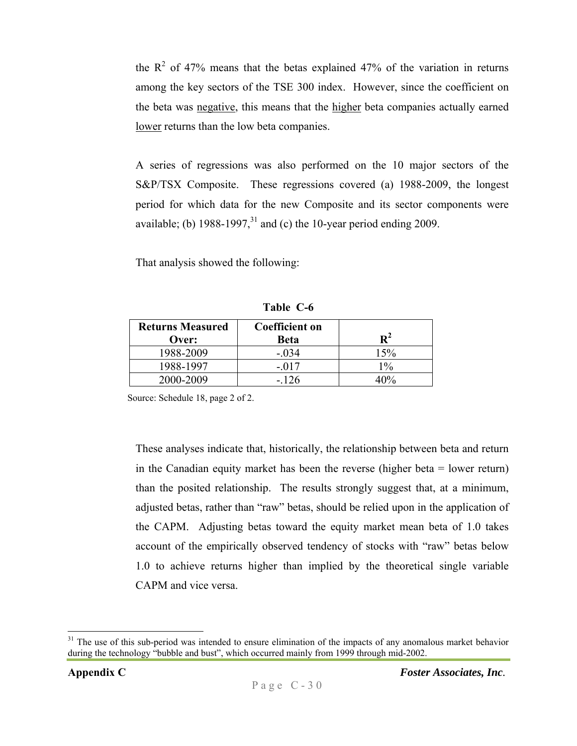the $R^2$ of 47% means that the betas explained 47% of the variation in returns among the key sectors of the TSE 300 index. However, since the coefficient on the beta was negative, this means that the higher beta companies actually earned lower returns than the low beta companies.

A series of regressions was also performed on the 10 major sectors of the S&P/TSX Composite. These regressions covered (a) 1988-2009, the longest period for which data for the new Composite and its sector components were available; (b) 1988-1997,[31] and (c) the 10-year period ending 2009.

That analysis showed the following:

**Table C-6**

| Returns Measured Over: | Coefficient on Beta | $R^2$ |
|---|---|---|
| 1988-2009 | -.034 | 15% |
| 1988-1997 | -.017 | 1% |
| 2000-2009 | -.126 | 40% |

Source: Schedule 18, page 2 of 2.

These analyses indicate that, historically, the relationship between beta and return in the Canadian equity market has been the reverse (higher beta = lower return) than the posited relationship. The results strongly suggest that, at a minimum, adjusted betas, rather than "raw" betas, should be relied upon in the application of the CAPM. Adjusting betas toward the equity market mean beta of 1.0 takes account of the empirically observed tendency of stocks with "raw" betas below 1.0 to achieve returns higher than implied by the theoretical single variable CAPM and vice versa.

[31] The use of this sub-period was intended to ensure elimination of the impacts of any anomalous market behavior during the technology "bubble and bust", which occurred mainly from 1999 through mid-2002.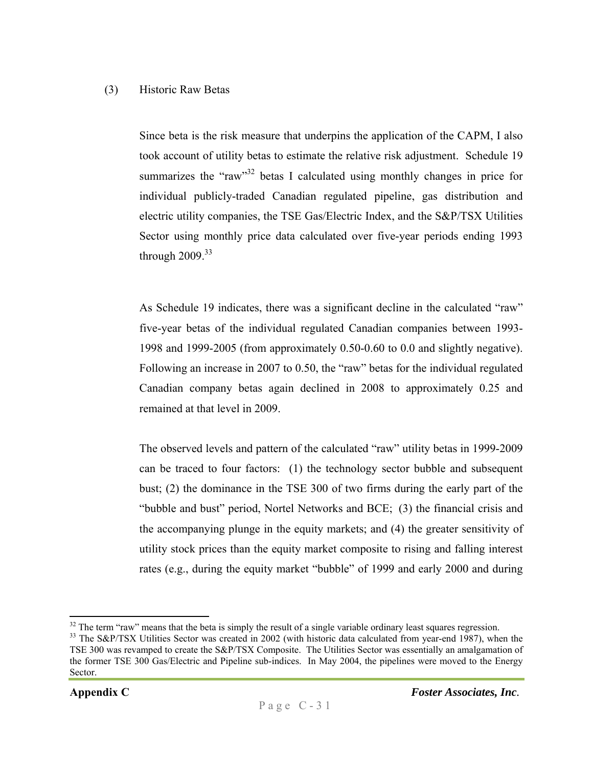(3) Historic Raw Betas

Since beta is the risk measure that underpins the application of the CAPM, I also took account of utility betas to estimate the relative risk adjustment. Schedule 19 summarizes the "raw"[32] betas I calculated using monthly changes in price for individual publicly-traded Canadian regulated pipeline, gas distribution and electric utility companies, the TSE Gas/Electric Index, and the S&P/TSX Utilities Sector using monthly price data calculated over five-year periods ending 1993 through 2009.[33]

As Schedule 19 indicates, there was a significant decline in the calculated "raw" five-year betas of the individual regulated Canadian companies between 1993-1998 and 1999-2005 (from approximately 0.50-0.60 to 0.0 and slightly negative). Following an increase in 2007 to 0.50, the "raw" betas for the individual regulated Canadian company betas again declined in 2008 to approximately 0.25 and remained at that level in 2009.

The observed levels and pattern of the calculated "raw" utility betas in 1999-2009 can be traced to four factors: (1) the technology sector bubble and subsequent bust; (2) the dominance in the TSE 300 of two firms during the early part of the "bubble and bust" period, Nortel Networks and BCE; (3) the financial crisis and the accompanying plunge in the equity markets; and (4) the greater sensitivity of utility stock prices than the equity market composite to rising and falling interest rates (e.g., during the equity market "bubble" of 1999 and early 2000 and during

---

[32] The term "raw" means that the beta is simply the result of a single variable ordinary least squares regression.

[33] The S&P/TSX Utilities Sector was created in 2002 (with historic data calculated from year-end 1987), when the TSE 300 was revamped to create the S&P/TSX Composite. The Utilities Sector was essentially an amalgamation of the former TSE 300 Gas/Electric and Pipeline sub-indices. In May 2004, the pipelines were moved to the Energy Sector.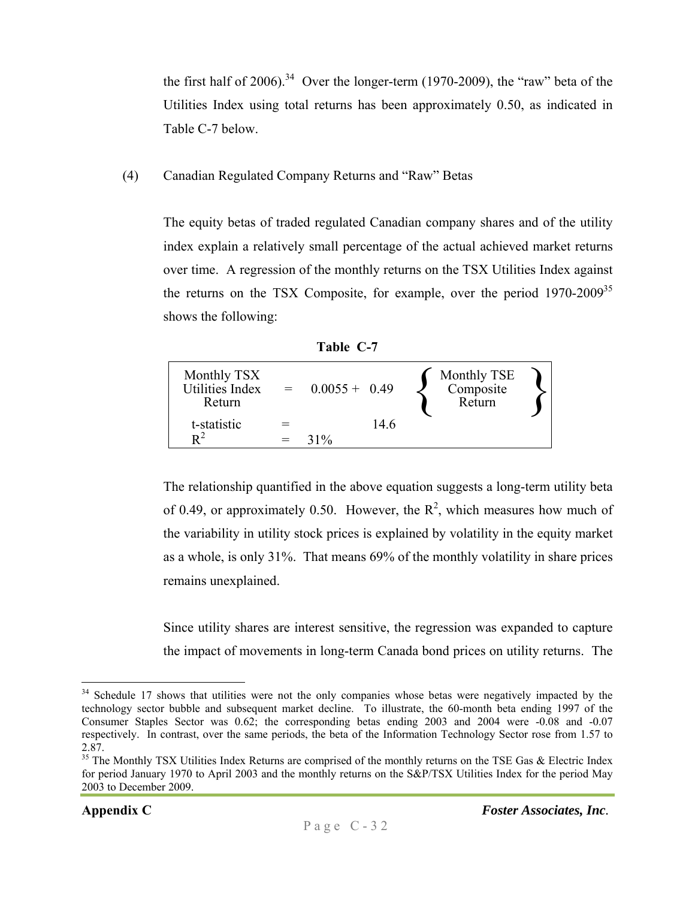the first half of 2006).[34] Over the longer-term (1970-2009), the "raw" beta of the Utilities Index using total returns has been approximately 0.50, as indicated in Table C-7 below.

(4) Canadian Regulated Company Returns and "Raw" Betas

The equity betas of traded regulated Canadian company shares and of the utility index explain a relatively small percentage of the actual achieved market returns over time. A regression of the monthly returns on the TSX Utilities Index against the returns on the TSX Composite, for example, over the period 1970-2009[35] shows the following:

**Table C-7**

| Monthly TSX Utilities Index Return | = | 0.0055 + | 0.49 | { Monthly TSE Composite Return } |
|---|---|---|---|---|
| t-statistic | = | | 14.6 | |
| $R^2$ | = | 31% | | |

The relationship quantified in the above equation suggests a long-term utility beta of 0.49, or approximately 0.50. However, the $R^2$, which measures how much of the variability in utility stock prices is explained by volatility in the equity market as a whole, is only 31%. That means 69% of the monthly volatility in share prices remains unexplained.

Since utility shares are interest sensitive, the regression was expanded to capture the impact of movements in long-term Canada bond prices on utility returns. The

[34] Schedule 17 shows that utilities were not the only companies whose betas were negatively impacted by the technology sector bubble and subsequent market decline. To illustrate, the 60-month beta ending 1997 of the Consumer Staples Sector was 0.62; the corresponding betas ending 2003 and 2004 were -0.08 and -0.07 respectively. In contrast, over the same periods, the beta of the Information Technology Sector rose from 1.57 to 2.87.

[35] The Monthly TSX Utilities Index Returns are comprised of the monthly returns on the TSE Gas & Electric Index for period January 1970 to April 2003 and the monthly returns on the S&P/TSX Utilities Index for the period May 2003 to December 2009.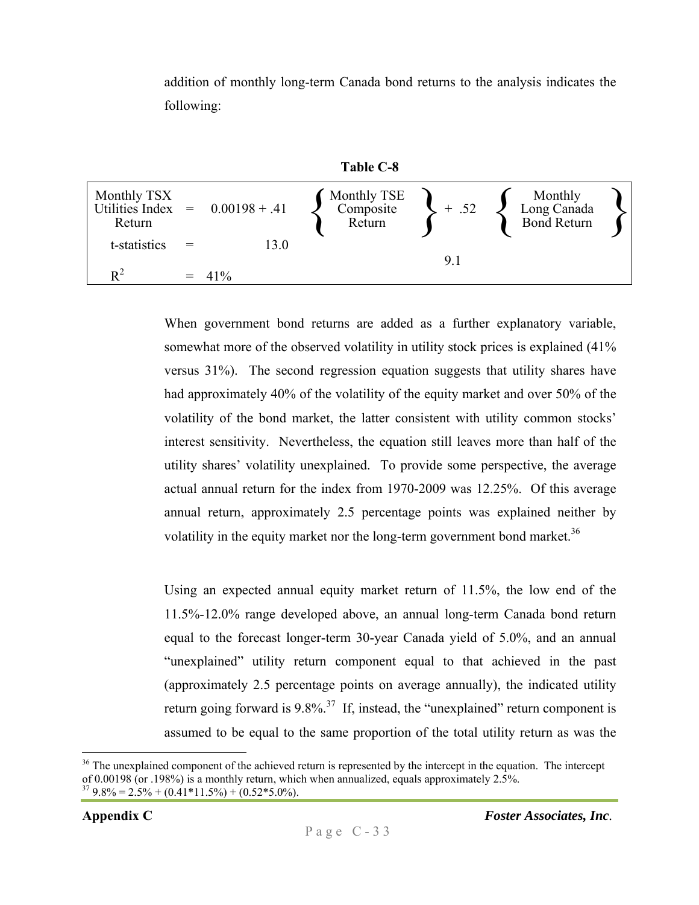addition of monthly long-term Canada bond returns to the analysis indicates the following:

**Table C-8**

| Monthly TSX Utilities Index Return | = | 0.00198 + .41 | { Monthly TSE Composite Return } | + .52 | { Monthly Long Canada Bond Return } |
|---|---|---|---|---|---|
| t-statistics | = | 13.0 | | 9.1 | |
| $R^2$ | = | 41% | | | |

When government bond returns are added as a further explanatory variable, somewhat more of the observed volatility in utility stock prices is explained (41% versus 31%). The second regression equation suggests that utility shares have had approximately 40% of the volatility of the equity market and over 50% of the volatility of the bond market, the latter consistent with utility common stocks' interest sensitivity. Nevertheless, the equation still leaves more than half of the utility shares' volatility unexplained. To provide some perspective, the average actual annual return for the index from 1970-2009 was 12.25%. Of this average annual return, approximately 2.5 percentage points was explained neither by volatility in the equity market nor the long-term government bond market.[36]

Using an expected annual equity market return of 11.5%, the low end of the 11.5%-12.0% range developed above, an annual long-term Canada bond return equal to the forecast longer-term 30-year Canada yield of 5.0%, and an annual "unexplained" utility return component equal to that achieved in the past (approximately 2.5 percentage points on average annually), the indicated utility return going forward is 9.8%.[37] If, instead, the "unexplained" return component is assumed to be equal to the same proportion of the total utility return as was the

---

[36] The unexplained component of the achieved return is represented by the intercept in the equation. The intercept of 0.00198 (or .198%) is a monthly return, which when annualized, equals approximately 2.5%.

[37] 9.8% = 2.5% + (0.41*11.5%) + (0.52*5.0%).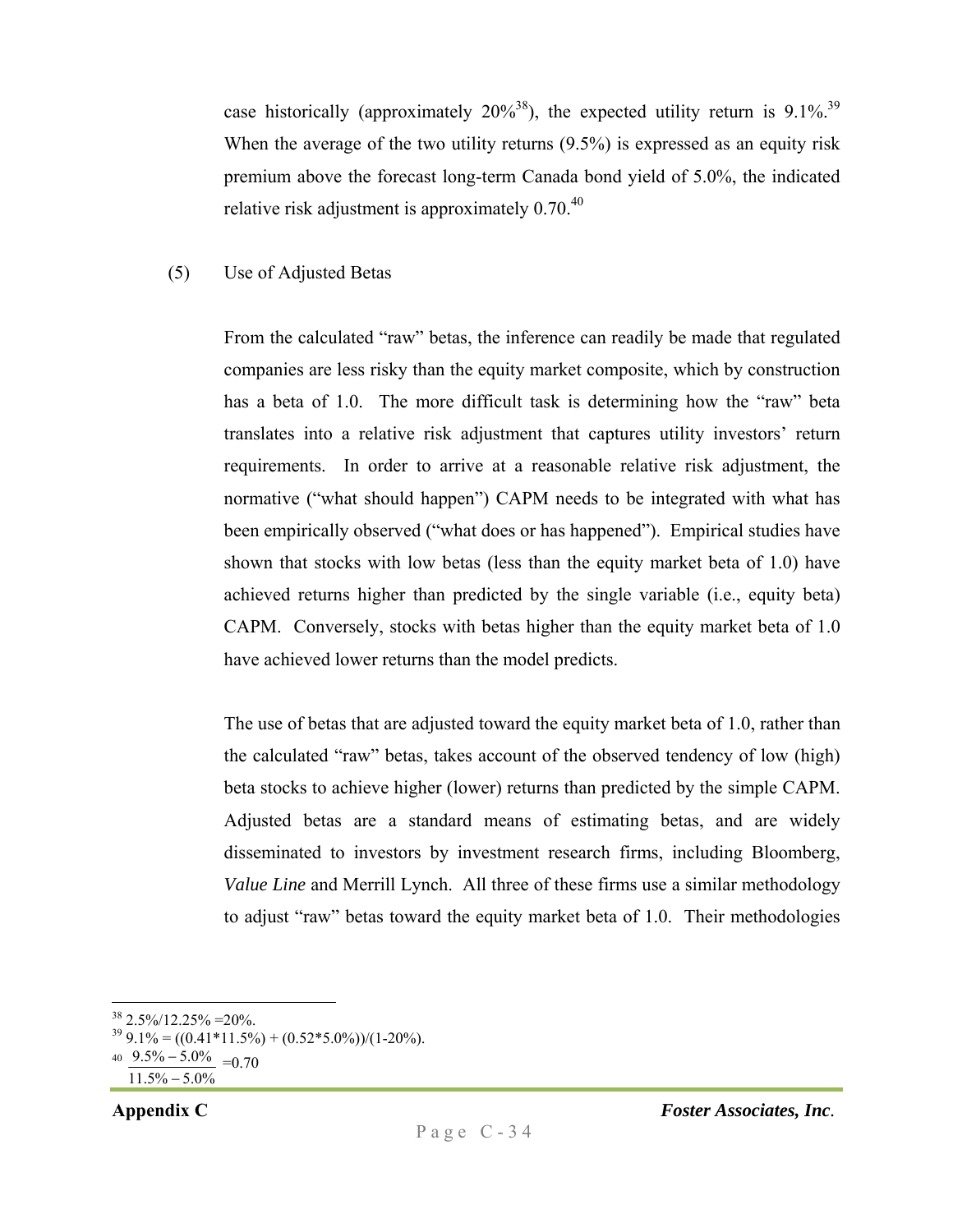case historically (approximately 20%[38]), the expected utility return is 9.1%.[39] When the average of the two utility returns (9.5%) is expressed as an equity risk premium above the forecast long-term Canada bond yield of 5.0%, the indicated relative risk adjustment is approximately 0.70.[40]

(5) Use of Adjusted Betas

From the calculated "raw" betas, the inference can readily be made that regulated companies are less risky than the equity market composite, which by construction has a beta of 1.0. The more difficult task is determining how the "raw" beta translates into a relative risk adjustment that captures utility investors' return requirements. In order to arrive at a reasonable relative risk adjustment, the normative ("what should happen") CAPM needs to be integrated with what has been empirically observed ("what does or has happened"). Empirical studies have shown that stocks with low betas (less than the equity market beta of 1.0) have achieved returns higher than predicted by the single variable (i.e., equity beta) CAPM. Conversely, stocks with betas higher than the equity market beta of 1.0 have achieved lower returns than the model predicts.

The use of betas that are adjusted toward the equity market beta of 1.0, rather than the calculated "raw" betas, takes account of the observed tendency of low (high) beta stocks to achieve higher (lower) returns than predicted by the simple CAPM. Adjusted betas are a standard means of estimating betas, and are widely disseminated to investors by investment research firms, including Bloomberg, *Value Line* and Merrill Lynch. All three of these firms use a similar methodology to adjust "raw" betas toward the equity market beta of 1.0. Their methodologies

---

[38] 2.5%/12.25% =20%.

[39] 9.1% = ((0.41*11.5%) + (0.52*5.0%))/(1-20%).

[40] $\frac{9.5\% - 5.0\%}{11.5\% - 5.0\%} = 0.70$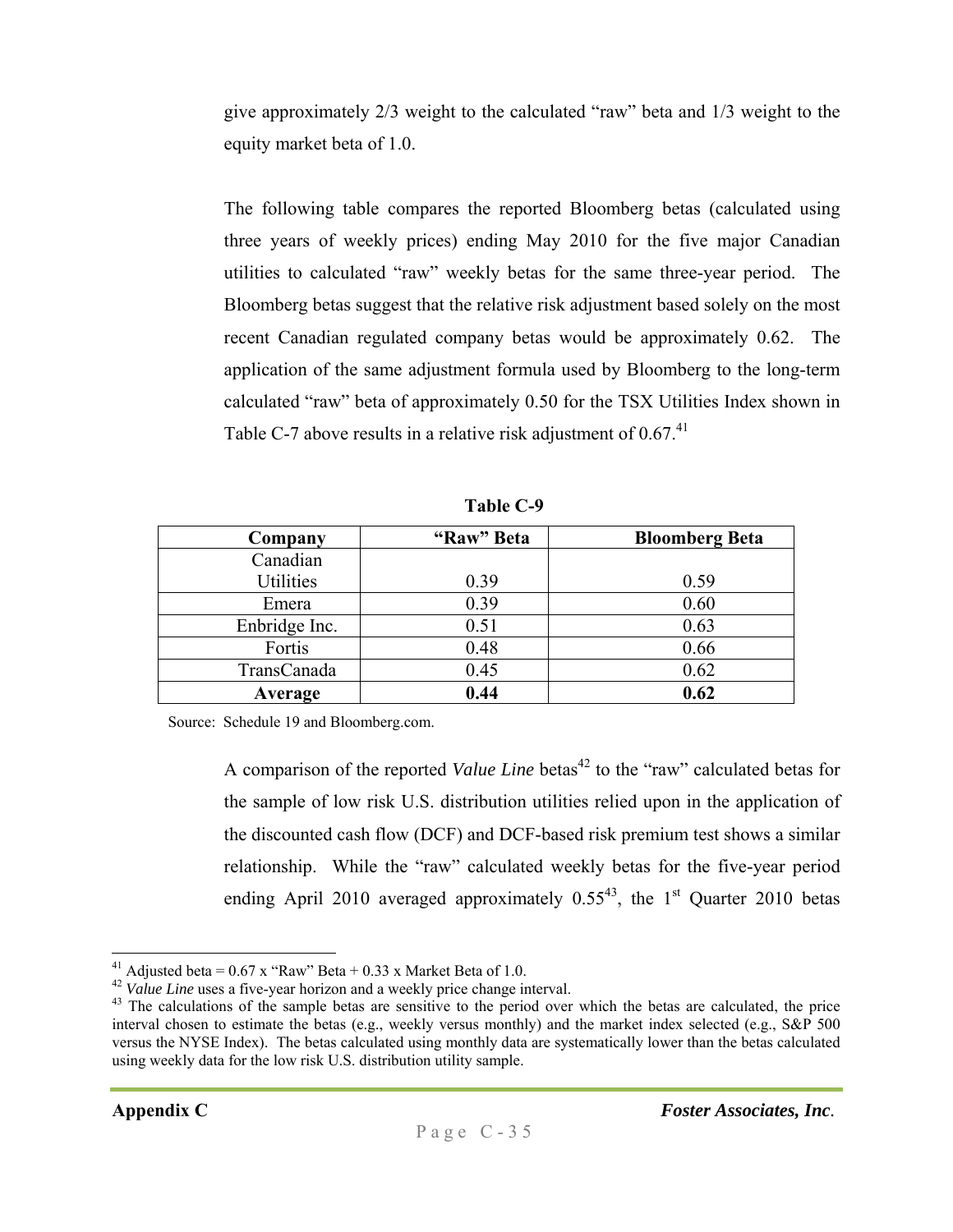give approximately 2/3 weight to the calculated "raw" beta and 1/3 weight to the equity market beta of 1.0.

The following table compares the reported Bloomberg betas (calculated using three years of weekly prices) ending May 2010 for the five major Canadian utilities to calculated "raw" weekly betas for the same three-year period. The Bloomberg betas suggest that the relative risk adjustment based solely on the most recent Canadian regulated company betas would be approximately 0.62. The application of the same adjustment formula used by Bloomberg to the long-term calculated "raw" beta of approximately 0.50 for the TSX Utilities Index shown in Table C-7 above results in a relative risk adjustment of 0.67.[41]

**Table C-9**

| Company | "Raw" Beta | Bloomberg Beta |
|---|---|---|
| Canadian Utilities | 0.39 | 0.59 |
| Emera | 0.39 | 0.60 |
| Enbridge Inc. | 0.51 | 0.63 |
| Fortis | 0.48 | 0.66 |
| TransCanada | 0.45 | 0.62 |
| **Average** | **0.44** | **0.62** |

Source: Schedule 19 and Bloomberg.com.

A comparison of the reported *Value Line* betas[42] to the "raw" calculated betas for the sample of low risk U.S. distribution utilities relied upon in the application of the discounted cash flow (DCF) and DCF-based risk premium test shows a similar relationship. While the "raw" calculated weekly betas for the five-year period ending April 2010 averaged approximately 0.55[43], the 1st Quarter 2010 betas

[41] Adjusted beta = 0.67 x "Raw" Beta + 0.33 x Market Beta of 1.0.

[42] *Value Line* uses a five-year horizon and a weekly price change interval.

[43] The calculations of the sample betas are sensitive to the period over which the betas are calculated, the price interval chosen to estimate the betas (e.g., weekly versus monthly) and the market index selected (e.g., S&P 500 versus the NYSE Index). The betas calculated using monthly data are systematically lower than the betas calculated using weekly data for the low risk U.S. distribution utility sample.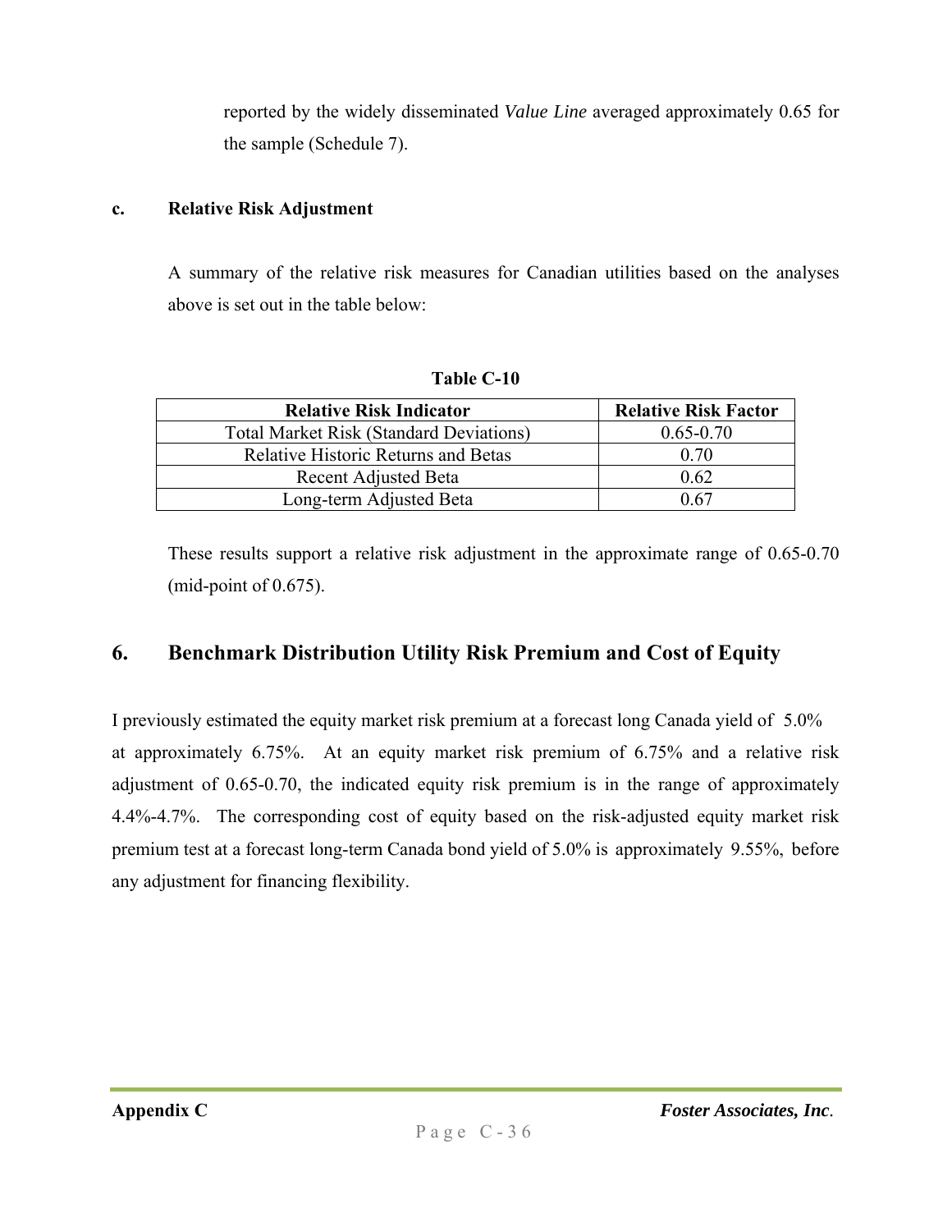reported by the widely disseminated *Value Line* averaged approximately 0.65 for the sample (Schedule 7).

### c. Relative Risk Adjustment

A summary of the relative risk measures for Canadian utilities based on the analyses above is set out in the table below:

**Table C-10**

| Relative Risk Indicator | Relative Risk Factor |
| --- | --- |
| Total Market Risk (Standard Deviations) | 0.65-0.70 |
| Relative Historic Returns and Betas | 0.70 |
| Recent Adjusted Beta | 0.62 |
| Long-term Adjusted Beta | 0.67 |

These results support a relative risk adjustment in the approximate range of 0.65-0.70 (mid-point of 0.675).

## 6. Benchmark Distribution Utility Risk Premium and Cost of Equity

I previously estimated the equity market risk premium at a forecast long Canada yield of 5.0% at approximately 6.75%. At an equity market risk premium of 6.75% and a relative risk adjustment of 0.65-0.70, the indicated equity risk premium is in the range of approximately 4.4%-4.7%. The corresponding cost of equity based on the risk-adjusted equity market risk premium test at a forecast long-term Canada bond yield of 5.0% is approximately 9.55%, before any adjustment for financing flexibility.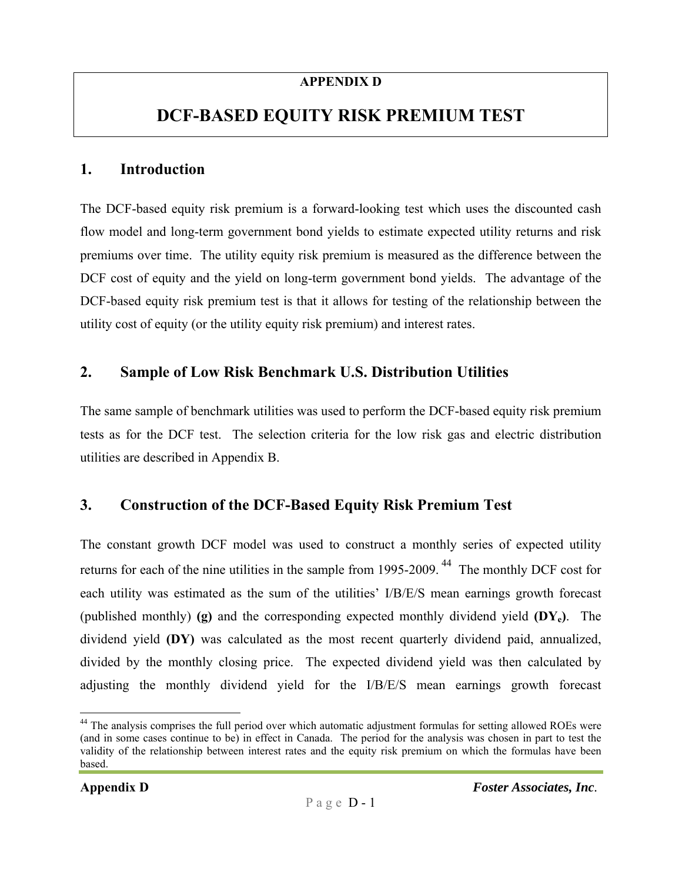**APPENDIX D**

# DCF-BASED EQUITY RISK PREMIUM TEST

## 1. Introduction

The DCF-based equity risk premium is a forward-looking test which uses the discounted cash flow model and long-term government bond yields to estimate expected utility returns and risk premiums over time. The utility equity risk premium is measured as the difference between the DCF cost of equity and the yield on long-term government bond yields. The advantage of the DCF-based equity risk premium test is that it allows for testing of the relationship between the utility cost of equity (or the utility equity risk premium) and interest rates.

## 2. Sample of Low Risk Benchmark U.S. Distribution Utilities

The same sample of benchmark utilities was used to perform the DCF-based equity risk premium tests as for the DCF test. The selection criteria for the low risk gas and electric distribution utilities are described in Appendix B.

## 3. Construction of the DCF-Based Equity Risk Premium Test

The constant growth DCF model was used to construct a monthly series of expected utility returns for each of the nine utilities in the sample from 1995-2009.[44] The monthly DCF cost for each utility was estimated as the sum of the utilities' I/B/E/S mean earnings growth forecast (published monthly) **(g)** and the corresponding expected monthly dividend yield **($DY_e$)**. The dividend yield **(DY)** was calculated as the most recent quarterly dividend paid, annualized, divided by the monthly closing price. The expected dividend yield was then calculated by adjusting the monthly dividend yield for the I/B/E/S mean earnings growth forecast

[44] The analysis comprises the full period over which automatic adjustment formulas for setting allowed ROEs were (and in some cases continue to be) in effect in Canada. The period for the analysis was chosen in part to test the validity of the relationship between interest rates and the equity risk premium on which the formulas have been based.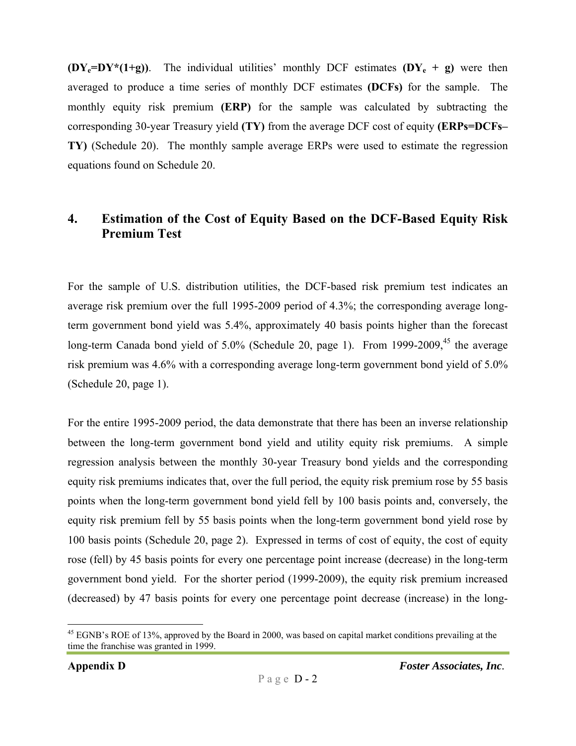**($DY_e$=DY*(1+g))**. The individual utilities' monthly DCF estimates **($DY_e$ + g)** were then averaged to produce a time series of monthly DCF estimates **(DCFs)** for the sample. The monthly equity risk premium **(ERP)** for the sample was calculated by subtracting the corresponding 30-year Treasury yield **(TY)** from the average DCF cost of equity **(ERPs=DCFs–TY)** (Schedule 20). The monthly sample average ERPs were used to estimate the regression equations found on Schedule 20.

## 4. Estimation of the Cost of Equity Based on the DCF-Based Equity Risk Premium Test

For the sample of U.S. distribution utilities, the DCF-based risk premium test indicates an average risk premium over the full 1995-2009 period of 4.3%; the corresponding average long-term government bond yield was 5.4%, approximately 40 basis points higher than the forecast long-term Canada bond yield of 5.0% (Schedule 20, page 1). From 1999-2009,[45] the average risk premium was 4.6% with a corresponding average long-term government bond yield of 5.0% (Schedule 20, page 1).

For the entire 1995-2009 period, the data demonstrate that there has been an inverse relationship between the long-term government bond yield and utility equity risk premiums. A simple regression analysis between the monthly 30-year Treasury bond yields and the corresponding equity risk premiums indicates that, over the full period, the equity risk premium rose by 55 basis points when the long-term government bond yield fell by 100 basis points and, conversely, the equity risk premium fell by 55 basis points when the long-term government bond yield rose by 100 basis points (Schedule 20, page 2). Expressed in terms of cost of equity, the cost of equity rose (fell) by 45 basis points for every one percentage point increase (decrease) in the long-term government bond yield. For the shorter period (1999-2009), the equity risk premium increased (decreased) by 47 basis points for every one percentage point decrease (increase) in the long-

[45] EGNB's ROE of 13%, approved by the Board in 2000, was based on capital market conditions prevailing at the time the franchise was granted in 1999.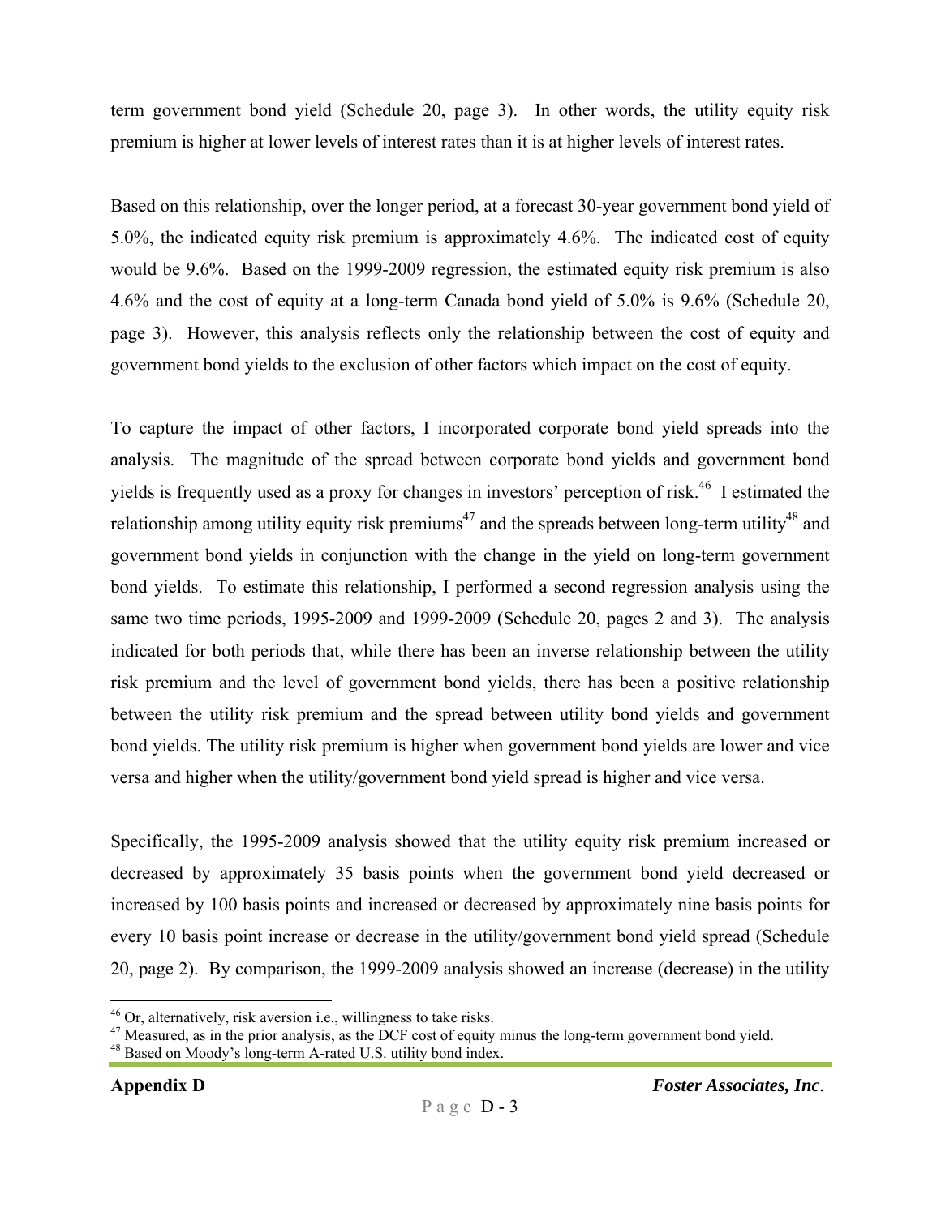term government bond yield (Schedule 20, page 3). In other words, the utility equity risk premium is higher at lower levels of interest rates than it is at higher levels of interest rates.

Based on this relationship, over the longer period, at a forecast 30-year government bond yield of 5.0%, the indicated equity risk premium is approximately 4.6%. The indicated cost of equity would be 9.6%. Based on the 1999-2009 regression, the estimated equity risk premium is also 4.6% and the cost of equity at a long-term Canada bond yield of 5.0% is 9.6% (Schedule 20, page 3). However, this analysis reflects only the relationship between the cost of equity and government bond yields to the exclusion of other factors which impact on the cost of equity.

To capture the impact of other factors, I incorporated corporate bond yield spreads into the analysis. The magnitude of the spread between corporate bond yields and government bond yields is frequently used as a proxy for changes in investors' perception of risk.[46] I estimated the relationship among utility equity risk premiums[47] and the spreads between long-term utility[48] and government bond yields in conjunction with the change in the yield on long-term government bond yields. To estimate this relationship, I performed a second regression analysis using the same two time periods, 1995-2009 and 1999-2009 (Schedule 20, pages 2 and 3). The analysis indicated for both periods that, while there has been an inverse relationship between the utility risk premium and the level of government bond yields, there has been a positive relationship between the utility risk premium and the spread between utility bond yields and government bond yields. The utility risk premium is higher when government bond yields are lower and vice versa and higher when the utility/government bond yield spread is higher and vice versa.

Specifically, the 1995-2009 analysis showed that the utility equity risk premium increased or decreased by approximately 35 basis points when the government bond yield decreased or increased by 100 basis points and increased or decreased by approximately nine basis points for every 10 basis point increase or decrease in the utility/government bond yield spread (Schedule 20, page 2). By comparison, the 1999-2009 analysis showed an increase (decrease) in the utility

---

[46] Or, alternatively, risk aversion i.e., willingness to take risks.

[47] Measured, as in the prior analysis, as the DCF cost of equity minus the long-term government bond yield.

[48] Based on Moody's long-term A-rated U.S. utility bond index.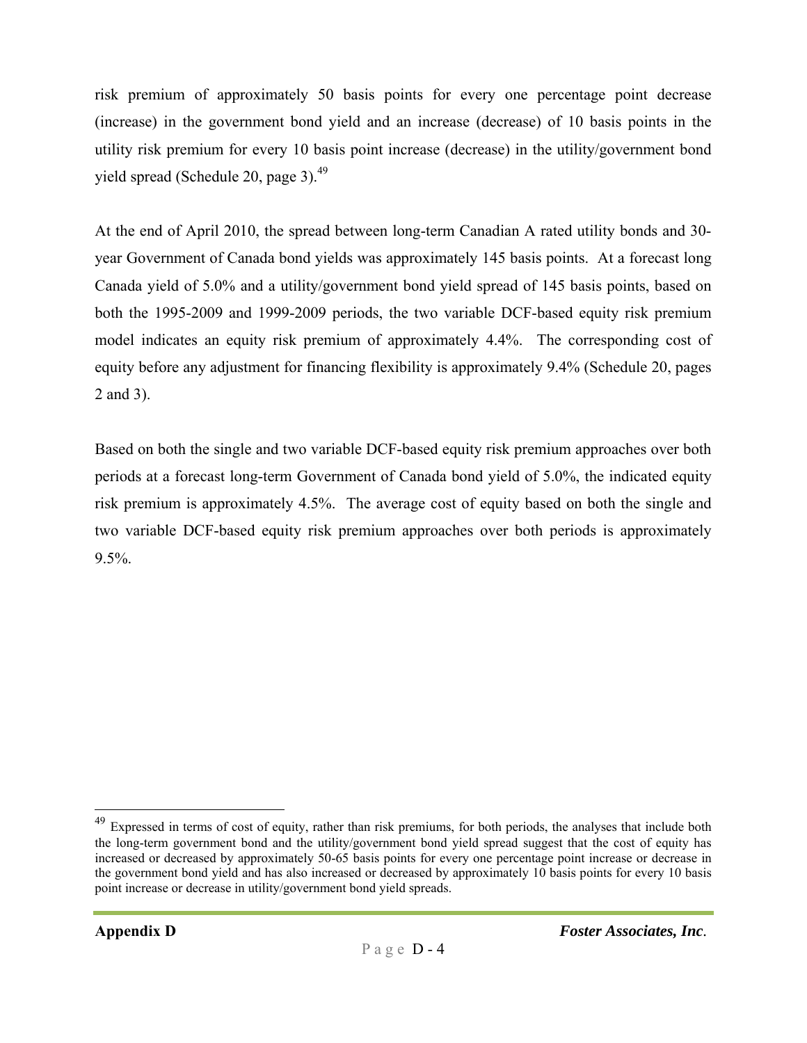risk premium of approximately 50 basis points for every one percentage point decrease (increase) in the government bond yield and an increase (decrease) of 10 basis points in the utility risk premium for every 10 basis point increase (decrease) in the utility/government bond yield spread (Schedule 20, page 3).[49]

At the end of April 2010, the spread between long-term Canadian A rated utility bonds and 30-year Government of Canada bond yields was approximately 145 basis points. At a forecast long Canada yield of 5.0% and a utility/government bond yield spread of 145 basis points, based on both the 1995-2009 and 1999-2009 periods, the two variable DCF-based equity risk premium model indicates an equity risk premium of approximately 4.4%. The corresponding cost of equity before any adjustment for financing flexibility is approximately 9.4% (Schedule 20, pages 2 and 3).

Based on both the single and two variable DCF-based equity risk premium approaches over both periods at a forecast long-term Government of Canada bond yield of 5.0%, the indicated equity risk premium is approximately 4.5%. The average cost of equity based on both the single and two variable DCF-based equity risk premium approaches over both periods is approximately 9.5%.

---

[49] Expressed in terms of cost of equity, rather than risk premiums, for both periods, the analyses that include both the long-term government bond and the utility/government bond yield spread suggest that the cost of equity has increased or decreased by approximately 50-65 basis points for every one percentage point increase or decrease in the government bond yield and has also increased or decreased by approximately 10 basis points for every 10 basis point increase or decrease in utility/government bond yield spreads.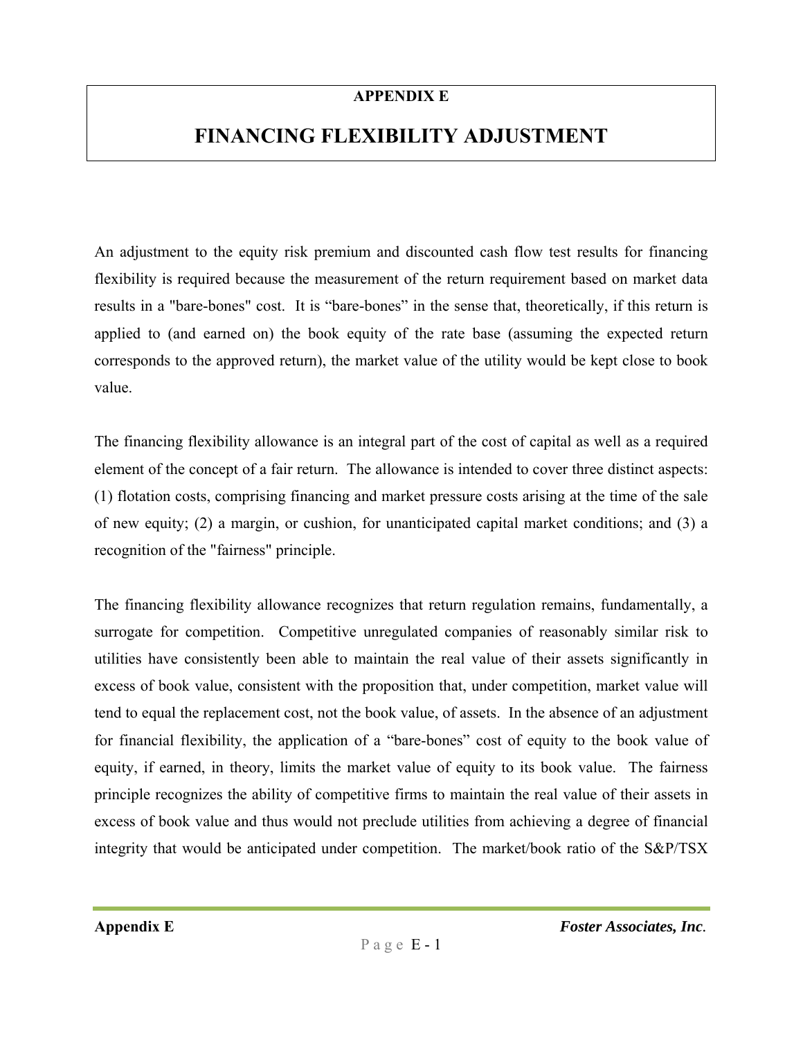# APPENDIX E

# FINANCING FLEXIBILITY ADJUSTMENT

An adjustment to the equity risk premium and discounted cash flow test results for financing flexibility is required because the measurement of the return requirement based on market data results in a "bare-bones" cost. It is "bare-bones" in the sense that, theoretically, if this return is applied to (and earned on) the book equity of the rate base (assuming the expected return corresponds to the approved return), the market value of the utility would be kept close to book value.

The financing flexibility allowance is an integral part of the cost of capital as well as a required element of the concept of a fair return. The allowance is intended to cover three distinct aspects: (1) flotation costs, comprising financing and market pressure costs arising at the time of the sale of new equity; (2) a margin, or cushion, for unanticipated capital market conditions; and (3) a recognition of the "fairness" principle.

The financing flexibility allowance recognizes that return regulation remains, fundamentally, a surrogate for competition. Competitive unregulated companies of reasonably similar risk to utilities have consistently been able to maintain the real value of their assets significantly in excess of book value, consistent with the proposition that, under competition, market value will tend to equal the replacement cost, not the book value, of assets. In the absence of an adjustment for financial flexibility, the application of a "bare-bones" cost of equity to the book value of equity, if earned, in theory, limits the market value of equity to its book value. The fairness principle recognizes the ability of competitive firms to maintain the real value of their assets in excess of book value and thus would not preclude utilities from achieving a degree of financial integrity that would be anticipated under competition. The market/book ratio of the S&P/TSX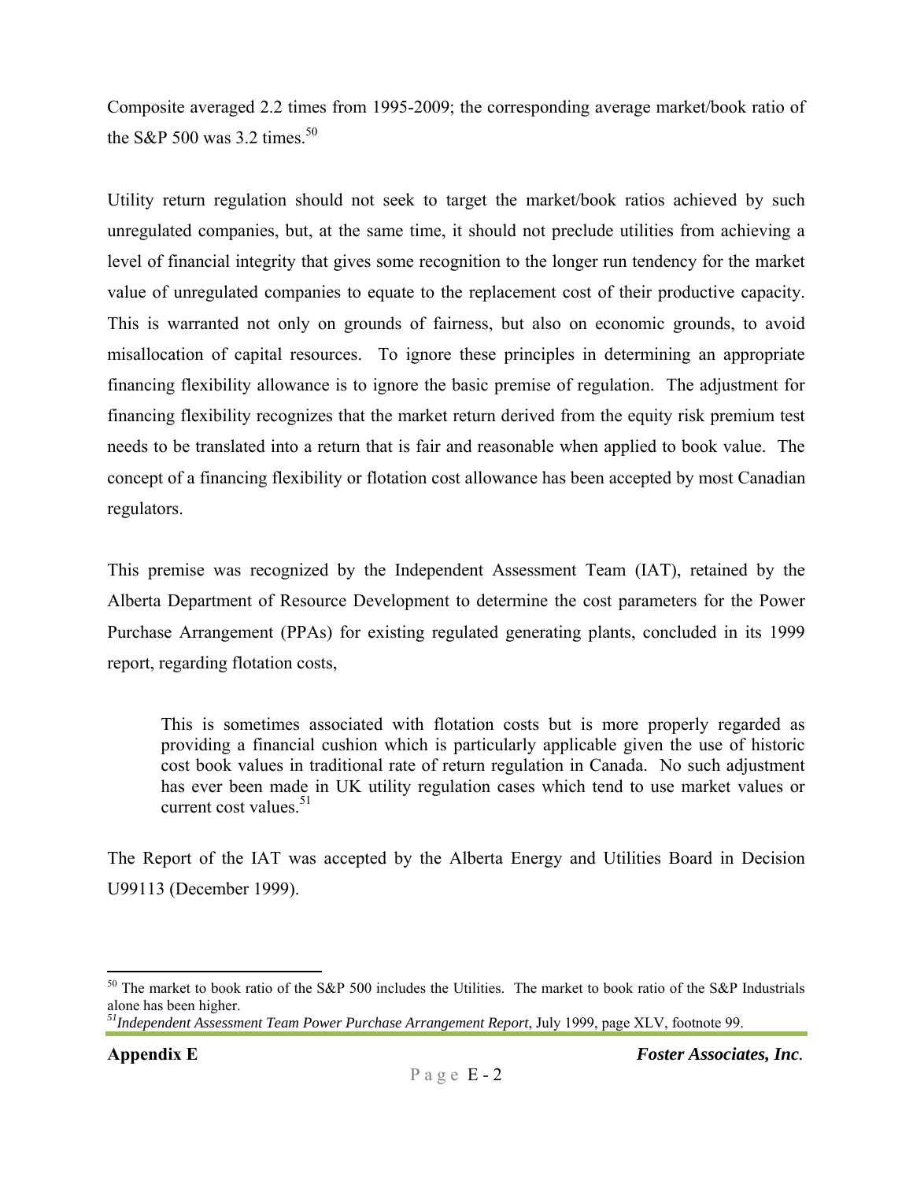Composite averaged 2.2 times from 1995-2009; the corresponding average market/book ratio of the S&P 500 was 3.2 times.[50]

Utility return regulation should not seek to target the market/book ratios achieved by such unregulated companies, but, at the same time, it should not preclude utilities from achieving a level of financial integrity that gives some recognition to the longer run tendency for the market value of unregulated companies to equate to the replacement cost of their productive capacity. This is warranted not only on grounds of fairness, but also on economic grounds, to avoid misallocation of capital resources. To ignore these principles in determining an appropriate financing flexibility allowance is to ignore the basic premise of regulation. The adjustment for financing flexibility recognizes that the market return derived from the equity risk premium test needs to be translated into a return that is fair and reasonable when applied to book value. The concept of a financing flexibility or flotation cost allowance has been accepted by most Canadian regulators.

This premise was recognized by the Independent Assessment Team (IAT), retained by the Alberta Department of Resource Development to determine the cost parameters for the Power Purchase Arrangement (PPAs) for existing regulated generating plants, concluded in its 1999 report, regarding flotation costs,

> This is sometimes associated with flotation costs but is more properly regarded as providing a financial cushion which is particularly applicable given the use of historic cost book values in traditional rate of return regulation in Canada. No such adjustment has ever been made in UK utility regulation cases which tend to use market values or current cost values.[51]

The Report of the IAT was accepted by the Alberta Energy and Utilities Board in Decision U99113 (December 1999).

---

[50] The market to book ratio of the S&P 500 includes the Utilities. The market to book ratio of the S&P Industrials alone has been higher.

[51] *Independent Assessment Team Power Purchase Arrangement Report*, July 1999, page XLV, footnote 99.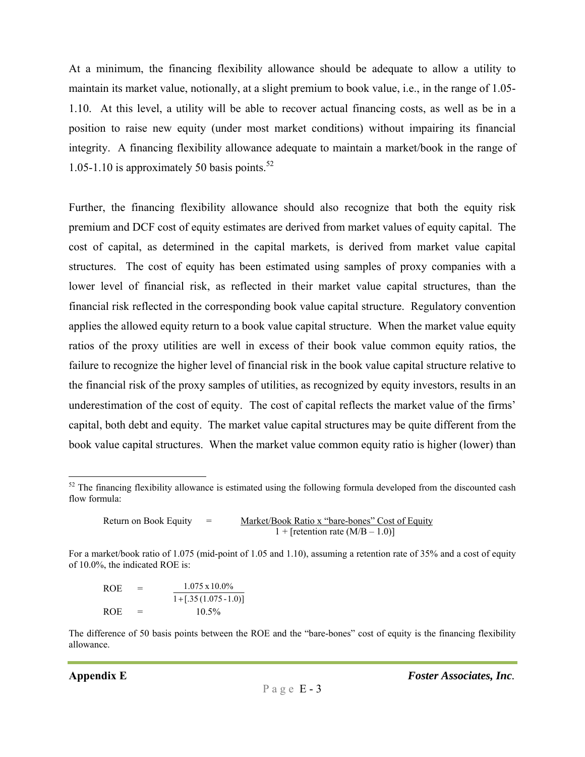At a minimum, the financing flexibility allowance should be adequate to allow a utility to maintain its market value, notionally, at a slight premium to book value, i.e., in the range of 1.05-1.10. At this level, a utility will be able to recover actual financing costs, as well as be in a position to raise new equity (under most market conditions) without impairing its financial integrity. A financing flexibility allowance adequate to maintain a market/book in the range of 1.05-1.10 is approximately 50 basis points.[52]

Further, the financing flexibility allowance should also recognize that both the equity risk premium and DCF cost of equity estimates are derived from market values of equity capital. The cost of capital, as determined in the capital markets, is derived from market value capital structures. The cost of equity has been estimated using samples of proxy companies with a lower level of financial risk, as reflected in their market value capital structures, than the financial risk reflected in the corresponding book value capital structure. Regulatory convention applies the allowed equity return to a book value capital structure. When the market value equity ratios of the proxy utilities are well in excess of their book value common equity ratios, the failure to recognize the higher level of financial risk in the book value capital structure relative to the financial risk of the proxy samples of utilities, as recognized by equity investors, results in an underestimation of the cost of equity. The cost of capital reflects the market value of the firms' capital, both debt and equity. The market value capital structures may be quite different from the book value capital structures. When the market value common equity ratio is higher (lower) than

---

[52] The financing flexibility allowance is estimated using the following formula developed from the discounted cash flow formula:

$$\text{Return on Book Equity} = \frac{\text{Market/Book Ratio x “bare-bones” Cost of Equity}}{1 + [\text{retention rate } (M/B - 1.0)]}$$

For a market/book ratio of 1.075 (mid-point of 1.05 and 1.10), assuming a retention rate of 35% and a cost of equity of 10.0%, the indicated ROE is:

$$\text{ROE} = \frac{1.075 \times 10.0\%}{1 + [.35\,(1.075 - 1.0)]}$$

$$\text{ROE} = 10.5\%$$

The difference of 50 basis points between the ROE and the “bare-bones” cost of equity is the financing flexibility allowance.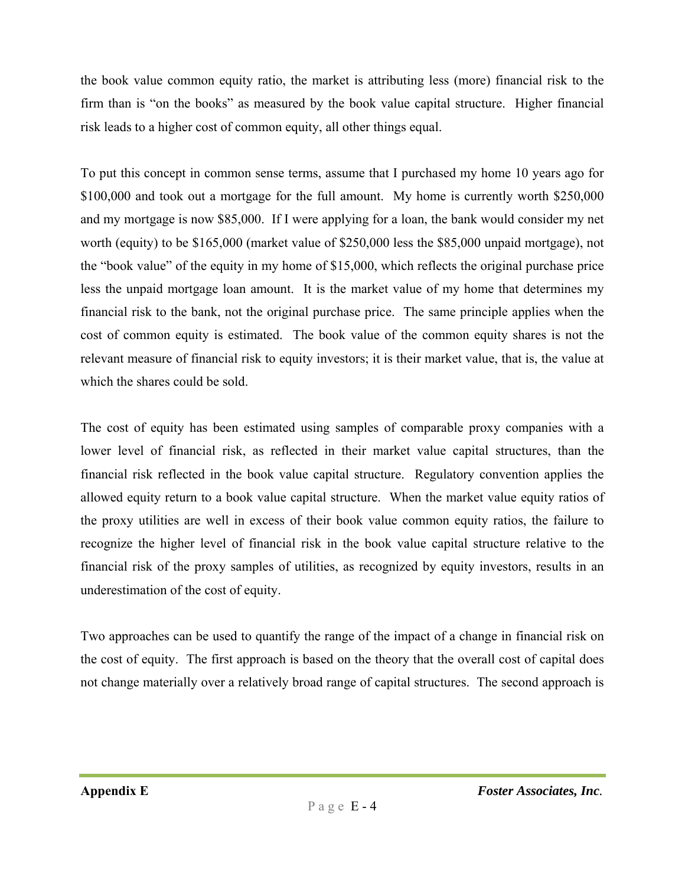the book value common equity ratio, the market is attributing less (more) financial risk to the firm than is "on the books" as measured by the book value capital structure. Higher financial risk leads to a higher cost of common equity, all other things equal.

To put this concept in common sense terms, assume that I purchased my home 10 years ago for $100,000 and took out a mortgage for the full amount. My home is currently worth $250,000 and my mortgage is now $85,000. If I were applying for a loan, the bank would consider my net worth (equity) to be $165,000 (market value of $250,000 less the $85,000 unpaid mortgage), not the "book value" of the equity in my home of $15,000, which reflects the original purchase price less the unpaid mortgage loan amount. It is the market value of my home that determines my financial risk to the bank, not the original purchase price. The same principle applies when the cost of common equity is estimated. The book value of the common equity shares is not the relevant measure of financial risk to equity investors; it is their market value, that is, the value at which the shares could be sold.

The cost of equity has been estimated using samples of comparable proxy companies with a lower level of financial risk, as reflected in their market value capital structures, than the financial risk reflected in the book value capital structure. Regulatory convention applies the allowed equity return to a book value capital structure. When the market value equity ratios of the proxy utilities are well in excess of their book value common equity ratios, the failure to recognize the higher level of financial risk in the book value capital structure relative to the financial risk of the proxy samples of utilities, as recognized by equity investors, results in an underestimation of the cost of equity.

Two approaches can be used to quantify the range of the impact of a change in financial risk on the cost of equity. The first approach is based on the theory that the overall cost of capital does not change materially over a relatively broad range of capital structures. The second approach is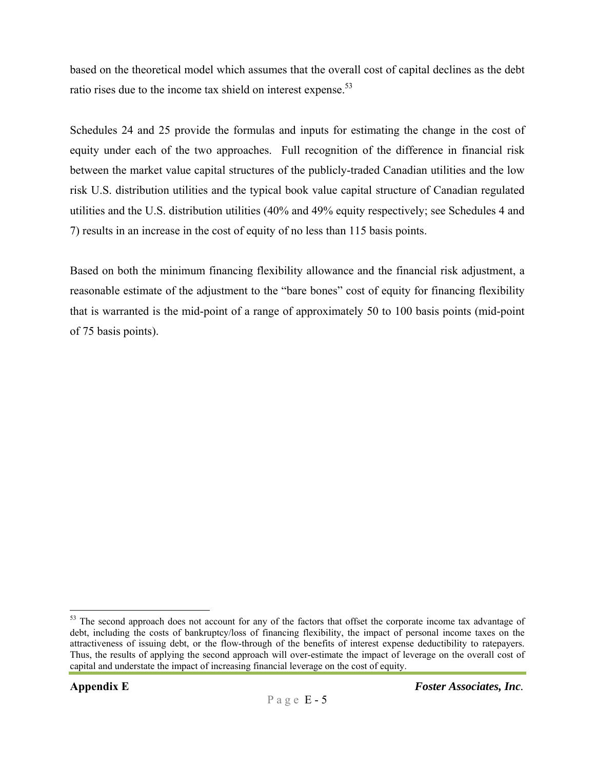based on the theoretical model which assumes that the overall cost of capital declines as the debt ratio rises due to the income tax shield on interest expense.[53]

Schedules 24 and 25 provide the formulas and inputs for estimating the change in the cost of equity under each of the two approaches. Full recognition of the difference in financial risk between the market value capital structures of the publicly-traded Canadian utilities and the low risk U.S. distribution utilities and the typical book value capital structure of Canadian regulated utilities and the U.S. distribution utilities (40% and 49% equity respectively; see Schedules 4 and 7) results in an increase in the cost of equity of no less than 115 basis points.

Based on both the minimum financing flexibility allowance and the financial risk adjustment, a reasonable estimate of the adjustment to the "bare bones" cost of equity for financing flexibility that is warranted is the mid-point of a range of approximately 50 to 100 basis points (mid-point of 75 basis points).

---

[53] The second approach does not account for any of the factors that offset the corporate income tax advantage of debt, including the costs of bankruptcy/loss of financing flexibility, the impact of personal income taxes on the attractiveness of issuing debt, or the flow-through of the benefits of interest expense deductibility to ratepayers. Thus, the results of applying the second approach will over-estimate the impact of leverage on the overall cost of capital and understate the impact of increasing financial leverage on the cost of equity.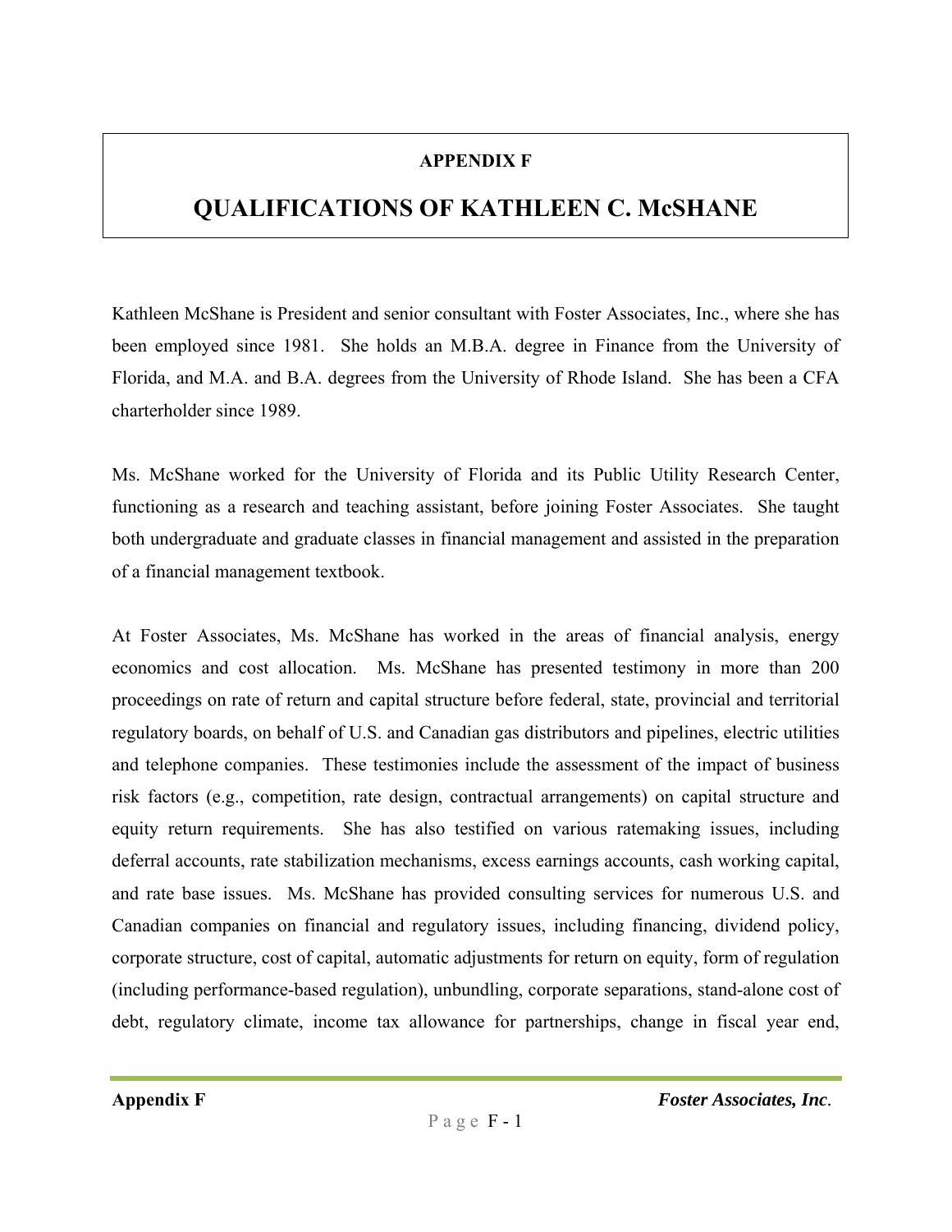**APPENDIX F**

# QUALIFICATIONS OF KATHLEEN C. McSHANE

Kathleen McShane is President and senior consultant with Foster Associates, Inc., where she has been employed since 1981. She holds an M.B.A. degree in Finance from the University of Florida, and M.A. and B.A. degrees from the University of Rhode Island. She has been a CFA charterholder since 1989.

Ms. McShane worked for the University of Florida and its Public Utility Research Center, functioning as a research and teaching assistant, before joining Foster Associates. She taught both undergraduate and graduate classes in financial management and assisted in the preparation of a financial management textbook.

At Foster Associates, Ms. McShane has worked in the areas of financial analysis, energy economics and cost allocation. Ms. McShane has presented testimony in more than 200 proceedings on rate of return and capital structure before federal, state, provincial and territorial regulatory boards, on behalf of U.S. and Canadian gas distributors and pipelines, electric utilities and telephone companies. These testimonies include the assessment of the impact of business risk factors (e.g., competition, rate design, contractual arrangements) on capital structure and equity return requirements. She has also testified on various ratemaking issues, including deferral accounts, rate stabilization mechanisms, excess earnings accounts, cash working capital, and rate base issues. Ms. McShane has provided consulting services for numerous U.S. and Canadian companies on financial and regulatory issues, including financing, dividend policy, corporate structure, cost of capital, automatic adjustments for return on equity, form of regulation (including performance-based regulation), unbundling, corporate separations, stand-alone cost of debt, regulatory climate, income tax allowance for partnerships, change in fiscal year end,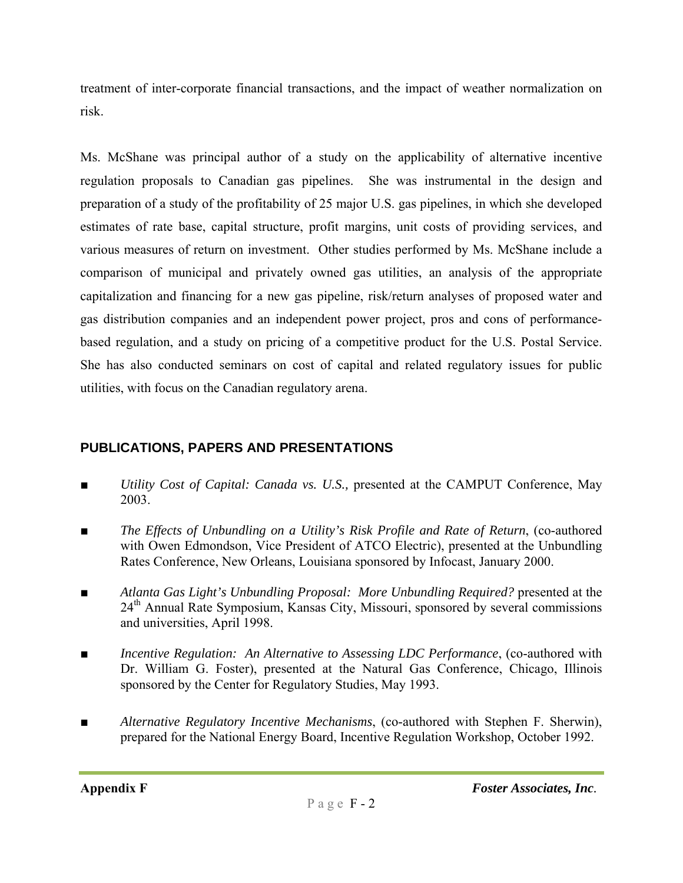treatment of inter-corporate financial transactions, and the impact of weather normalization on risk.

Ms. McShane was principal author of a study on the applicability of alternative incentive regulation proposals to Canadian gas pipelines. She was instrumental in the design and preparation of a study of the profitability of 25 major U.S. gas pipelines, in which she developed estimates of rate base, capital structure, profit margins, unit costs of providing services, and various measures of return on investment. Other studies performed by Ms. McShane include a comparison of municipal and privately owned gas utilities, an analysis of the appropriate capitalization and financing for a new gas pipeline, risk/return analyses of proposed water and gas distribution companies and an independent power project, pros and cons of performance-based regulation, and a study on pricing of a competitive product for the U.S. Postal Service. She has also conducted seminars on cost of capital and related regulatory issues for public utilities, with focus on the Canadian regulatory arena.

## PUBLICATIONS, PAPERS AND PRESENTATIONS

- *Utility Cost of Capital: Canada vs. U.S.,* presented at the CAMPUT Conference, May 2003.
- *The Effects of Unbundling on a Utility's Risk Profile and Rate of Return*, (co-authored with Owen Edmondson, Vice President of ATCO Electric), presented at the Unbundling Rates Conference, New Orleans, Louisiana sponsored by Infocast, January 2000.
- *Atlanta Gas Light's Unbundling Proposal: More Unbundling Required?* presented at the 24th Annual Rate Symposium, Kansas City, Missouri, sponsored by several commissions and universities, April 1998.
- *Incentive Regulation: An Alternative to Assessing LDC Performance*, (co-authored with Dr. William G. Foster), presented at the Natural Gas Conference, Chicago, Illinois sponsored by the Center for Regulatory Studies, May 1993.
- *Alternative Regulatory Incentive Mechanisms*, (co-authored with Stephen F. Sherwin), prepared for the National Energy Board, Incentive Regulation Workshop, October 1992.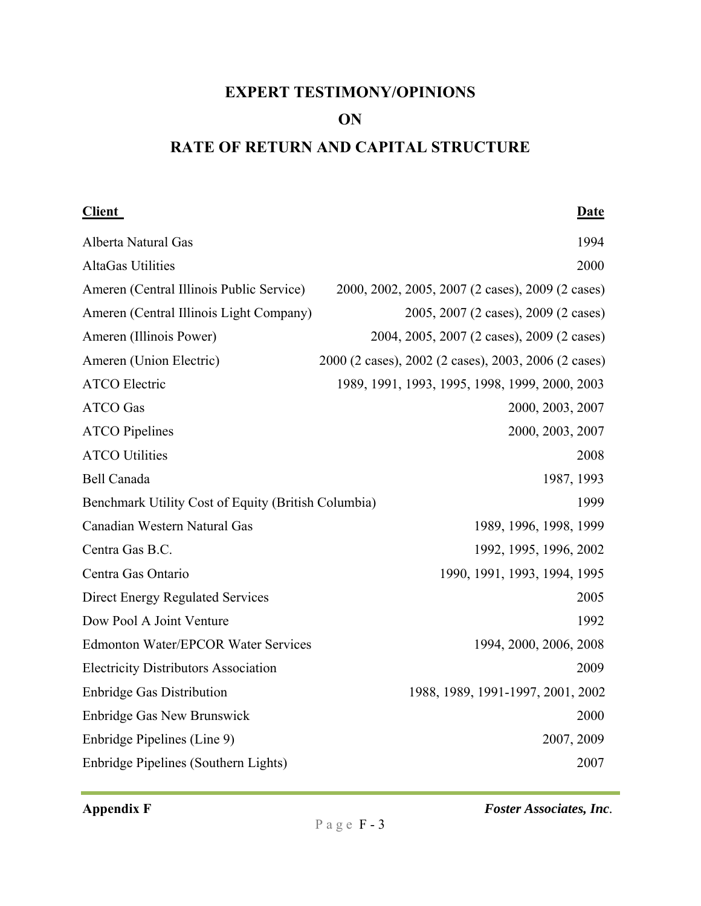# EXPERT TESTIMONY/OPINIONS

# ON

# RATE OF RETURN AND CAPITAL STRUCTURE

| Client | Date |
|---|---|
| Alberta Natural Gas | 1994 |
| AltaGas Utilities | 2000 |
| Ameren (Central Illinois Public Service) | 2000, 2002, 2005, 2007 (2 cases), 2009 (2 cases) |
| Ameren (Central Illinois Light Company) | 2005, 2007 (2 cases), 2009 (2 cases) |
| Ameren (Illinois Power) | 2004, 2005, 2007 (2 cases), 2009 (2 cases) |
| Ameren (Union Electric) | 2000 (2 cases), 2002 (2 cases), 2003, 2006 (2 cases) |
| ATCO Electric | 1989, 1991, 1993, 1995, 1998, 1999, 2000, 2003 |
| ATCO Gas | 2000, 2003, 2007 |
| ATCO Pipelines | 2000, 2003, 2007 |
| ATCO Utilities | 2008 |
| Bell Canada | 1987, 1993 |
| Benchmark Utility Cost of Equity (British Columbia) | 1999 |
| Canadian Western Natural Gas | 1989, 1996, 1998, 1999 |
| Centra Gas B.C. | 1992, 1995, 1996, 2002 |
| Centra Gas Ontario | 1990, 1991, 1993, 1994, 1995 |
| Direct Energy Regulated Services | 2005 |
| Dow Pool A Joint Venture | 1992 |
| Edmonton Water/EPCOR Water Services | 1994, 2000, 2006, 2008 |
| Electricity Distributors Association | 2009 |
| Enbridge Gas Distribution | 1988, 1989, 1991-1997, 2001, 2002 |
| Enbridge Gas New Brunswick | 2000 |
| Enbridge Pipelines (Line 9) | 2007, 2009 |
| Enbridge Pipelines (Southern Lights) | 2007 |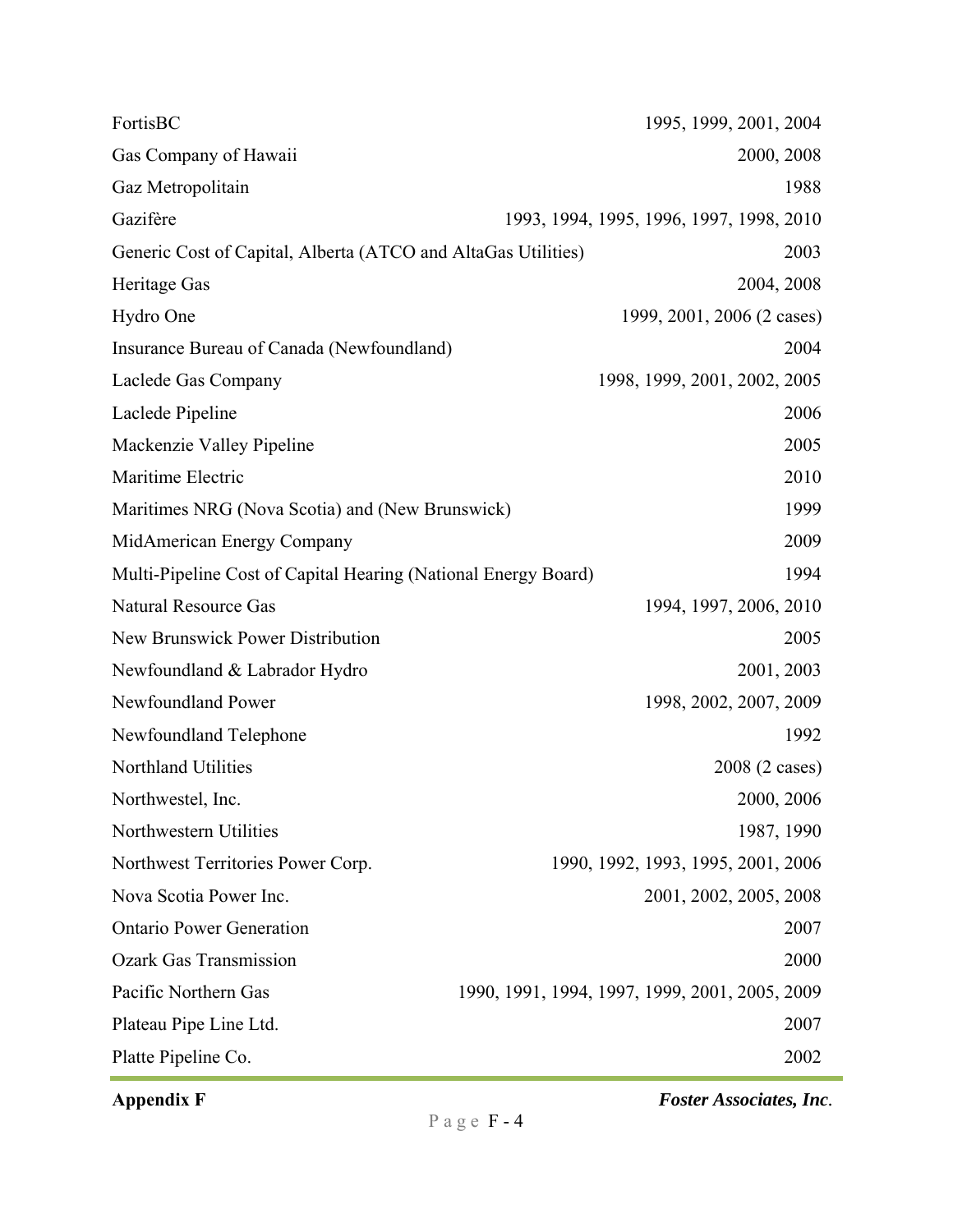| | |
|---|---|
| FortisBC | 1995, 1999, 2001, 2004 |
| Gas Company of Hawaii | 2000, 2008 |
| Gaz Metropolitain | 1988 |
| Gazifère | 1993, 1994, 1995, 1996, 1997, 1998, 2010 |
| Generic Cost of Capital, Alberta (ATCO and AltaGas Utilities) | 2003 |
| Heritage Gas | 2004, 2008 |
| Hydro One | 1999, 2001, 2006 (2 cases) |
| Insurance Bureau of Canada (Newfoundland) | 2004 |
| Laclede Gas Company | 1998, 1999, 2001, 2002, 2005 |
| Laclede Pipeline | 2006 |
| Mackenzie Valley Pipeline | 2005 |
| Maritime Electric | 2010 |
| Maritimes NRG (Nova Scotia) and (New Brunswick) | 1999 |
| MidAmerican Energy Company | 2009 |
| Multi-Pipeline Cost of Capital Hearing (National Energy Board) | 1994 |
| Natural Resource Gas | 1994, 1997, 2006, 2010 |
| New Brunswick Power Distribution | 2005 |
| Newfoundland & Labrador Hydro | 2001, 2003 |
| Newfoundland Power | 1998, 2002, 2007, 2009 |
| Newfoundland Telephone | 1992 |
| Northland Utilities | 2008 (2 cases) |
| Northwestel, Inc. | 2000, 2006 |
| Northwestern Utilities | 1987, 1990 |
| Northwest Territories Power Corp. | 1990, 1992, 1993, 1995, 2001, 2006 |
| Nova Scotia Power Inc. | 2001, 2002, 2005, 2008 |
| Ontario Power Generation | 2007 |
| Ozark Gas Transmission | 2000 |
| Pacific Northern Gas | 1990, 1991, 1994, 1997, 1999, 2001, 2005, 2009 |
| Plateau Pipe Line Ltd. | 2007 |
| Platte Pipeline Co. | 2002 |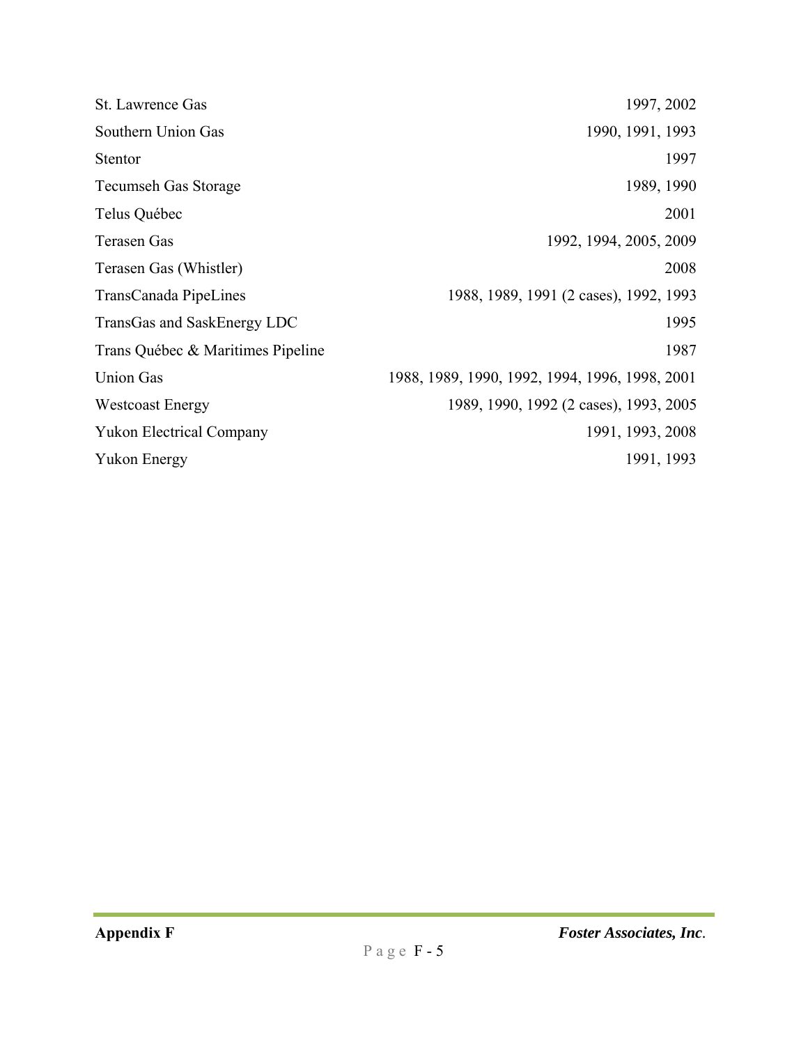| | |
|---|---|
| St. Lawrence Gas | 1997, 2002 |
| Southern Union Gas | 1990, 1991, 1993 |
| Stentor | 1997 |
| Tecumseh Gas Storage | 1989, 1990 |
| Telus Québec | 2001 |
| Terasen Gas | 1992, 1994, 2005, 2009 |
| Terasen Gas (Whistler) | 2008 |
| TransCanada PipeLines | 1988, 1989, 1991 (2 cases), 1992, 1993 |
| TransGas and SaskEnergy LDC | 1995 |
| Trans Québec & Maritimes Pipeline | 1987 |
| Union Gas | 1988, 1989, 1990, 1992, 1994, 1996, 1998, 2001 |
| Westcoast Energy | 1989, 1990, 1992 (2 cases), 1993, 2005 |
| Yukon Electrical Company | 1991, 1993, 2008 |
| Yukon Energy | 1991, 1993 |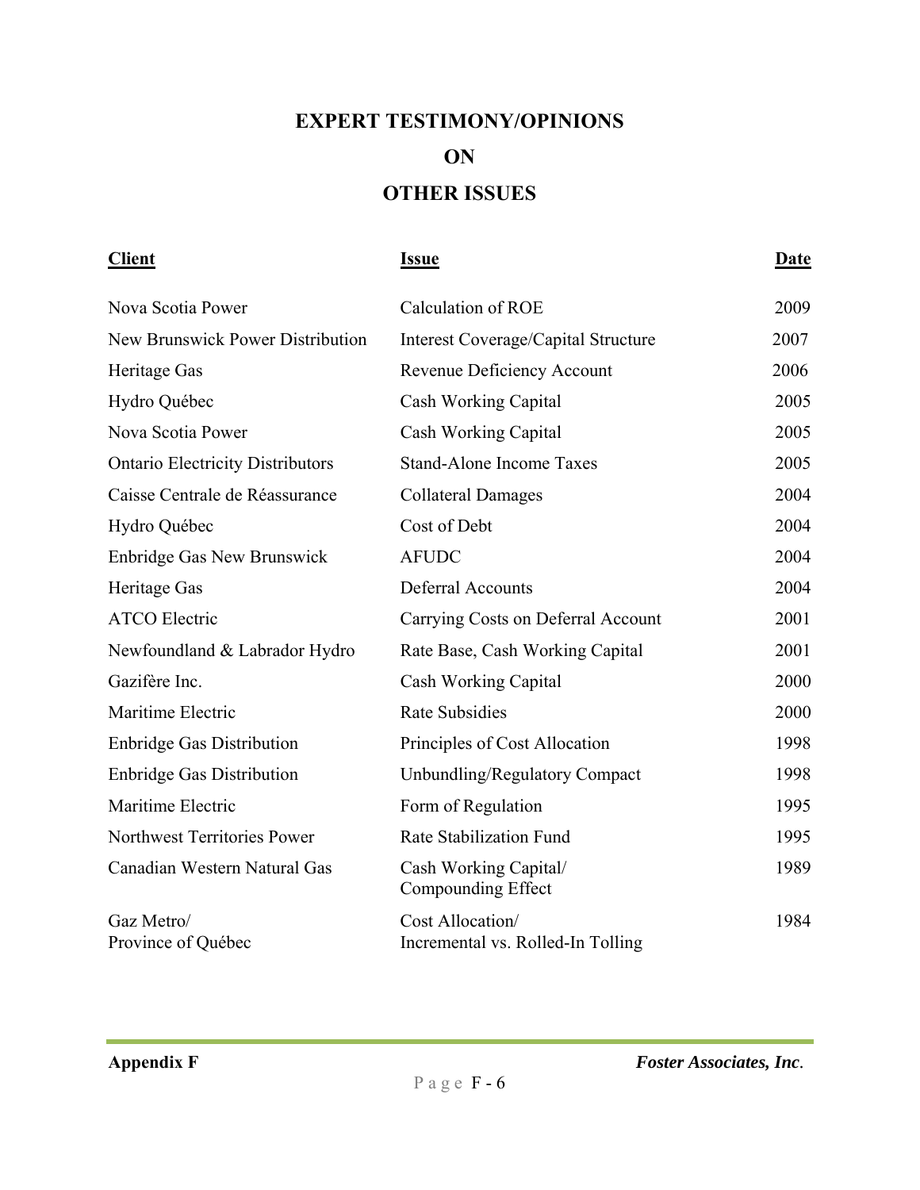# EXPERT TESTIMONY/OPINIONS

# ON

# OTHER ISSUES

| Client | Issue | Date |
|---|---|---|
| Nova Scotia Power | Calculation of ROE | 2009 |
| New Brunswick Power Distribution | Interest Coverage/Capital Structure | 2007 |
| Heritage Gas | Revenue Deficiency Account | 2006 |
| Hydro Québec | Cash Working Capital | 2005 |
| Nova Scotia Power | Cash Working Capital | 2005 |
| Ontario Electricity Distributors | Stand-Alone Income Taxes | 2005 |
| Caisse Centrale de Réassurance | Collateral Damages | 2004 |
| Hydro Québec | Cost of Debt | 2004 |
| Enbridge Gas New Brunswick | AFUDC | 2004 |
| Heritage Gas | Deferral Accounts | 2004 |
| ATCO Electric | Carrying Costs on Deferral Account | 2001 |
| Newfoundland & Labrador Hydro | Rate Base, Cash Working Capital | 2001 |
| Gazifère Inc. | Cash Working Capital | 2000 |
| Maritime Electric | Rate Subsidies | 2000 |
| Enbridge Gas Distribution | Principles of Cost Allocation | 1998 |
| Enbridge Gas Distribution | Unbundling/Regulatory Compact | 1998 |
| Maritime Electric | Form of Regulation | 1995 |
| Northwest Territories Power | Rate Stabilization Fund | 1995 |
| Canadian Western Natural Gas | Cash Working Capital/ Compounding Effect | 1989 |
| Gaz Metro/ Province of Québec | Cost Allocation/ Incremental vs. Rolled-In Tolling | 1984 |